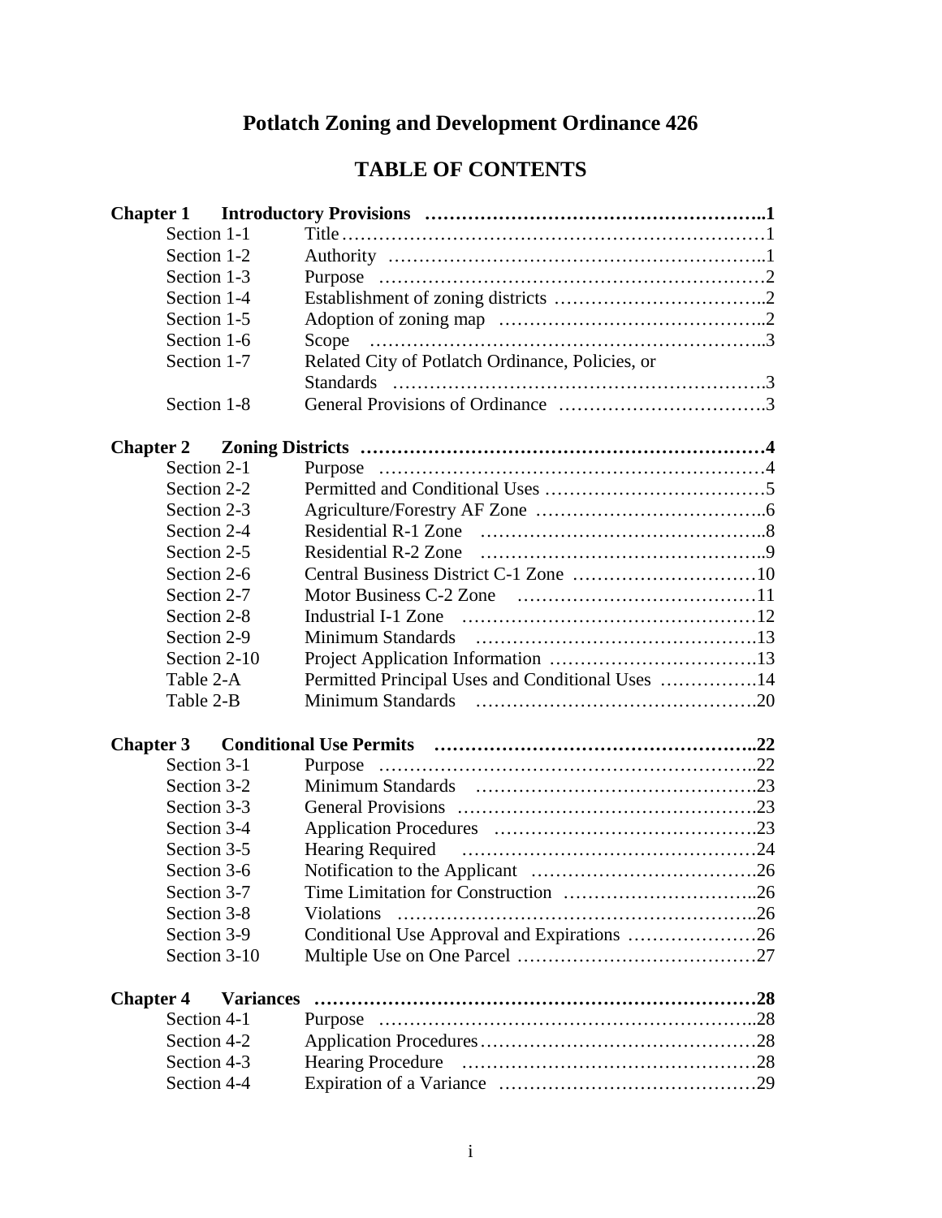# Potlatch Zoning and Development Ordinance 426

## TABLE OF CONTENTS

**Chapter 1 Introductory Provisions ..........1**

| | | |
|---|---|---|
| Section 1-1 | Title | 1 |
| Section 1-2 | Authority | 1 |
| Section 1-3 | Purpose | 2 |
| Section 1-4 | Establishment of zoning districts | 2 |
| Section 1-5 | Adoption of zoning map | 2 |
| Section 1-6 | Scope | 3 |
| Section 1-7 | Related City of Potlatch Ordinance, Policies, or Standards | 3 |
| Section 1-8 | General Provisions of Ordinance | 3 |

**Chapter 2 Zoning Districts ..........4**

| | | |
|---|---|---|
| Section 2-1 | Purpose | 4 |
| Section 2-2 | Permitted and Conditional Uses | 5 |
| Section 2-3 | Agriculture/Forestry AF Zone | 6 |
| Section 2-4 | Residential R-1 Zone | 8 |
| Section 2-5 | Residential R-2 Zone | 9 |
| Section 2-6 | Central Business District C-1 Zone | 10 |
| Section 2-7 | Motor Business C-2 Zone | 11 |
| Section 2-8 | Industrial I-1 Zone | 12 |
| Section 2-9 | Minimum Standards | 13 |
| Section 2-10 | Project Application Information | 13 |
| Table 2-A | Permitted Principal Uses and Conditional Uses | 14 |
| Table 2-B | Minimum Standards | 20 |

**Chapter 3 Conditional Use Permits ..........22**

| | | |
|---|---|---|
| Section 3-1 | Purpose | 22 |
| Section 3-2 | Minimum Standards | 23 |
| Section 3-3 | General Provisions | 23 |
| Section 3-4 | Application Procedures | 23 |
| Section 3-5 | Hearing Required | 24 |
| Section 3-6 | Notification to the Applicant | 26 |
| Section 3-7 | Time Limitation for Construction | 26 |
| Section 3-8 | Violations | 26 |
| Section 3-9 | Conditional Use Approval and Expirations | 26 |
| Section 3-10 | Multiple Use on One Parcel | 27 |

**Chapter 4 Variances ..........28**

| | | |
|---|---|---|
| Section 4-1 | Purpose | 28 |
| Section 4-2 | Application Procedures | 28 |
| Section 4-3 | Hearing Procedure | 28 |
| Section 4-4 | Expiration of a Variance | 29 |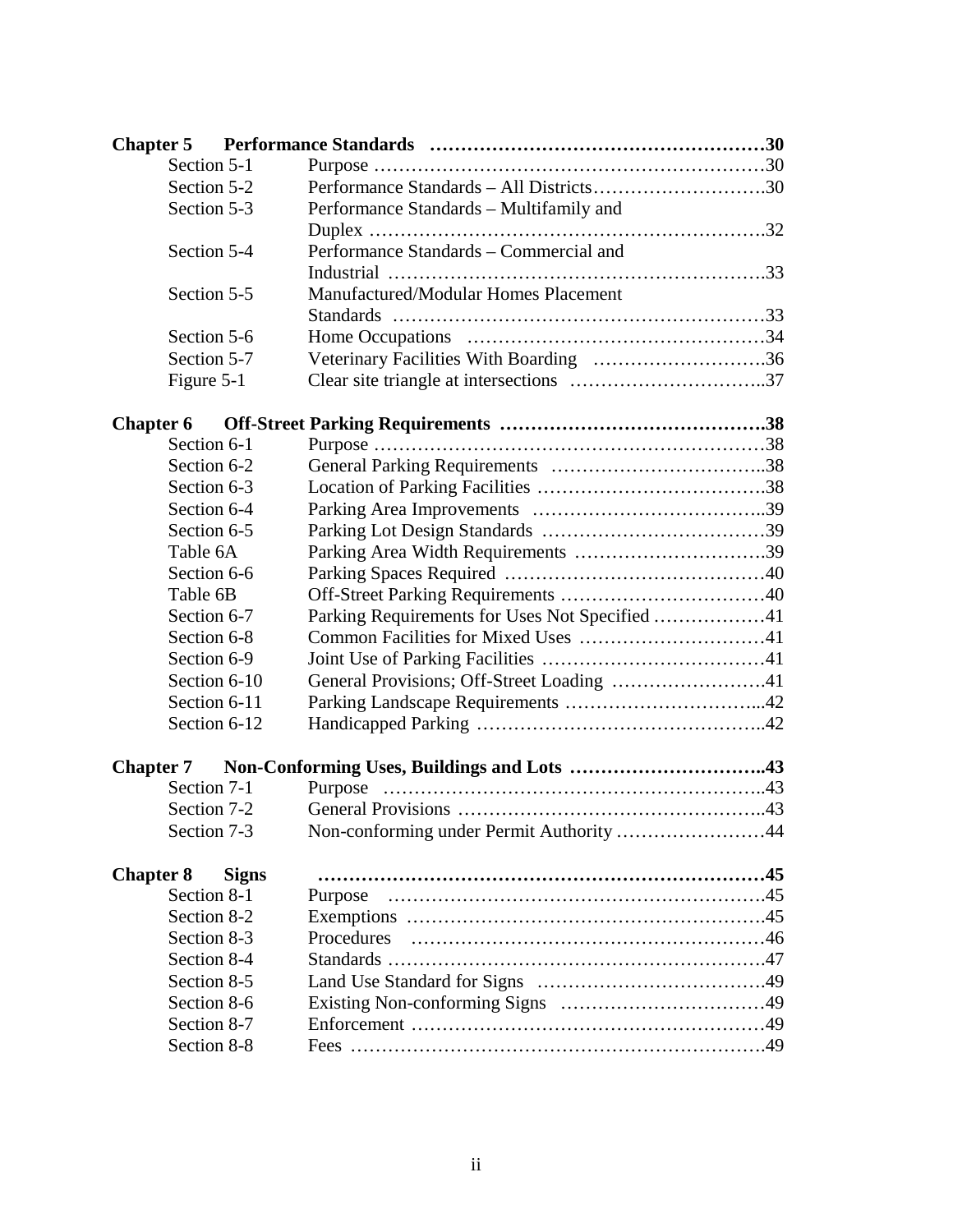| | | |
|---|---|---|
| **Chapter 5** | **Performance Standards** | **30** |
| Section 5-1 | Purpose | 30 |
| Section 5-2 | Performance Standards – All Districts | 30 |
| Section 5-3 | Performance Standards – Multifamily and Duplex | 32 |
| Section 5-4 | Performance Standards – Commercial and Industrial | 33 |
| Section 5-5 | Manufactured/Modular Homes Placement Standards | 33 |
| Section 5-6 | Home Occupations | 34 |
| Section 5-7 | Veterinary Facilities With Boarding | 36 |
| Figure 5-1 | Clear site triangle at intersections | 37 |
| **Chapter 6** | **Off-Street Parking Requirements** | **38** |
| Section 6-1 | Purpose | 38 |
| Section 6-2 | General Parking Requirements | 38 |
| Section 6-3 | Location of Parking Facilities | 38 |
| Section 6-4 | Parking Area Improvements | 39 |
| Section 6-5 | Parking Lot Design Standards | 39 |
| Table 6A | Parking Area Width Requirements | 39 |
| Section 6-6 | Parking Spaces Required | 40 |
| Table 6B | Off-Street Parking Requirements | 40 |
| Section 6-7 | Parking Requirements for Uses Not Specified | 41 |
| Section 6-8 | Common Facilities for Mixed Uses | 41 |
| Section 6-9 | Joint Use of Parking Facilities | 41 |
| Section 6-10 | General Provisions; Off-Street Loading | 41 |
| Section 6-11 | Parking Landscape Requirements | 42 |
| Section 6-12 | Handicapped Parking | 42 |
| **Chapter 7** | **Non-Conforming Uses, Buildings and Lots** | **43** |
| Section 7-1 | Purpose | 43 |
| Section 7-2 | General Provisions | 43 |
| Section 7-3 | Non-conforming under Permit Authority | 44 |
| **Chapter 8** | **Signs** | **45** |
| Section 8-1 | Purpose | 45 |
| Section 8-2 | Exemptions | 45 |
| Section 8-3 | Procedures | 46 |
| Section 8-4 | Standards | 47 |
| Section 8-5 | Land Use Standard for Signs | 49 |
| Section 8-6 | Existing Non-conforming Signs | 49 |
| Section 8-7 | Enforcement | 49 |
| Section 8-8 | Fees | 49 |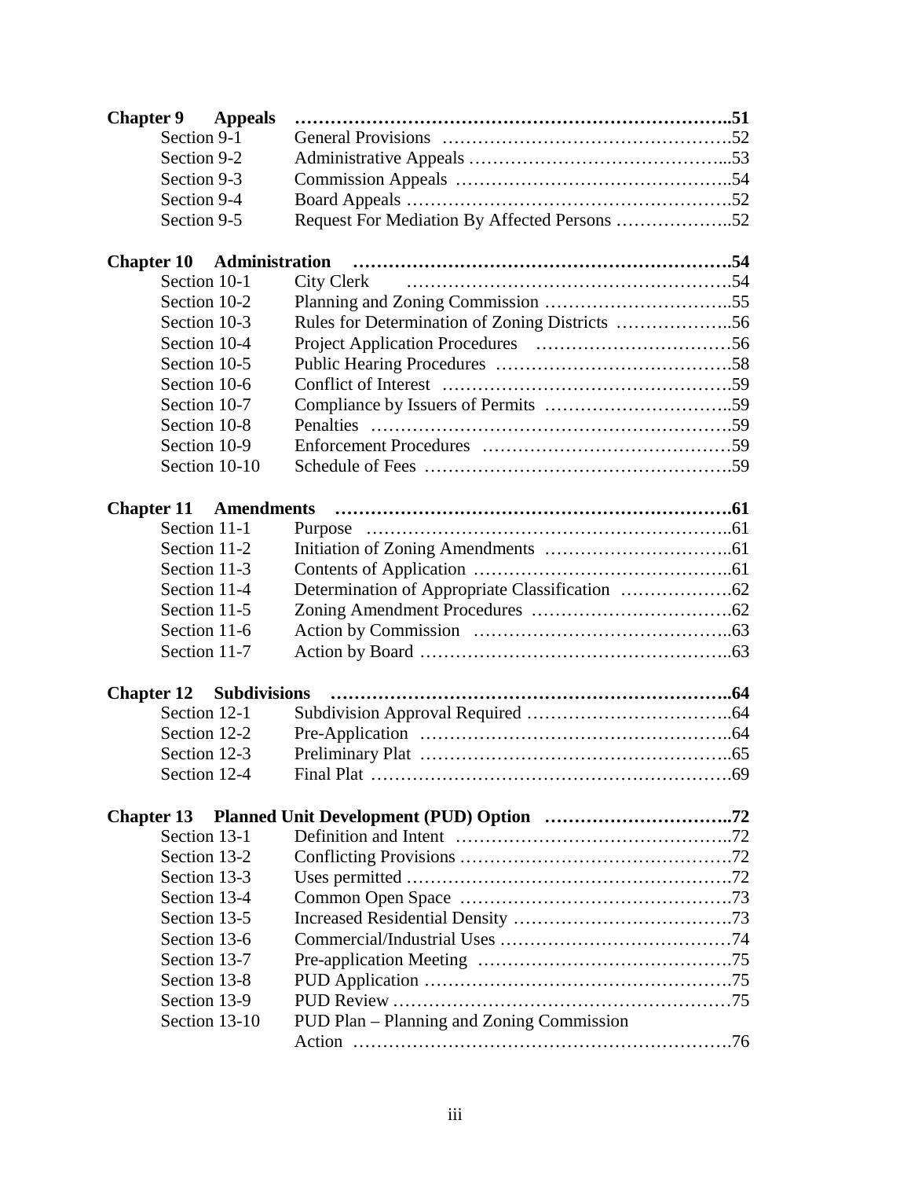**Chapter 9 Appeals ..........................................................................51**

| | | |
|---|---|---|
| Section 9-1 | General Provisions | 52 |
| Section 9-2 | Administrative Appeals | 53 |
| Section 9-3 | Commission Appeals | 54 |
| Section 9-4 | Board Appeals | 52 |
| Section 9-5 | Request For Mediation By Affected Persons | 52 |

**Chapter 10 Administration ..........................................................................54**

| | | |
|---|---|---|
| Section 10-1 | City Clerk | 54 |
| Section 10-2 | Planning and Zoning Commission | 55 |
| Section 10-3 | Rules for Determination of Zoning Districts | 56 |
| Section 10-4 | Project Application Procedures | 56 |
| Section 10-5 | Public Hearing Procedures | 58 |
| Section 10-6 | Conflict of Interest | 59 |
| Section 10-7 | Compliance by Issuers of Permits | 59 |
| Section 10-8 | Penalties | 59 |
| Section 10-9 | Enforcement Procedures | 59 |
| Section 10-10 | Schedule of Fees | 59 |

**Chapter 11 Amendments ..........................................................................61**

| | | |
|---|---|---|
| Section 11-1 | Purpose | 61 |
| Section 11-2 | Initiation of Zoning Amendments | 61 |
| Section 11-3 | Contents of Application | 61 |
| Section 11-4 | Determination of Appropriate Classification | 62 |
| Section 11-5 | Zoning Amendment Procedures | 62 |
| Section 11-6 | Action by Commission | 63 |
| Section 11-7 | Action by Board | 63 |

**Chapter 12 Subdivisions ..........................................................................64**

| | | |
|---|---|---|
| Section 12-1 | Subdivision Approval Required | 64 |
| Section 12-2 | Pre-Application | 64 |
| Section 12-3 | Preliminary Plat | 65 |
| Section 12-4 | Final Plat | 69 |

**Chapter 13 Planned Unit Development (PUD) Option ..............................72**

| | | |
|---|---|---|
| Section 13-1 | Definition and Intent | 72 |
| Section 13-2 | Conflicting Provisions | 72 |
| Section 13-3 | Uses permitted | 72 |
| Section 13-4 | Common Open Space | 73 |
| Section 13-5 | Increased Residential Density | 73 |
| Section 13-6 | Commercial/Industrial Uses | 74 |
| Section 13-7 | Pre-application Meeting | 75 |
| Section 13-8 | PUD Application | 75 |
| Section 13-9 | PUD Review | 75 |
| Section 13-10 | PUD Plan – Planning and Zoning Commission Action | 76 |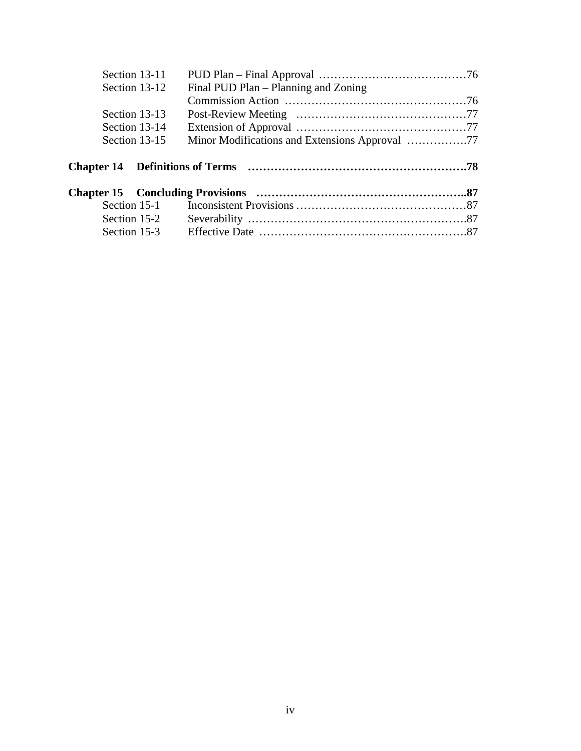| | | |
|---|---|---|
| Section 13-11 | PUD Plan – Final Approval | 76 |
| Section 13-12 | Final PUD Plan – Planning and Zoning Commission Action | 76 |
| Section 13-13 | Post-Review Meeting | 77 |
| Section 13-14 | Extension of Approval | 77 |
| Section 13-15 | Minor Modifications and Extensions Approval | 77 |

**Chapter 14 Definitions of Terms ……………………………………………….78**

**Chapter 15 Concluding Provisions ……………………………………………..87**

| | | |
|---|---|---|
| Section 15-1 | Inconsistent Provisions | 87 |
| Section 15-2 | Severability | 87 |
| Section 15-3 | Effective Date | 87 |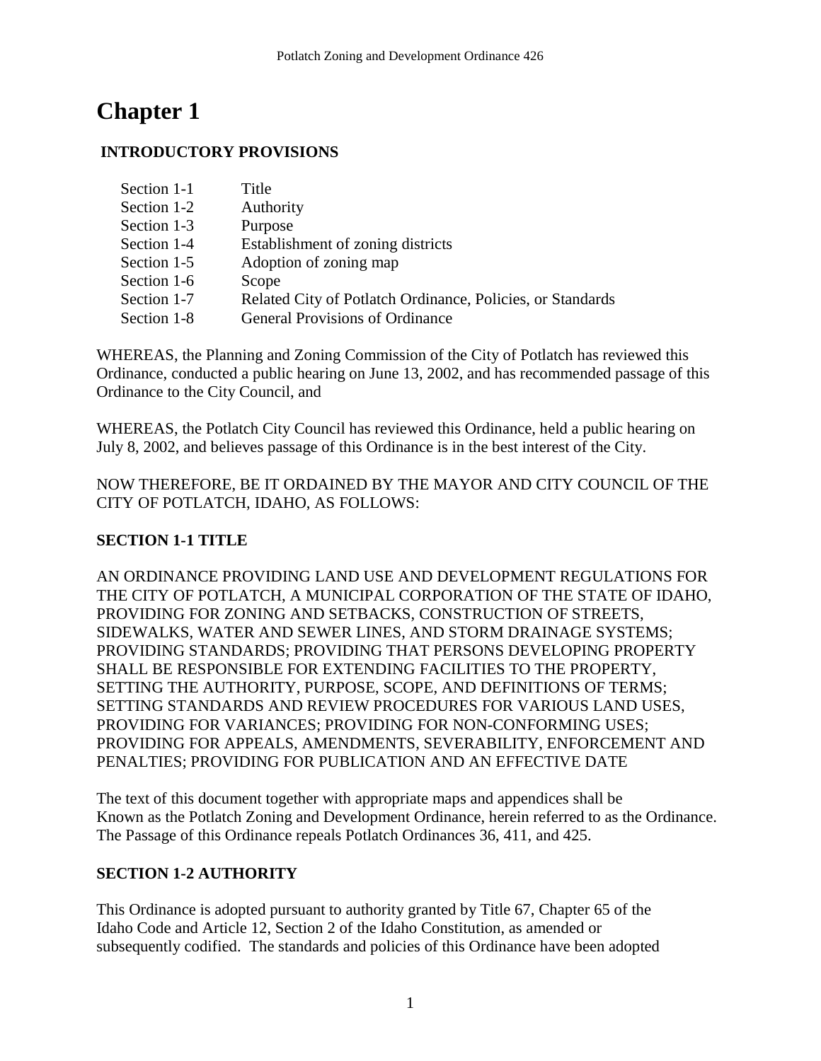# Chapter 1

## INTRODUCTORY PROVISIONS

| | |
|---|---|
| Section 1-1 | Title |
| Section 1-2 | Authority |
| Section 1-3 | Purpose |
| Section 1-4 | Establishment of zoning districts |
| Section 1-5 | Adoption of zoning map |
| Section 1-6 | Scope |
| Section 1-7 | Related City of Potlatch Ordinance, Policies, or Standards |
| Section 1-8 | General Provisions of Ordinance |

WHEREAS, the Planning and Zoning Commission of the City of Potlatch has reviewed this Ordinance, conducted a public hearing on June 13, 2002, and has recommended passage of this Ordinance to the City Council, and

WHEREAS, the Potlatch City Council has reviewed this Ordinance, held a public hearing on July 8, 2002, and believes passage of this Ordinance is in the best interest of the City.

NOW THEREFORE, BE IT ORDAINED BY THE MAYOR AND CITY COUNCIL OF THE CITY OF POTLATCH, IDAHO, AS FOLLOWS:

### SECTION 1-1 TITLE

AN ORDINANCE PROVIDING LAND USE AND DEVELOPMENT REGULATIONS FOR THE CITY OF POTLATCH, A MUNICIPAL CORPORATION OF THE STATE OF IDAHO, PROVIDING FOR ZONING AND SETBACKS, CONSTRUCTION OF STREETS, SIDEWALKS, WATER AND SEWER LINES, AND STORM DRAINAGE SYSTEMS; PROVIDING STANDARDS; PROVIDING THAT PERSONS DEVELOPING PROPERTY SHALL BE RESPONSIBLE FOR EXTENDING FACILITIES TO THE PROPERTY, SETTING THE AUTHORITY, PURPOSE, SCOPE, AND DEFINITIONS OF TERMS; SETTING STANDARDS AND REVIEW PROCEDURES FOR VARIOUS LAND USES, PROVIDING FOR VARIANCES; PROVIDING FOR NON-CONFORMING USES; PROVIDING FOR APPEALS, AMENDMENTS, SEVERABILITY, ENFORCEMENT AND PENALTIES; PROVIDING FOR PUBLICATION AND AN EFFECTIVE DATE

The text of this document together with appropriate maps and appendices shall be Known as the Potlatch Zoning and Development Ordinance, herein referred to as the Ordinance. The Passage of this Ordinance repeals Potlatch Ordinances 36, 411, and 425.

### SECTION 1-2 AUTHORITY

This Ordinance is adopted pursuant to authority granted by Title 67, Chapter 65 of the Idaho Code and Article 12, Section 2 of the Idaho Constitution, as amended or subsequently codified. The standards and policies of this Ordinance have been adopted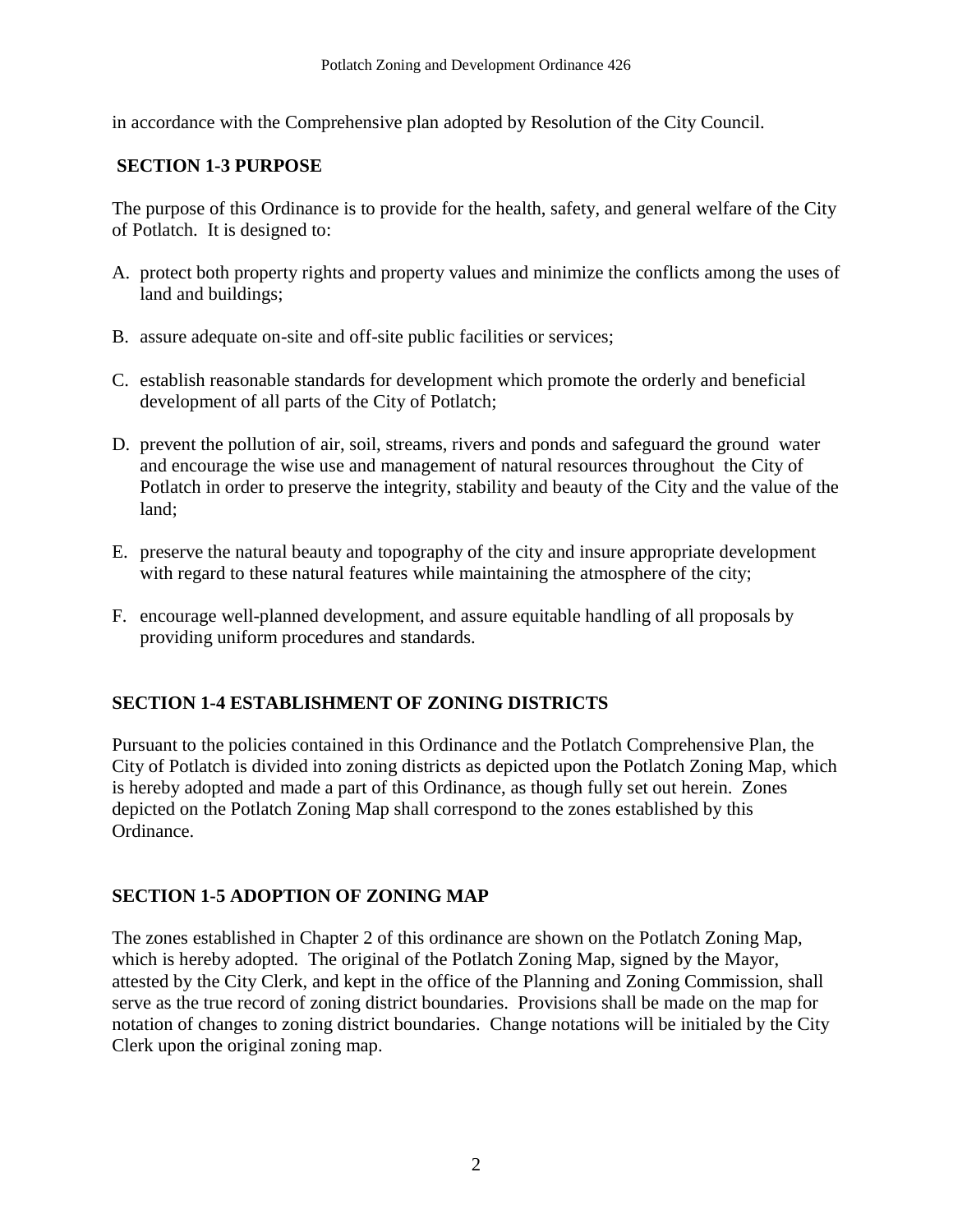in accordance with the Comprehensive plan adopted by Resolution of the City Council.

## SECTION 1-3 PURPOSE

The purpose of this Ordinance is to provide for the health, safety, and general welfare of the City of Potlatch. It is designed to:

A. protect both property rights and property values and minimize the conflicts among the uses of land and buildings;

B. assure adequate on-site and off-site public facilities or services;

C. establish reasonable standards for development which promote the orderly and beneficial development of all parts of the City of Potlatch;

D. prevent the pollution of air, soil, streams, rivers and ponds and safeguard the ground water and encourage the wise use and management of natural resources throughout the City of Potlatch in order to preserve the integrity, stability and beauty of the City and the value of the land;

E. preserve the natural beauty and topography of the city and insure appropriate development with regard to these natural features while maintaining the atmosphere of the city;

F. encourage well-planned development, and assure equitable handling of all proposals by providing uniform procedures and standards.

## SECTION 1-4 ESTABLISHMENT OF ZONING DISTRICTS

Pursuant to the policies contained in this Ordinance and the Potlatch Comprehensive Plan, the City of Potlatch is divided into zoning districts as depicted upon the Potlatch Zoning Map, which is hereby adopted and made a part of this Ordinance, as though fully set out herein. Zones depicted on the Potlatch Zoning Map shall correspond to the zones established by this Ordinance.

## SECTION 1-5 ADOPTION OF ZONING MAP

The zones established in Chapter 2 of this ordinance are shown on the Potlatch Zoning Map, which is hereby adopted. The original of the Potlatch Zoning Map, signed by the Mayor, attested by the City Clerk, and kept in the office of the Planning and Zoning Commission, shall serve as the true record of zoning district boundaries. Provisions shall be made on the map for notation of changes to zoning district boundaries. Change notations will be initialed by the City Clerk upon the original zoning map.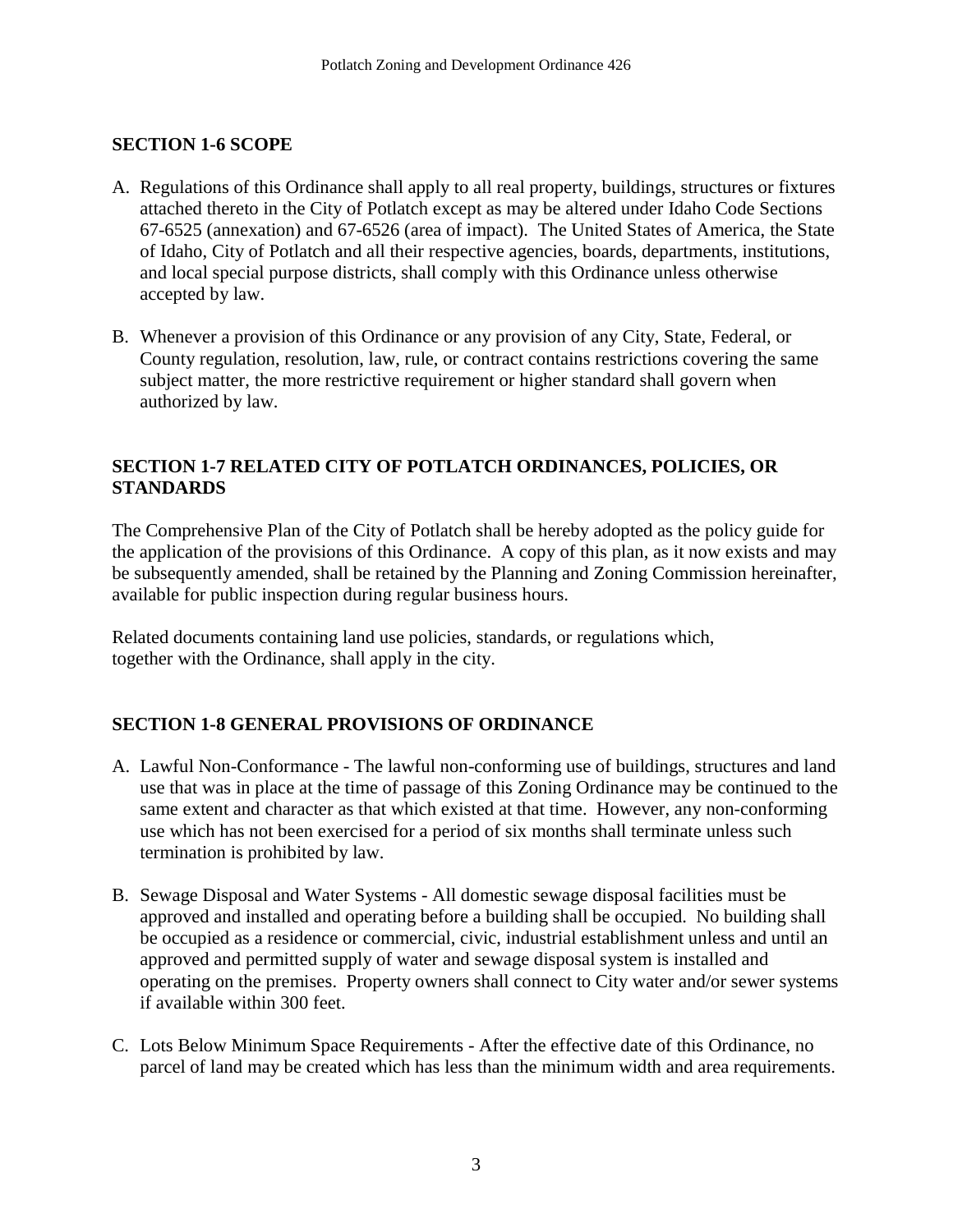## SECTION 1-6 SCOPE

A. Regulations of this Ordinance shall apply to all real property, buildings, structures or fixtures attached thereto in the City of Potlatch except as may be altered under Idaho Code Sections 67-6525 (annexation) and 67-6526 (area of impact). The United States of America, the State of Idaho, City of Potlatch and all their respective agencies, boards, departments, institutions, and local special purpose districts, shall comply with this Ordinance unless otherwise accepted by law.

B. Whenever a provision of this Ordinance or any provision of any City, State, Federal, or County regulation, resolution, law, rule, or contract contains restrictions covering the same subject matter, the more restrictive requirement or higher standard shall govern when authorized by law.

## SECTION 1-7 RELATED CITY OF POTLATCH ORDINANCES, POLICIES, OR STANDARDS

The Comprehensive Plan of the City of Potlatch shall be hereby adopted as the policy guide for the application of the provisions of this Ordinance. A copy of this plan, as it now exists and may be subsequently amended, shall be retained by the Planning and Zoning Commission hereinafter, available for public inspection during regular business hours.

Related documents containing land use policies, standards, or regulations which, together with the Ordinance, shall apply in the city.

## SECTION 1-8 GENERAL PROVISIONS OF ORDINANCE

A. Lawful Non-Conformance - The lawful non-conforming use of buildings, structures and land use that was in place at the time of passage of this Zoning Ordinance may be continued to the same extent and character as that which existed at that time. However, any non-conforming use which has not been exercised for a period of six months shall terminate unless such termination is prohibited by law.

B. Sewage Disposal and Water Systems - All domestic sewage disposal facilities must be approved and installed and operating before a building shall be occupied. No building shall be occupied as a residence or commercial, civic, industrial establishment unless and until an approved and permitted supply of water and sewage disposal system is installed and operating on the premises. Property owners shall connect to City water and/or sewer systems if available within 300 feet.

C. Lots Below Minimum Space Requirements - After the effective date of this Ordinance, no parcel of land may be created which has less than the minimum width and area requirements.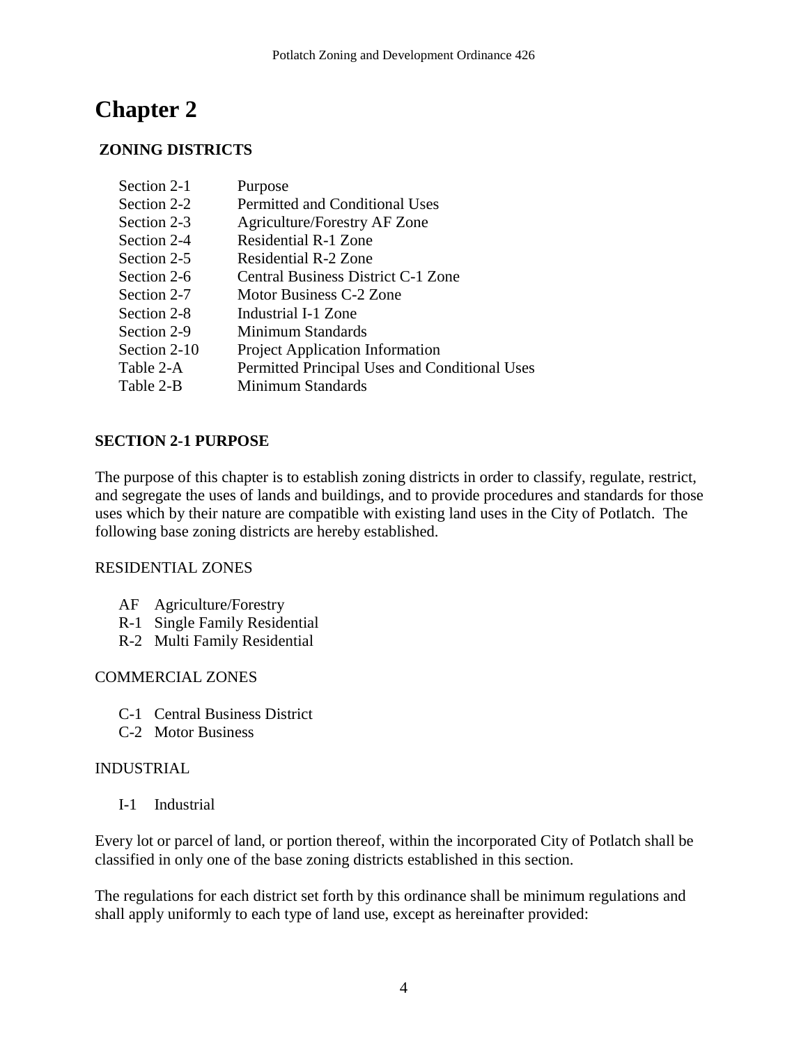# Chapter 2

## ZONING DISTRICTS

| | |
|---|---|
| Section 2-1 | Purpose |
| Section 2-2 | Permitted and Conditional Uses |
| Section 2-3 | Agriculture/Forestry AF Zone |
| Section 2-4 | Residential R-1 Zone |
| Section 2-5 | Residential R-2 Zone |
| Section 2-6 | Central Business District C-1 Zone |
| Section 2-7 | Motor Business C-2 Zone |
| Section 2-8 | Industrial I-1 Zone |
| Section 2-9 | Minimum Standards |
| Section 2-10 | Project Application Information |
| Table 2-A | Permitted Principal Uses and Conditional Uses |
| Table 2-B | Minimum Standards |

### SECTION 2-1 PURPOSE

The purpose of this chapter is to establish zoning districts in order to classify, regulate, restrict, and segregate the uses of lands and buildings, and to provide procedures and standards for those uses which by their nature are compatible with existing land uses in the City of Potlatch. The following base zoning districts are hereby established.

RESIDENTIAL ZONES

- AF Agriculture/Forestry
- R-1 Single Family Residential
- R-2 Multi Family Residential

COMMERCIAL ZONES

- C-1 Central Business District
- C-2 Motor Business

INDUSTRIAL

- I-1 Industrial

Every lot or parcel of land, or portion thereof, within the incorporated City of Potlatch shall be classified in only one of the base zoning districts established in this section.

The regulations for each district set forth by this ordinance shall be minimum regulations and shall apply uniformly to each type of land use, except as hereinafter provided: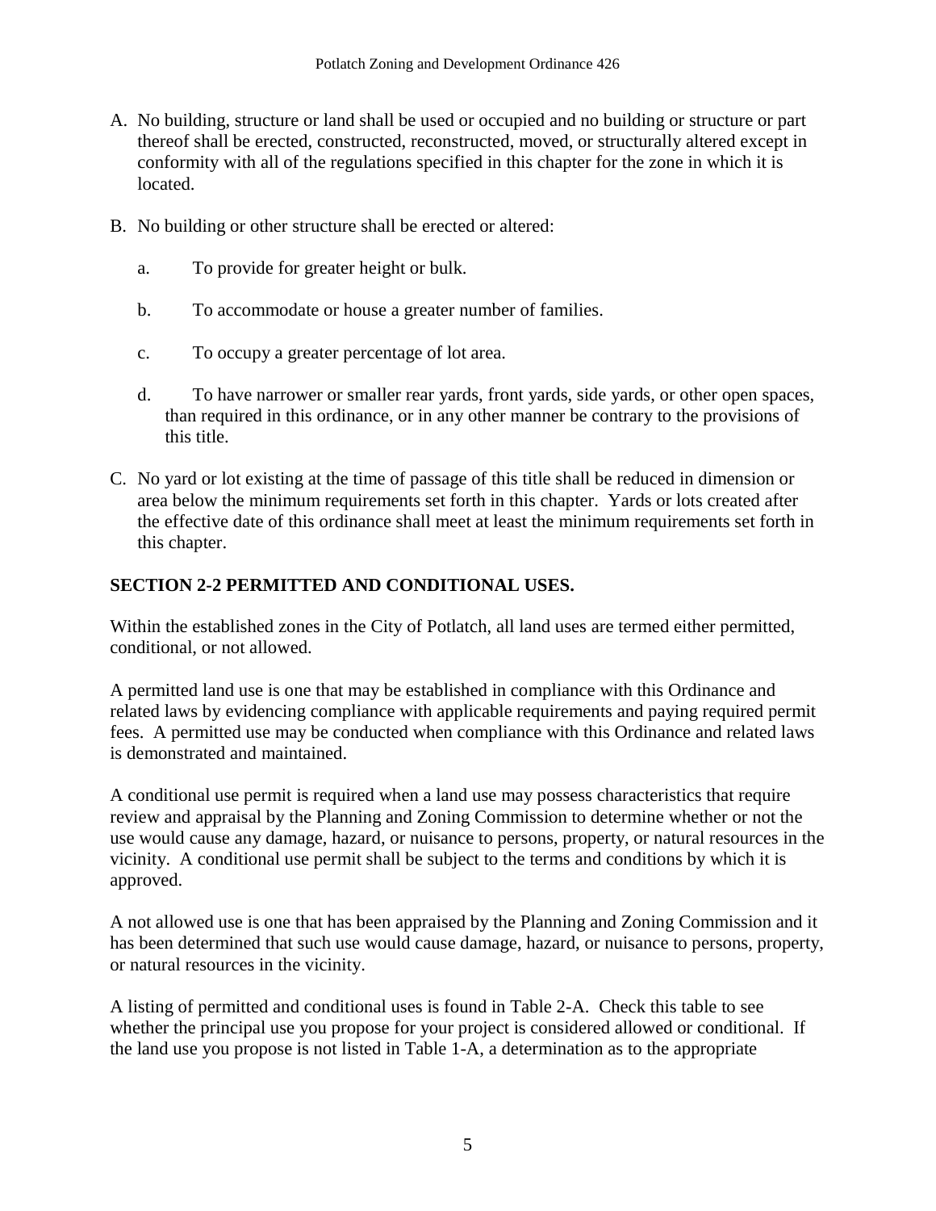A. No building, structure or land shall be used or occupied and no building or structure or part thereof shall be erected, constructed, reconstructed, moved, or structurally altered except in conformity with all of the regulations specified in this chapter for the zone in which it is located.

B. No building or other structure shall be erected or altered:

   a. To provide for greater height or bulk.

   b. To accommodate or house a greater number of families.

   c. To occupy a greater percentage of lot area.

   d. To have narrower or smaller rear yards, front yards, side yards, or other open spaces, than required in this ordinance, or in any other manner be contrary to the provisions of this title.

C. No yard or lot existing at the time of passage of this title shall be reduced in dimension or area below the minimum requirements set forth in this chapter. Yards or lots created after the effective date of this ordinance shall meet at least the minimum requirements set forth in this chapter.

## SECTION 2-2 PERMITTED AND CONDITIONAL USES.

Within the established zones in the City of Potlatch, all land uses are termed either permitted, conditional, or not allowed.

A permitted land use is one that may be established in compliance with this Ordinance and related laws by evidencing compliance with applicable requirements and paying required permit fees. A permitted use may be conducted when compliance with this Ordinance and related laws is demonstrated and maintained.

A conditional use permit is required when a land use may possess characteristics that require review and appraisal by the Planning and Zoning Commission to determine whether or not the use would cause any damage, hazard, or nuisance to persons, property, or natural resources in the vicinity. A conditional use permit shall be subject to the terms and conditions by which it is approved.

A not allowed use is one that has been appraised by the Planning and Zoning Commission and it has been determined that such use would cause damage, hazard, or nuisance to persons, property, or natural resources in the vicinity.

A listing of permitted and conditional uses is found in Table 2-A. Check this table to see whether the principal use you propose for your project is considered allowed or conditional. If the land use you propose is not listed in Table 1-A, a determination as to the appropriate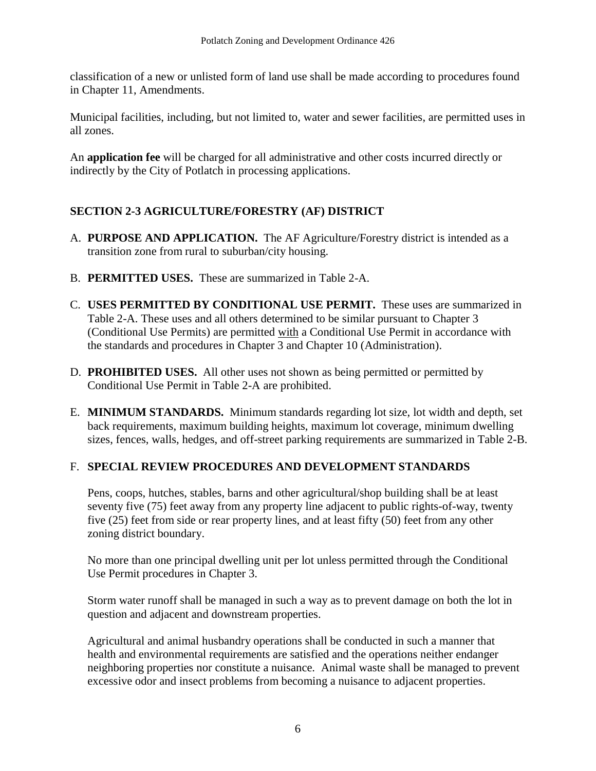classification of a new or unlisted form of land use shall be made according to procedures found in Chapter 11, Amendments.

Municipal facilities, including, but not limited to, water and sewer facilities, are permitted uses in all zones.

An **application fee** will be charged for all administrative and other costs incurred directly or indirectly by the City of Potlatch in processing applications.

## SECTION 2-3 AGRICULTURE/FORESTRY (AF) DISTRICT

A. **PURPOSE AND APPLICATION.** The AF Agriculture/Forestry district is intended as a transition zone from rural to suburban/city housing.

B. **PERMITTED USES.** These are summarized in Table 2-A.

C. **USES PERMITTED BY CONDITIONAL USE PERMIT.** These uses are summarized in Table 2-A. These uses and all others determined to be similar pursuant to Chapter 3 (Conditional Use Permits) are permitted with a Conditional Use Permit in accordance with the standards and procedures in Chapter 3 and Chapter 10 (Administration).

D. **PROHIBITED USES.** All other uses not shown as being permitted or permitted by Conditional Use Permit in Table 2-A are prohibited.

E. **MINIMUM STANDARDS.** Minimum standards regarding lot size, lot width and depth, set back requirements, maximum building heights, maximum lot coverage, minimum dwelling sizes, fences, walls, hedges, and off-street parking requirements are summarized in Table 2-B.

F. **SPECIAL REVIEW PROCEDURES AND DEVELOPMENT STANDARDS**

Pens, coops, hutches, stables, barns and other agricultural/shop building shall be at least seventy five (75) feet away from any property line adjacent to public rights-of-way, twenty five (25) feet from side or rear property lines, and at least fifty (50) feet from any other zoning district boundary.

No more than one principal dwelling unit per lot unless permitted through the Conditional Use Permit procedures in Chapter 3.

Storm water runoff shall be managed in such a way as to prevent damage on both the lot in question and adjacent and downstream properties.

Agricultural and animal husbandry operations shall be conducted in such a manner that health and environmental requirements are satisfied and the operations neither endanger neighboring properties nor constitute a nuisance. Animal waste shall be managed to prevent excessive odor and insect problems from becoming a nuisance to adjacent properties.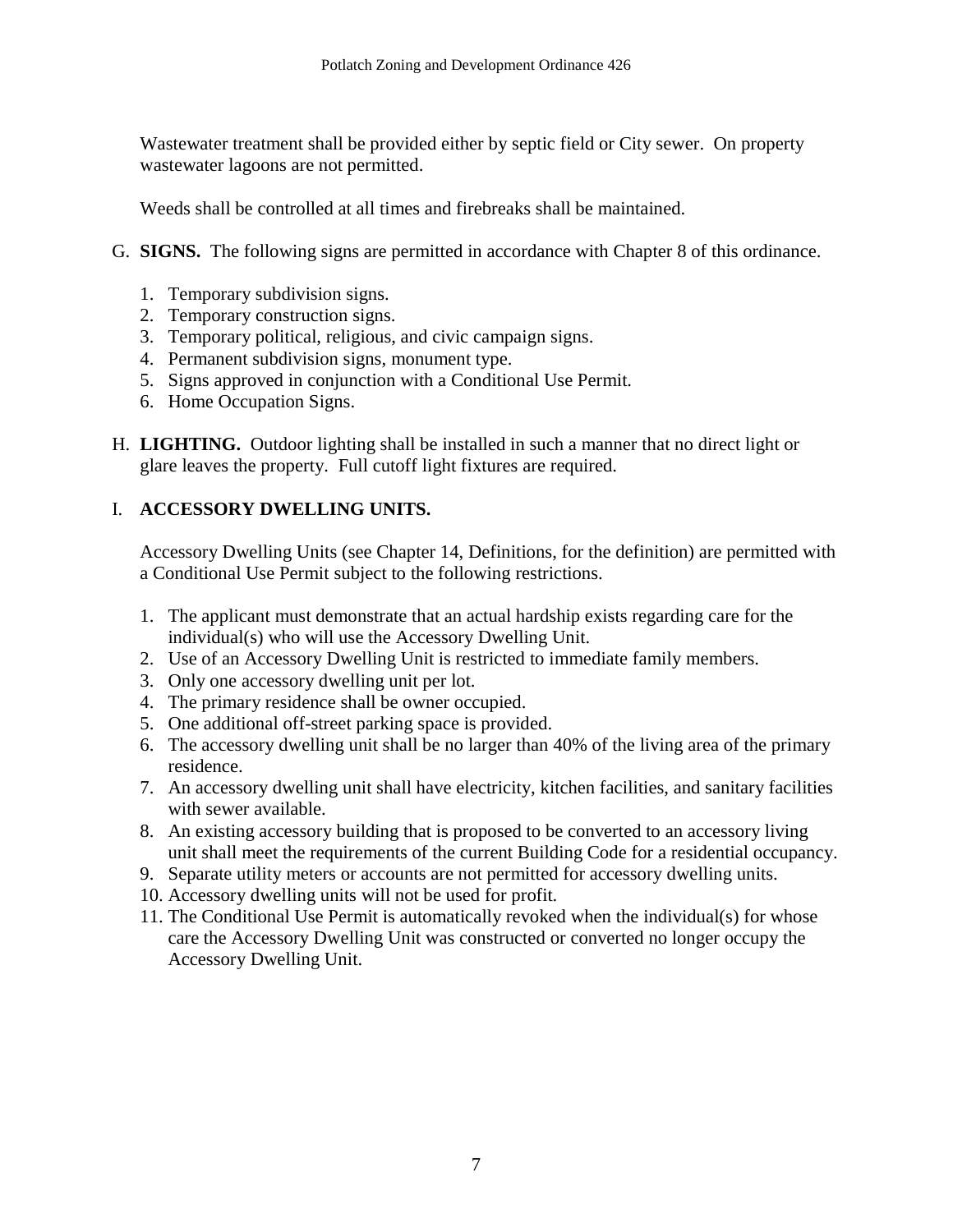Wastewater treatment shall be provided either by septic field or City sewer. On property wastewater lagoons are not permitted.

Weeds shall be controlled at all times and firebreaks shall be maintained.

G. **SIGNS.** The following signs are permitted in accordance with Chapter 8 of this ordinance.

1. Temporary subdivision signs.
2. Temporary construction signs.
3. Temporary political, religious, and civic campaign signs.
4. Permanent subdivision signs, monument type.
5. Signs approved in conjunction with a Conditional Use Permit.
6. Home Occupation Signs.

H. **LIGHTING.** Outdoor lighting shall be installed in such a manner that no direct light or glare leaves the property. Full cutoff light fixtures are required.

I. **ACCESSORY DWELLING UNITS.**

Accessory Dwelling Units (see Chapter 14, Definitions, for the definition) are permitted with a Conditional Use Permit subject to the following restrictions.

1. The applicant must demonstrate that an actual hardship exists regarding care for the individual(s) who will use the Accessory Dwelling Unit.
2. Use of an Accessory Dwelling Unit is restricted to immediate family members.
3. Only one accessory dwelling unit per lot.
4. The primary residence shall be owner occupied.
5. One additional off-street parking space is provided.
6. The accessory dwelling unit shall be no larger than 40% of the living area of the primary residence.
7. An accessory dwelling unit shall have electricity, kitchen facilities, and sanitary facilities with sewer available.
8. An existing accessory building that is proposed to be converted to an accessory living unit shall meet the requirements of the current Building Code for a residential occupancy.
9. Separate utility meters or accounts are not permitted for accessory dwelling units.
10. Accessory dwelling units will not be used for profit.
11. The Conditional Use Permit is automatically revoked when the individual(s) for whose care the Accessory Dwelling Unit was constructed or converted no longer occupy the Accessory Dwelling Unit.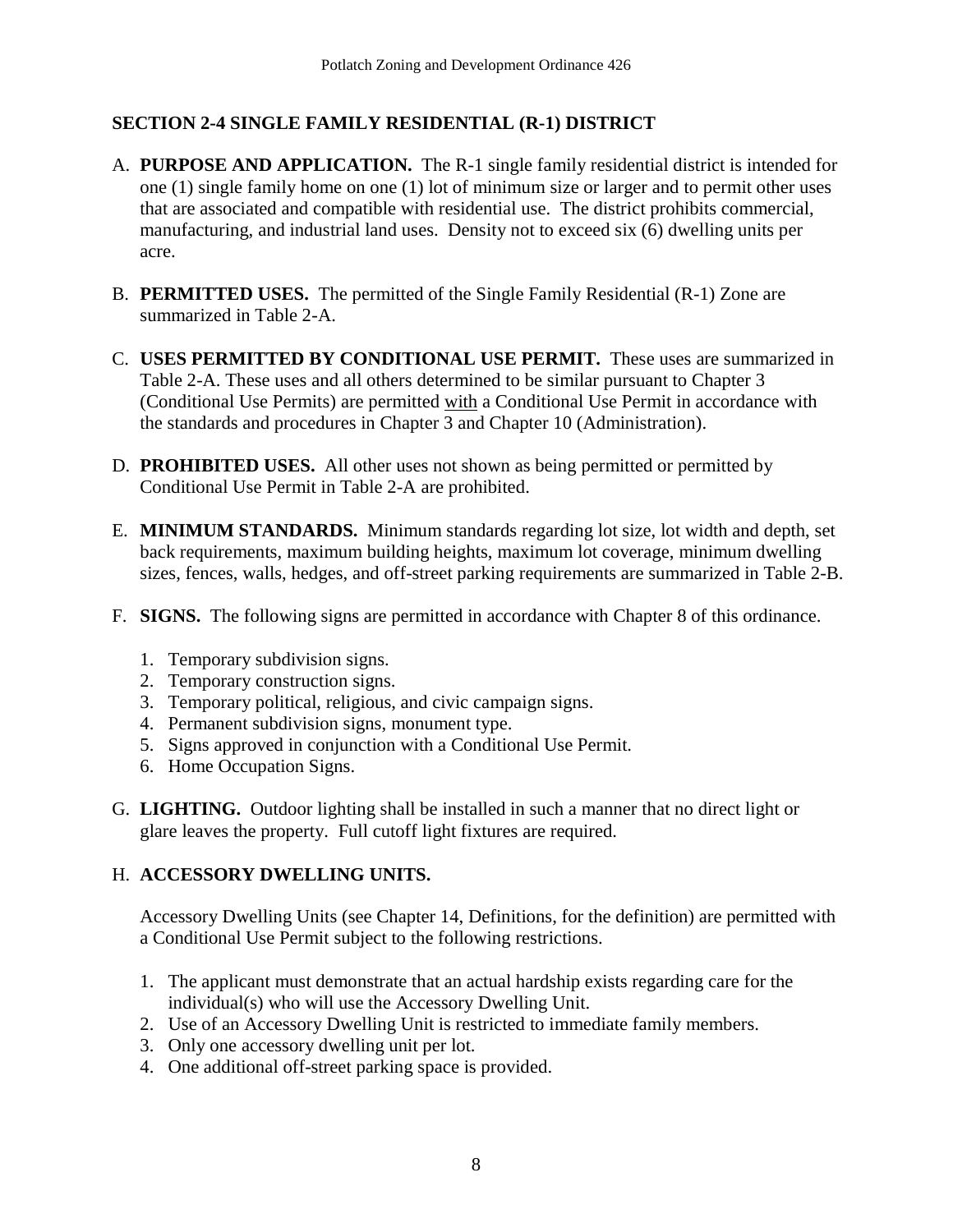## SECTION 2-4 SINGLE FAMILY RESIDENTIAL (R-1) DISTRICT

A. **PURPOSE AND APPLICATION.** The R-1 single family residential district is intended for one (1) single family home on one (1) lot of minimum size or larger and to permit other uses that are associated and compatible with residential use. The district prohibits commercial, manufacturing, and industrial land uses. Density not to exceed six (6) dwelling units per acre.

B. **PERMITTED USES.** The permitted of the Single Family Residential (R-1) Zone are summarized in Table 2-A.

C. **USES PERMITTED BY CONDITIONAL USE PERMIT.** These uses are summarized in Table 2-A. These uses and all others determined to be similar pursuant to Chapter 3 (Conditional Use Permits) are permitted with a Conditional Use Permit in accordance with the standards and procedures in Chapter 3 and Chapter 10 (Administration).

D. **PROHIBITED USES.** All other uses not shown as being permitted or permitted by Conditional Use Permit in Table 2-A are prohibited.

E. **MINIMUM STANDARDS.** Minimum standards regarding lot size, lot width and depth, set back requirements, maximum building heights, maximum lot coverage, minimum dwelling sizes, fences, walls, hedges, and off-street parking requirements are summarized in Table 2-B.

F. **SIGNS.** The following signs are permitted in accordance with Chapter 8 of this ordinance.

1. Temporary subdivision signs.
2. Temporary construction signs.
3. Temporary political, religious, and civic campaign signs.
4. Permanent subdivision signs, monument type.
5. Signs approved in conjunction with a Conditional Use Permit.
6. Home Occupation Signs.

G. **LIGHTING.** Outdoor lighting shall be installed in such a manner that no direct light or glare leaves the property. Full cutoff light fixtures are required.

H. **ACCESSORY DWELLING UNITS.**

Accessory Dwelling Units (see Chapter 14, Definitions, for the definition) are permitted with a Conditional Use Permit subject to the following restrictions.

1. The applicant must demonstrate that an actual hardship exists regarding care for the individual(s) who will use the Accessory Dwelling Unit.
2. Use of an Accessory Dwelling Unit is restricted to immediate family members.
3. Only one accessory dwelling unit per lot.
4. One additional off-street parking space is provided.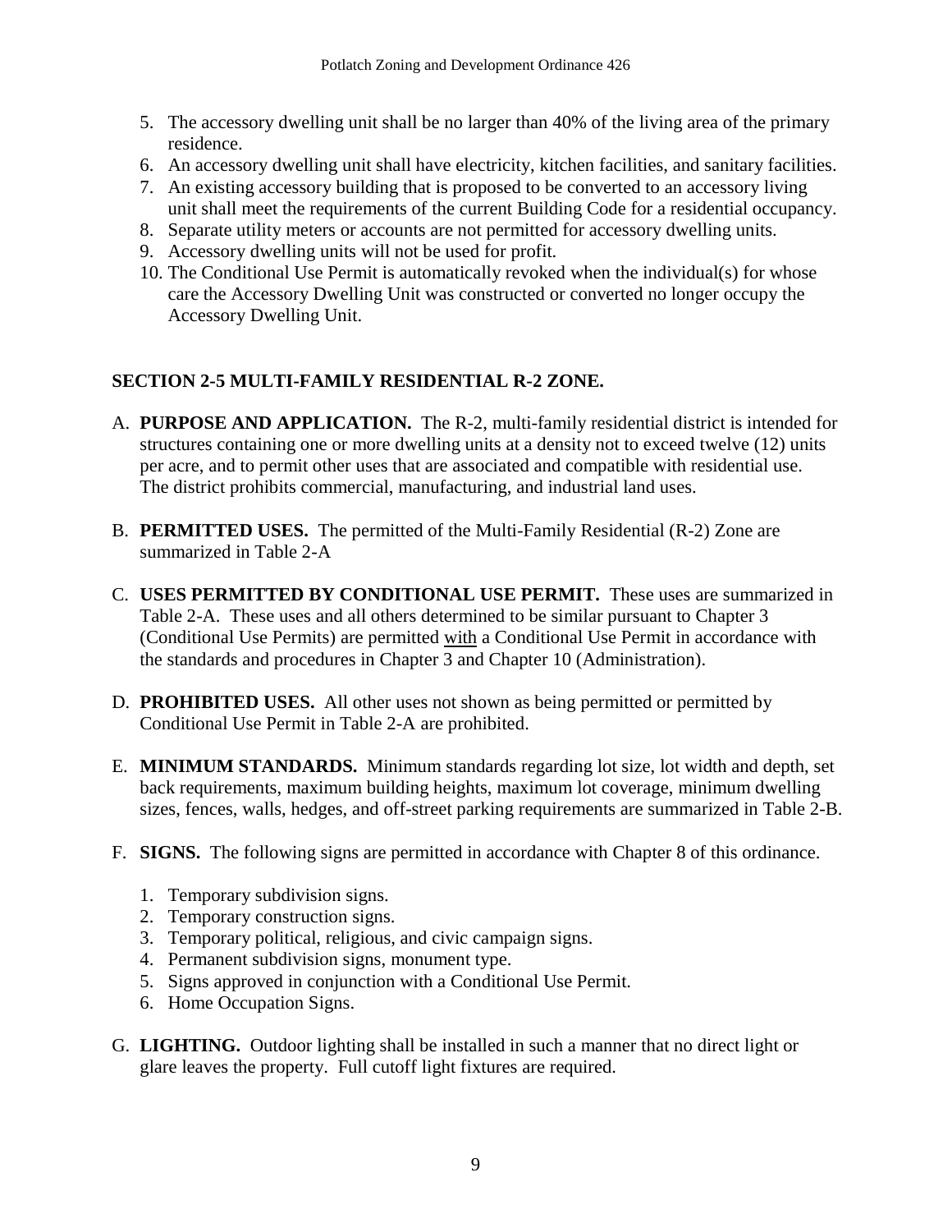5. The accessory dwelling unit shall be no larger than 40% of the living area of the primary residence.
6. An accessory dwelling unit shall have electricity, kitchen facilities, and sanitary facilities.
7. An existing accessory building that is proposed to be converted to an accessory living unit shall meet the requirements of the current Building Code for a residential occupancy.
8. Separate utility meters or accounts are not permitted for accessory dwelling units.
9. Accessory dwelling units will not be used for profit.
10. The Conditional Use Permit is automatically revoked when the individual(s) for whose care the Accessory Dwelling Unit was constructed or converted no longer occupy the Accessory Dwelling Unit.

## SECTION 2-5 MULTI-FAMILY RESIDENTIAL R-2 ZONE.

A. **PURPOSE AND APPLICATION.** The R-2, multi-family residential district is intended for structures containing one or more dwelling units at a density not to exceed twelve (12) units per acre, and to permit other uses that are associated and compatible with residential use. The district prohibits commercial, manufacturing, and industrial land uses.

B. **PERMITTED USES.** The permitted of the Multi-Family Residential (R-2) Zone are summarized in Table 2-A

C. **USES PERMITTED BY CONDITIONAL USE PERMIT.** These uses are summarized in Table 2-A. These uses and all others determined to be similar pursuant to Chapter 3 (Conditional Use Permits) are permitted with a Conditional Use Permit in accordance with the standards and procedures in Chapter 3 and Chapter 10 (Administration).

D. **PROHIBITED USES.** All other uses not shown as being permitted or permitted by Conditional Use Permit in Table 2-A are prohibited.

E. **MINIMUM STANDARDS.** Minimum standards regarding lot size, lot width and depth, set back requirements, maximum building heights, maximum lot coverage, minimum dwelling sizes, fences, walls, hedges, and off-street parking requirements are summarized in Table 2-B.

F. **SIGNS.** The following signs are permitted in accordance with Chapter 8 of this ordinance.

1. Temporary subdivision signs.
2. Temporary construction signs.
3. Temporary political, religious, and civic campaign signs.
4. Permanent subdivision signs, monument type.
5. Signs approved in conjunction with a Conditional Use Permit.
6. Home Occupation Signs.

G. **LIGHTING.** Outdoor lighting shall be installed in such a manner that no direct light or glare leaves the property. Full cutoff light fixtures are required.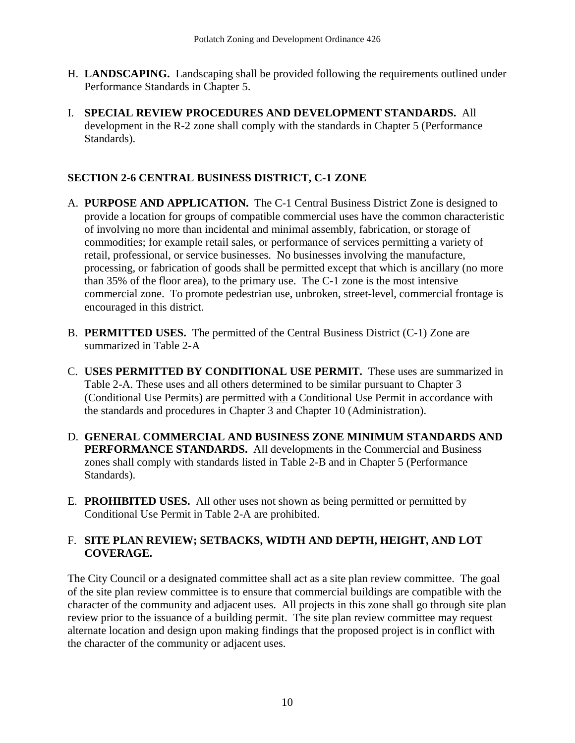H. **LANDSCAPING.** Landscaping shall be provided following the requirements outlined under Performance Standards in Chapter 5.

I. **SPECIAL REVIEW PROCEDURES AND DEVELOPMENT STANDARDS.** All development in the R-2 zone shall comply with the standards in Chapter 5 (Performance Standards).

## SECTION 2-6 CENTRAL BUSINESS DISTRICT, C-1 ZONE

A. **PURPOSE AND APPLICATION.** The C-1 Central Business District Zone is designed to provide a location for groups of compatible commercial uses have the common characteristic of involving no more than incidental and minimal assembly, fabrication, or storage of commodities; for example retail sales, or performance of services permitting a variety of retail, professional, or service businesses. No businesses involving the manufacture, processing, or fabrication of goods shall be permitted except that which is ancillary (no more than 35% of the floor area), to the primary use. The C-1 zone is the most intensive commercial zone. To promote pedestrian use, unbroken, street-level, commercial frontage is encouraged in this district.

B. **PERMITTED USES.** The permitted of the Central Business District (C-1) Zone are summarized in Table 2-A

C. **USES PERMITTED BY CONDITIONAL USE PERMIT.** These uses are summarized in Table 2-A. These uses and all others determined to be similar pursuant to Chapter 3 (Conditional Use Permits) are permitted with a Conditional Use Permit in accordance with the standards and procedures in Chapter 3 and Chapter 10 (Administration).

D. **GENERAL COMMERCIAL AND BUSINESS ZONE MINIMUM STANDARDS AND PERFORMANCE STANDARDS.** All developments in the Commercial and Business zones shall comply with standards listed in Table 2-B and in Chapter 5 (Performance Standards).

E. **PROHIBITED USES.** All other uses not shown as being permitted or permitted by Conditional Use Permit in Table 2-A are prohibited.

F. **SITE PLAN REVIEW; SETBACKS, WIDTH AND DEPTH, HEIGHT, AND LOT COVERAGE.**

The City Council or a designated committee shall act as a site plan review committee. The goal of the site plan review committee is to ensure that commercial buildings are compatible with the character of the community and adjacent uses. All projects in this zone shall go through site plan review prior to the issuance of a building permit. The site plan review committee may request alternate location and design upon making findings that the proposed project is in conflict with the character of the community or adjacent uses.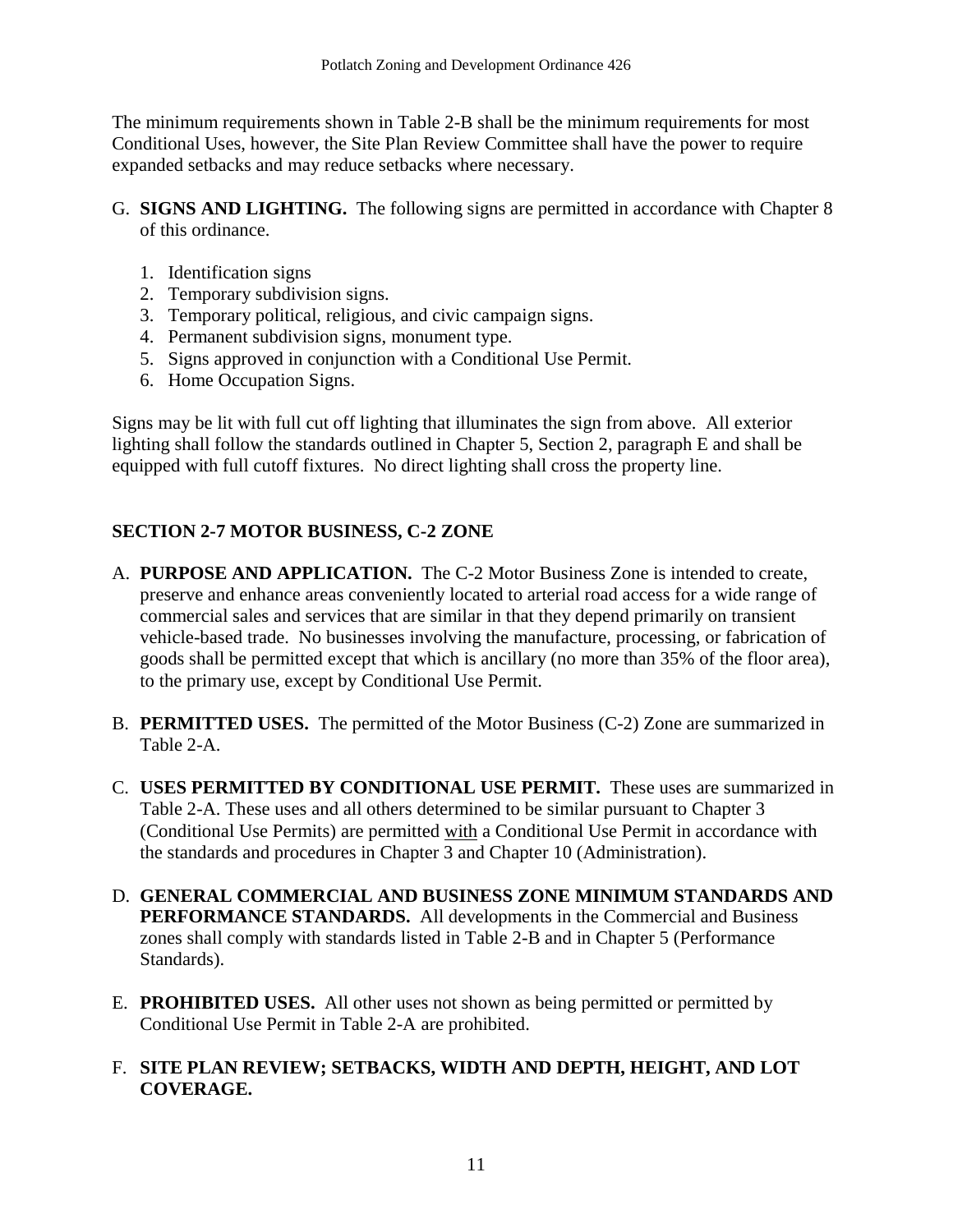The minimum requirements shown in Table 2-B shall be the minimum requirements for most Conditional Uses, however, the Site Plan Review Committee shall have the power to require expanded setbacks and may reduce setbacks where necessary.

G. **SIGNS AND LIGHTING.** The following signs are permitted in accordance with Chapter 8 of this ordinance.

   1. Identification signs
   2. Temporary subdivision signs.
   3. Temporary political, religious, and civic campaign signs.
   4. Permanent subdivision signs, monument type.
   5. Signs approved in conjunction with a Conditional Use Permit.
   6. Home Occupation Signs.

Signs may be lit with full cut off lighting that illuminates the sign from above. All exterior lighting shall follow the standards outlined in Chapter 5, Section 2, paragraph E and shall be equipped with full cutoff fixtures. No direct lighting shall cross the property line.

## SECTION 2-7 MOTOR BUSINESS, C-2 ZONE

A. **PURPOSE AND APPLICATION.** The C-2 Motor Business Zone is intended to create, preserve and enhance areas conveniently located to arterial road access for a wide range of commercial sales and services that are similar in that they depend primarily on transient vehicle-based trade. No businesses involving the manufacture, processing, or fabrication of goods shall be permitted except that which is ancillary (no more than 35% of the floor area), to the primary use, except by Conditional Use Permit.

B. **PERMITTED USES.** The permitted of the Motor Business (C-2) Zone are summarized in Table 2-A.

C. **USES PERMITTED BY CONDITIONAL USE PERMIT.** These uses are summarized in Table 2-A. These uses and all others determined to be similar pursuant to Chapter 3 (Conditional Use Permits) are permitted with a Conditional Use Permit in accordance with the standards and procedures in Chapter 3 and Chapter 10 (Administration).

D. **GENERAL COMMERCIAL AND BUSINESS ZONE MINIMUM STANDARDS AND PERFORMANCE STANDARDS.** All developments in the Commercial and Business zones shall comply with standards listed in Table 2-B and in Chapter 5 (Performance Standards).

E. **PROHIBITED USES.** All other uses not shown as being permitted or permitted by Conditional Use Permit in Table 2-A are prohibited.

F. **SITE PLAN REVIEW; SETBACKS, WIDTH AND DEPTH, HEIGHT, AND LOT COVERAGE.**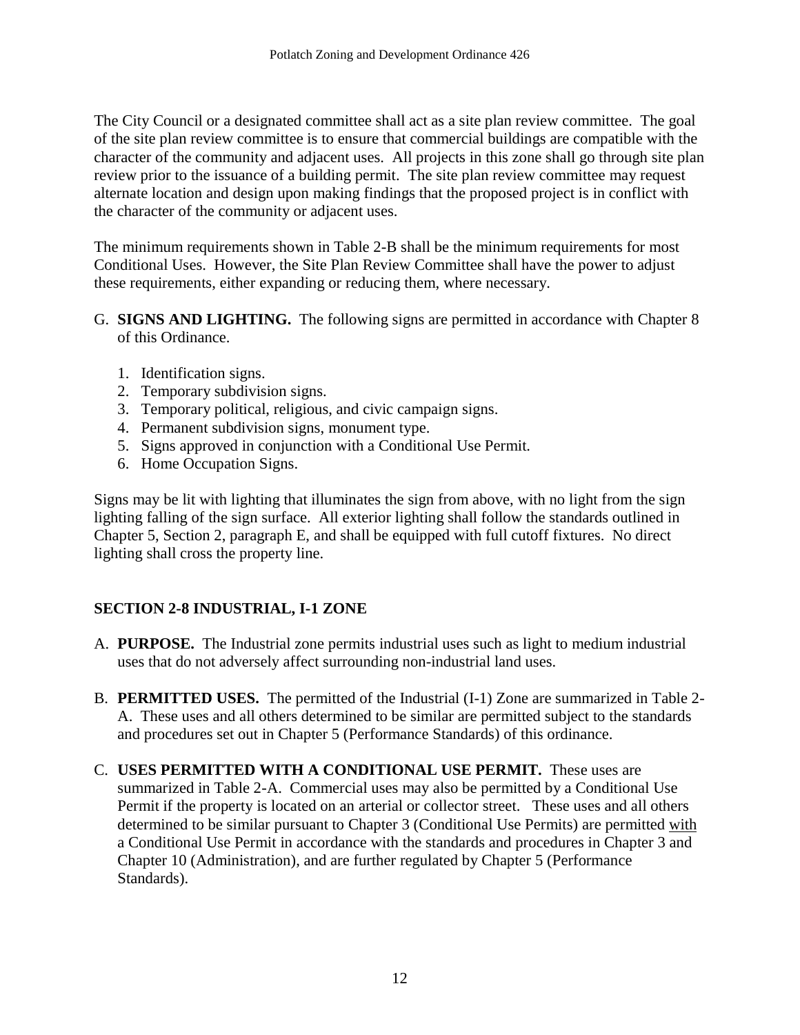The City Council or a designated committee shall act as a site plan review committee. The goal of the site plan review committee is to ensure that commercial buildings are compatible with the character of the community and adjacent uses. All projects in this zone shall go through site plan review prior to the issuance of a building permit. The site plan review committee may request alternate location and design upon making findings that the proposed project is in conflict with the character of the community or adjacent uses.

The minimum requirements shown in Table 2-B shall be the minimum requirements for most Conditional Uses. However, the Site Plan Review Committee shall have the power to adjust these requirements, either expanding or reducing them, where necessary.

G. **SIGNS AND LIGHTING.** The following signs are permitted in accordance with Chapter 8 of this Ordinance.

1. Identification signs.
2. Temporary subdivision signs.
3. Temporary political, religious, and civic campaign signs.
4. Permanent subdivision signs, monument type.
5. Signs approved in conjunction with a Conditional Use Permit.
6. Home Occupation Signs.

Signs may be lit with lighting that illuminates the sign from above, with no light from the sign lighting falling of the sign surface. All exterior lighting shall follow the standards outlined in Chapter 5, Section 2, paragraph E, and shall be equipped with full cutoff fixtures. No direct lighting shall cross the property line.

## SECTION 2-8 INDUSTRIAL, I-1 ZONE

A. **PURPOSE.** The Industrial zone permits industrial uses such as light to medium industrial uses that do not adversely affect surrounding non-industrial land uses.

B. **PERMITTED USES.** The permitted of the Industrial (I-1) Zone are summarized in Table 2-A. These uses and all others determined to be similar are permitted subject to the standards and procedures set out in Chapter 5 (Performance Standards) of this ordinance.

C. **USES PERMITTED WITH A CONDITIONAL USE PERMIT.** These uses are summarized in Table 2-A. Commercial uses may also be permitted by a Conditional Use Permit if the property is located on an arterial or collector street. These uses and all others determined to be similar pursuant to Chapter 3 (Conditional Use Permits) are permitted with a Conditional Use Permit in accordance with the standards and procedures in Chapter 3 and Chapter 10 (Administration), and are further regulated by Chapter 5 (Performance Standards).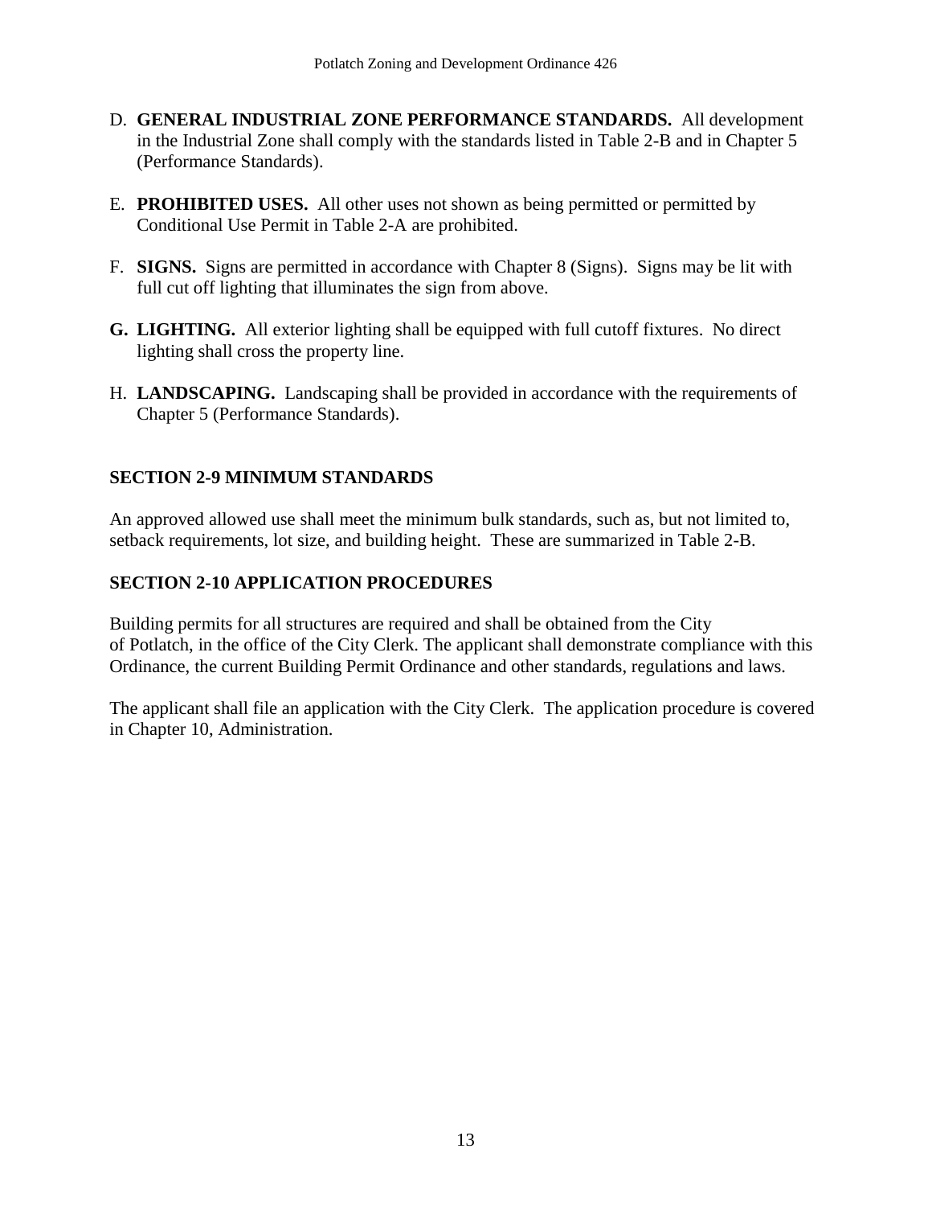D. **GENERAL INDUSTRIAL ZONE PERFORMANCE STANDARDS.** All development in the Industrial Zone shall comply with the standards listed in Table 2-B and in Chapter 5 (Performance Standards).

E. **PROHIBITED USES.** All other uses not shown as being permitted or permitted by Conditional Use Permit in Table 2-A are prohibited.

F. **SIGNS.** Signs are permitted in accordance with Chapter 8 (Signs). Signs may be lit with full cut off lighting that illuminates the sign from above.

**G. LIGHTING.** All exterior lighting shall be equipped with full cutoff fixtures. No direct lighting shall cross the property line.

H. **LANDSCAPING.** Landscaping shall be provided in accordance with the requirements of Chapter 5 (Performance Standards).

## SECTION 2-9 MINIMUM STANDARDS

An approved allowed use shall meet the minimum bulk standards, such as, but not limited to, setback requirements, lot size, and building height. These are summarized in Table 2-B.

## SECTION 2-10 APPLICATION PROCEDURES

Building permits for all structures are required and shall be obtained from the City of Potlatch, in the office of the City Clerk. The applicant shall demonstrate compliance with this Ordinance, the current Building Permit Ordinance and other standards, regulations and laws.

The applicant shall file an application with the City Clerk. The application procedure is covered in Chapter 10, Administration.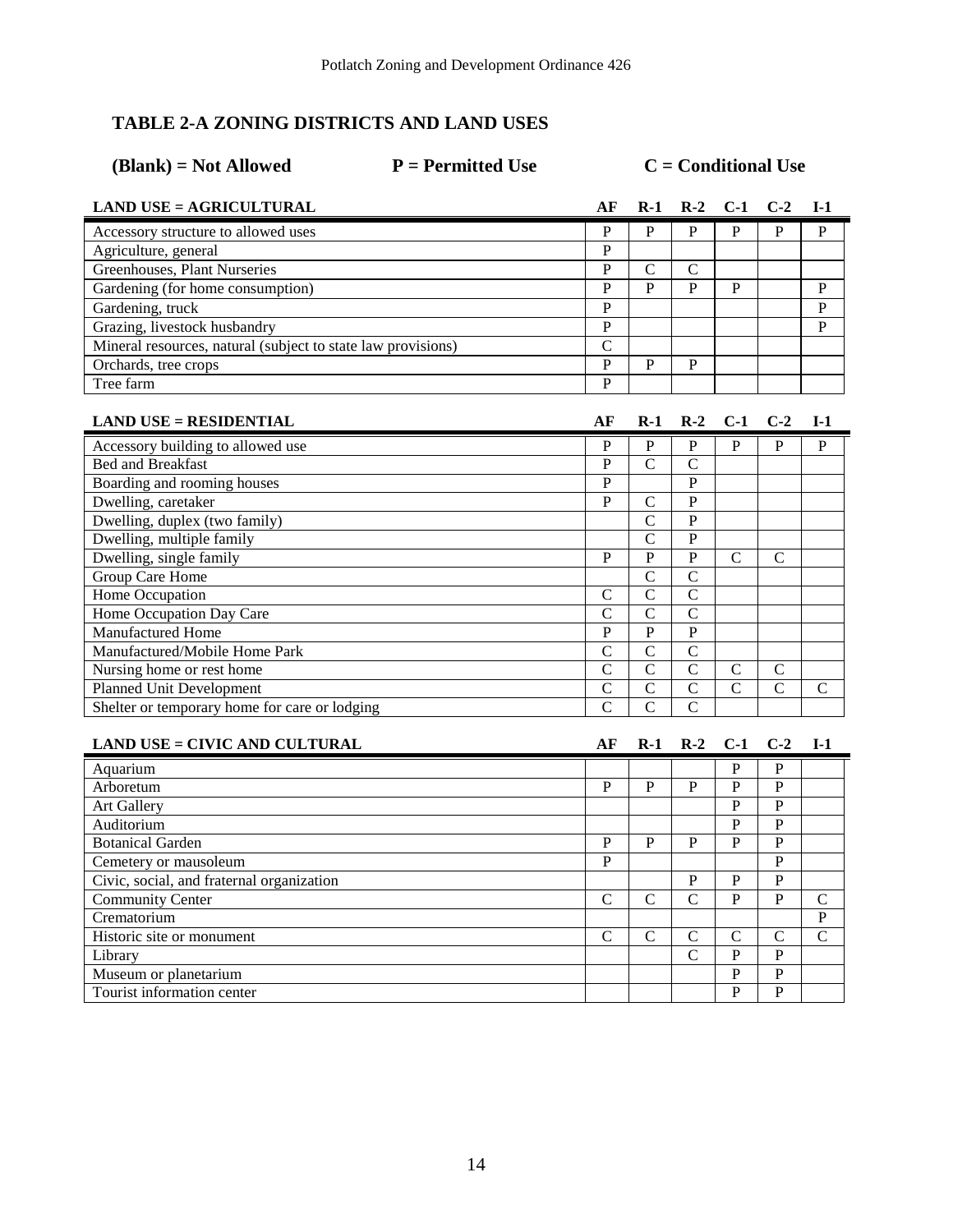## TABLE 2-A ZONING DISTRICTS AND LAND USES

**(Blank) = Not Allowed** **P = Permitted Use** **C = Conditional Use**

| LAND USE = AGRICULTURAL | AF | R-1 | R-2 | C-1 | C-2 | I-1 |
|---|---|---|---|---|---|---|
| Accessory structure to allowed uses | P | P | P | P | P | P |
| Agriculture, general | P | | | | | |
| Greenhouses, Plant Nurseries | P | C | C | | | |
| Gardening (for home consumption) | P | P | P | P | | P |
| Gardening, truck | P | | | | | P |
| Grazing, livestock husbandry | P | | | | | P |
| Mineral resources, natural (subject to state law provisions) | C | | | | | |
| Orchards, tree crops | P | P | P | | | |
| Tree farm | P | | | | | |

| LAND USE = RESIDENTIAL | AF | R-1 | R-2 | C-1 | C-2 | I-1 |
|---|---|---|---|---|---|---|
| Accessory building to allowed use | P | P | P | P | P | P |
| Bed and Breakfast | P | C | C | | | |
| Boarding and rooming houses | P | | P | | | |
| Dwelling, caretaker | P | C | P | | | |
| Dwelling, duplex (two family) | | C | P | | | |
| Dwelling, multiple family | | C | P | | | |
| Dwelling, single family | P | P | P | C | C | |
| Group Care Home | | C | C | | | |
| Home Occupation | C | C | C | | | |
| Home Occupation Day Care | C | C | C | | | |
| Manufactured Home | P | P | P | | | |
| Manufactured/Mobile Home Park | C | C | C | | | |
| Nursing home or rest home | C | C | C | C | C | |
| Planned Unit Development | C | C | C | C | C | C |
| Shelter or temporary home for care or lodging | C | C | C | | | |

| LAND USE = CIVIC AND CULTURAL | AF | R-1 | R-2 | C-1 | C-2 | I-1 |
|---|---|---|---|---|---|---|
| Aquarium | | | | P | P | |
| Arboretum | P | P | P | P | P | |
| Art Gallery | | | | P | P | |
| Auditorium | | | | P | P | |
| Botanical Garden | P | P | P | P | P | |
| Cemetery or mausoleum | P | | | | P | |
| Civic, social, and fraternal organization | | | P | P | P | |
| Community Center | C | C | C | P | P | C |
| Crematorium | | | | | | P |
| Historic site or monument | C | C | C | C | C | C |
| Library | | | C | P | P | |
| Museum or planetarium | | | | P | P | |
| Tourist information center | | | | P | P | |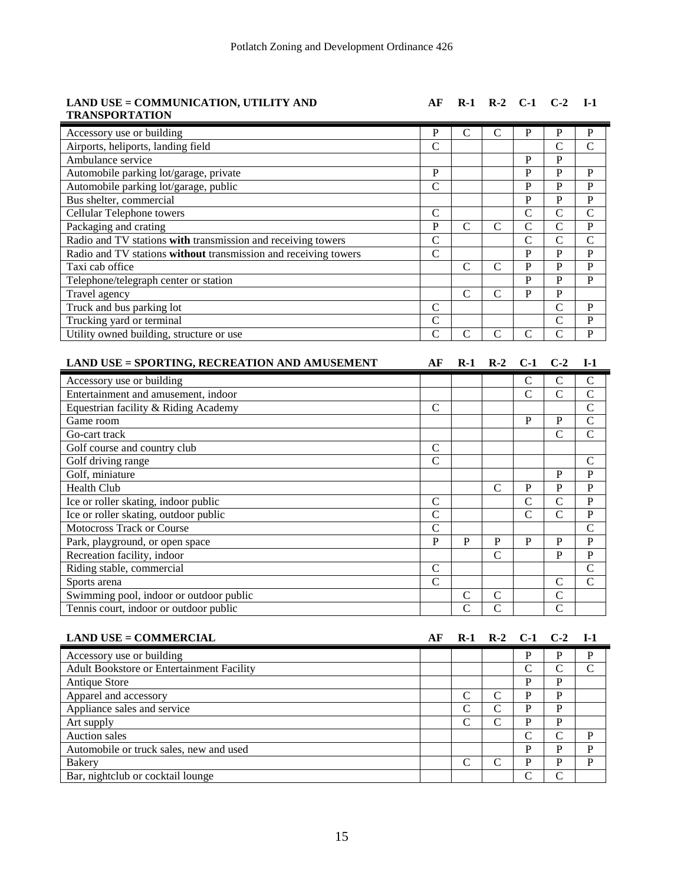| LAND USE = COMMUNICATION, UTILITY AND TRANSPORTATION | AF | R-1 | R-2 | C-1 | C-2 | I-1 |
|---|---|---|---|---|---|---|
| Accessory use or building | P | C | C | P | P | P |
| Airports, heliports, landing field | C | | | | C | C |
| Ambulance service | | | | P | P | |
| Automobile parking lot/garage, private | P | | | P | P | P |
| Automobile parking lot/garage, public | C | | | P | P | P |
| Bus shelter, commercial | | | | P | P | P |
| Cellular Telephone towers | C | | | C | C | C |
| Packaging and crating | P | C | C | C | C | P |
| Radio and TV stations **with** transmission and receiving towers | C | | | C | C | C |
| Radio and TV stations **without** transmission and receiving towers | C | | | P | P | P |
| Taxi cab office | | C | C | P | P | P |
| Telephone/telegraph center or station | | | | P | P | P |
| Travel agency | | C | C | P | P | |
| Truck and bus parking lot | C | | | | C | P |
| Trucking yard or terminal | C | | | | C | P |
| Utility owned building, structure or use | C | C | C | C | C | P |

| LAND USE = SPORTING, RECREATION AND AMUSEMENT | AF | R-1 | R-2 | C-1 | C-2 | I-1 |
|---|---|---|---|---|---|---|
| Accessory use or building | | | | C | C | C |
| Entertainment and amusement, indoor | | | | C | C | C |
| Equestrian facility & Riding Academy | C | | | | | C |
| Game room | | | | P | P | C |
| Go-cart track | | | | | C | C |
| Golf course and country club | C | | | | | |
| Golf driving range | C | | | | | C |
| Golf, miniature | | | | | P | P |
| Health Club | | | C | P | P | P |
| Ice or roller skating, indoor public | C | | | C | C | P |
| Ice or roller skating, outdoor public | C | | | C | C | P |
| Motocross Track or Course | C | | | | | C |
| Park, playground, or open space | P | P | P | P | P | P |
| Recreation facility, indoor | | | C | | P | P |
| Riding stable, commercial | C | | | | | C |
| Sports arena | C | | | | C | C |
| Swimming pool, indoor or outdoor public | | C | C | | C | |
| Tennis court, indoor or outdoor public | | C | C | | C | |

| LAND USE = COMMERCIAL | AF | R-1 | R-2 | C-1 | C-2 | I-1 |
|---|---|---|---|---|---|---|
| Accessory use or building | | | | P | P | P |
| Adult Bookstore or Entertainment Facility | | | | C | C | C |
| Antique Store | | | | P | P | |
| Apparel and accessory | | C | C | P | P | |
| Appliance sales and service | | C | C | P | P | |
| Art supply | | C | C | P | P | |
| Auction sales | | | | C | C | P |
| Automobile or truck sales, new and used | | | | P | P | P |
| Bakery | | C | C | P | P | P |
| Bar, nightclub or cocktail lounge | | | | C | C | |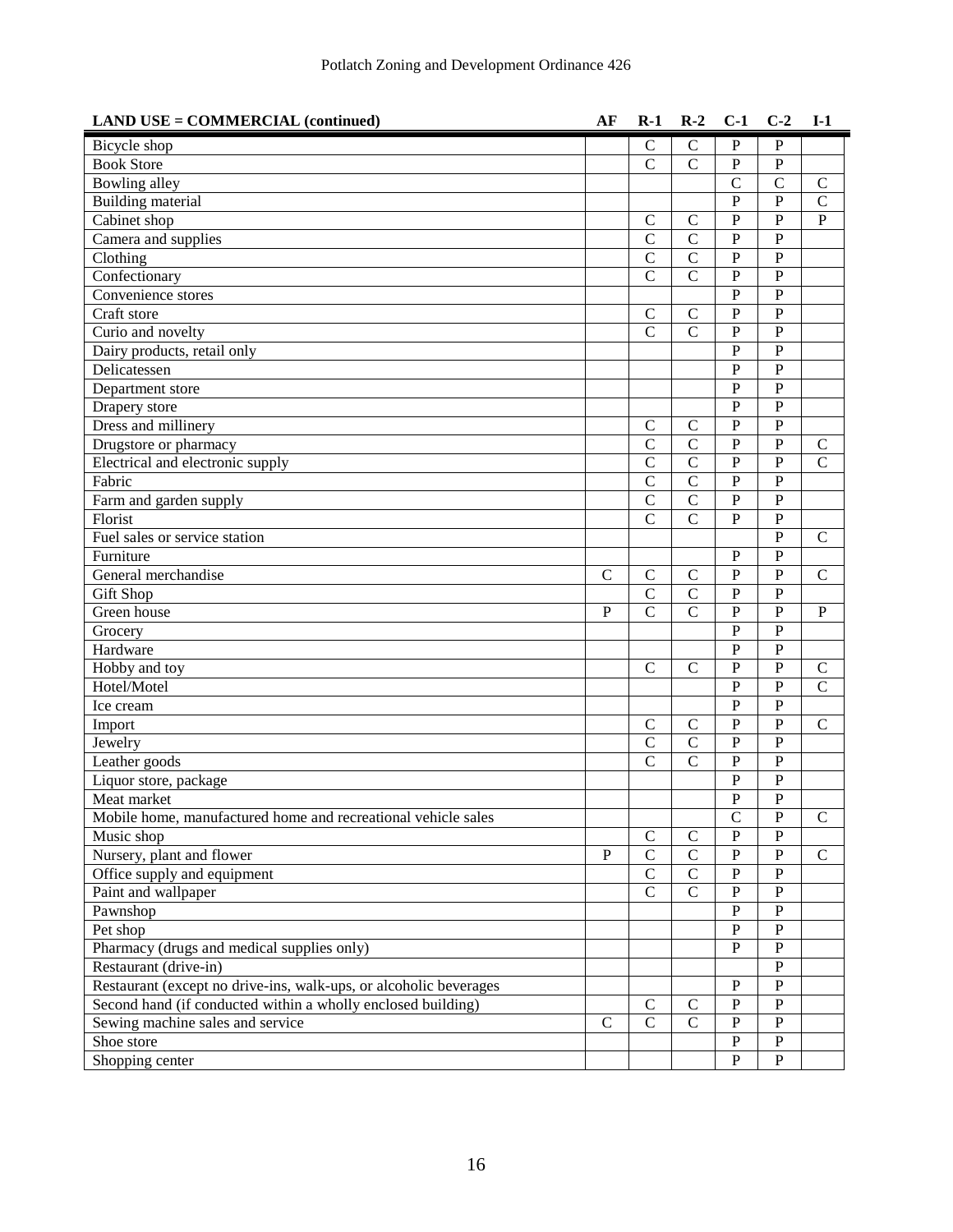| LAND USE = COMMERCIAL (continued) | AF | R-1 | R-2 | C-1 | C-2 | I-1 |
|---|---|---|---|---|---|---|
| Bicycle shop | | C | C | P | P | |
| Book Store | | C | C | P | P | |
| Bowling alley | | | | C | C | C |
| Building material | | | | P | P | C |
| Cabinet shop | | C | C | P | P | P |
| Camera and supplies | | C | C | P | P | |
| Clothing | | C | C | P | P | |
| Confectionary | | C | C | P | P | |
| Convenience stores | | | | P | P | |
| Craft store | | C | C | P | P | |
| Curio and novelty | | C | C | P | P | |
| Dairy products, retail only | | | | P | P | |
| Delicatessen | | | | P | P | |
| Department store | | | | P | P | |
| Drapery store | | | | P | P | |
| Dress and millinery | | C | C | P | P | |
| Drugstore or pharmacy | | C | C | P | P | C |
| Electrical and electronic supply | | C | C | P | P | C |
| Fabric | | C | C | P | P | |
| Farm and garden supply | | C | C | P | P | |
| Florist | | C | C | P | P | |
| Fuel sales or service station | | | | | P | C |
| Furniture | | | | P | P | |
| General merchandise | C | C | C | P | P | C |
| Gift Shop | | C | C | P | P | |
| Green house | P | C | C | P | P | P |
| Grocery | | | | P | P | |
| Hardware | | | | P | P | |
| Hobby and toy | | C | C | P | P | C |
| Hotel/Motel | | | | P | P | C |
| Ice cream | | | | P | P | |
| Import | | C | C | P | P | C |
| Jewelry | | C | C | P | P | |
| Leather goods | | C | C | P | P | |
| Liquor store, package | | | | P | P | |
| Meat market | | | | P | P | |
| Mobile home, manufactured home and recreational vehicle sales | | | | C | P | C |
| Music shop | | C | C | P | P | |
| Nursery, plant and flower | P | C | C | P | P | C |
| Office supply and equipment | | C | C | P | P | |
| Paint and wallpaper | | C | C | P | P | |
| Pawnshop | | | | P | P | |
| Pet shop | | | | P | P | |
| Pharmacy (drugs and medical supplies only) | | | | P | P | |
| Restaurant (drive-in) | | | | | P | |
| Restaurant (except no drive-ins, walk-ups, or alcoholic beverages | | | | P | P | |
| Second hand (if conducted within a wholly enclosed building) | | C | C | P | P | |
| Sewing machine sales and service | C | C | C | P | P | |
| Shoe store | | | | P | P | |
| Shopping center | | | | P | P | |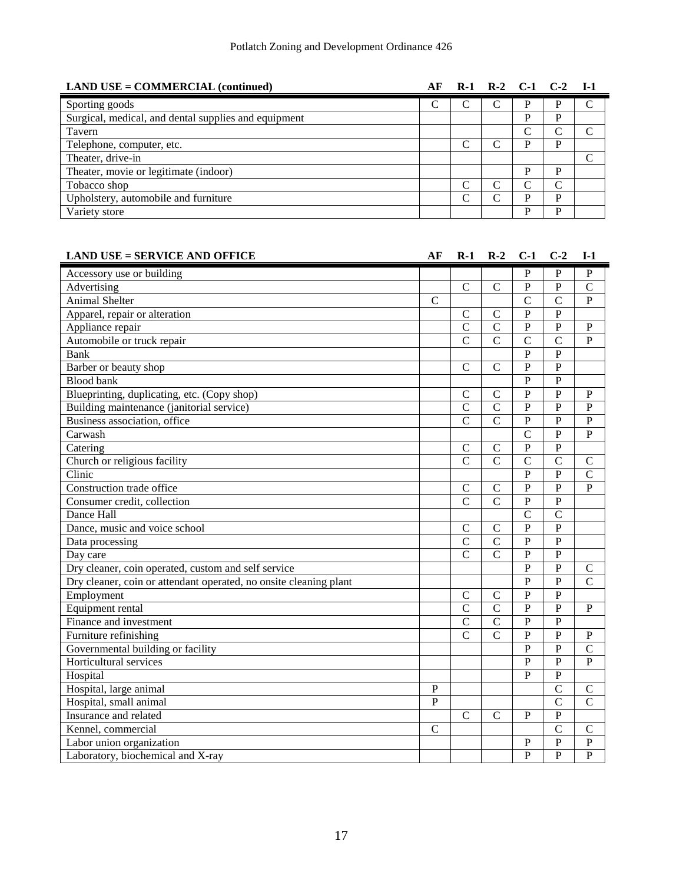| LAND USE = COMMERCIAL (continued) | AF | R-1 | R-2 | C-1 | C-2 | I-1 |
|---|---|---|---|---|---|---|
| Sporting goods | C | C | C | P | P | C |
| Surgical, medical, and dental supplies and equipment | | | | P | P | |
| Tavern | | | | C | C | C |
| Telephone, computer, etc. | | C | C | P | P | |
| Theater, drive-in | | | | | | C |
| Theater, movie or legitimate (indoor) | | | | P | P | |
| Tobacco shop | | C | C | C | C | |
| Upholstery, automobile and furniture | | C | C | P | P | |
| Variety store | | | | P | P | |

| LAND USE = SERVICE AND OFFICE | AF | R-1 | R-2 | C-1 | C-2 | I-1 |
|---|---|---|---|---|---|---|
| Accessory use or building | | | | P | P | P |
| Advertising | | C | C | P | P | C |
| Animal Shelter | C | | | C | C | P |
| Apparel, repair or alteration | | C | C | P | P | |
| Appliance repair | | C | C | P | P | P |
| Automobile or truck repair | | C | C | C | C | P |
| Bank | | | | P | P | |
| Barber or beauty shop | | C | C | P | P | |
| Blood bank | | | | P | P | |
| Blueprinting, duplicating, etc. (Copy shop) | | C | C | P | P | P |
| Building maintenance (janitorial service) | | C | C | P | P | P |
| Business association, office | | C | C | P | P | P |
| Carwash | | | | C | P | P |
| Catering | | C | C | P | P | |
| Church or religious facility | | C | C | C | C | C |
| Clinic | | | | P | P | C |
| Construction trade office | | C | C | P | P | P |
| Consumer credit, collection | | C | C | P | P | |
| Dance Hall | | | | C | C | |
| Dance, music and voice school | | C | C | P | P | |
| Data processing | | C | C | P | P | |
| Day care | | C | C | P | P | |
| Dry cleaner, coin operated, custom and self service | | | | P | P | C |
| Dry cleaner, coin or attendant operated, no onsite cleaning plant | | | | P | P | C |
| Employment | | C | C | P | P | |
| Equipment rental | | C | C | P | P | P |
| Finance and investment | | C | C | P | P | |
| Furniture refinishing | | C | C | P | P | P |
| Governmental building or facility | | | | P | P | C |
| Horticultural services | | | | P | P | P |
| Hospital | | | | P | P | |
| Hospital, large animal | P | | | | C | C |
| Hospital, small animal | P | | | | C | C |
| Insurance and related | | C | C | P | P | |
| Kennel, commercial | C | | | | C | C |
| Labor union organization | | | | P | P | P |
| Laboratory, biochemical and X-ray | | | | P | P | P |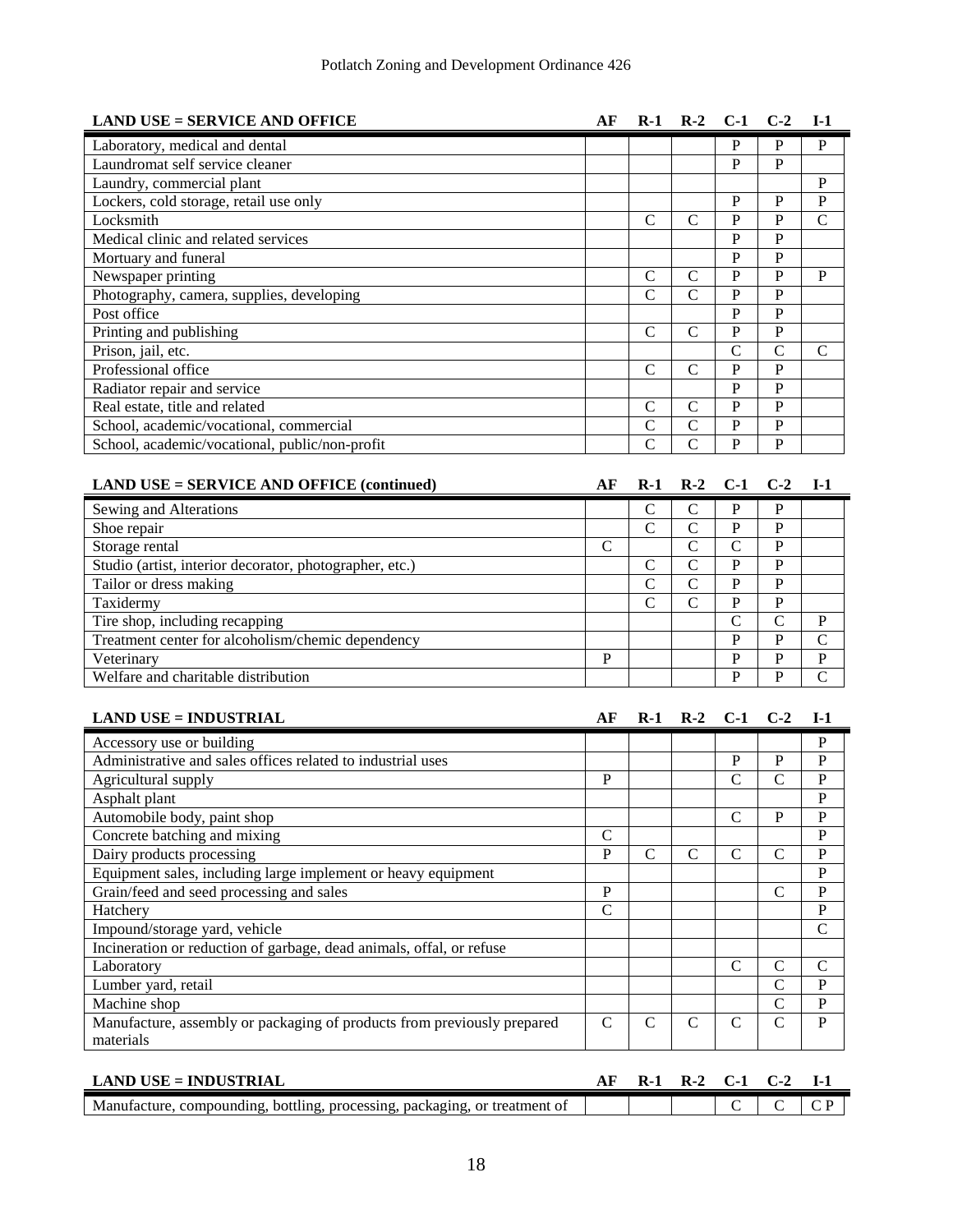| LAND USE = SERVICE AND OFFICE | AF | R-1 | R-2 | C-1 | C-2 | I-1 |
|---|---|---|---|---|---|---|
| Laboratory, medical and dental | | | | P | P | P |
| Laundromat self service cleaner | | | | P | P | |
| Laundry, commercial plant | | | | | | P |
| Lockers, cold storage, retail use only | | | | P | P | P |
| Locksmith | | C | C | P | P | C |
| Medical clinic and related services | | | | P | P | |
| Mortuary and funeral | | | | P | P | |
| Newspaper printing | | C | C | P | P | P |
| Photography, camera, supplies, developing | | C | C | P | P | |
| Post office | | | | P | P | |
| Printing and publishing | | C | C | P | P | |
| Prison, jail, etc. | | | | C | C | C |
| Professional office | | C | C | P | P | |
| Radiator repair and service | | | | P | P | |
| Real estate, title and related | | C | C | P | P | |
| School, academic/vocational, commercial | | C | C | P | P | |
| School, academic/vocational, public/non-profit | | C | C | P | P | |

| LAND USE = SERVICE AND OFFICE (continued) | AF | R-1 | R-2 | C-1 | C-2 | I-1 |
|---|---|---|---|---|---|---|
| Sewing and Alterations | | C | C | P | P | |
| Shoe repair | | C | C | P | P | |
| Storage rental | C | | C | C | P | |
| Studio (artist, interior decorator, photographer, etc.) | | C | C | P | P | |
| Tailor or dress making | | C | C | P | P | |
| Taxidermy | | C | C | P | P | |
| Tire shop, including recapping | | | | C | C | P |
| Treatment center for alcoholism/chemic dependency | | | | P | P | C |
| Veterinary | P | | | P | P | P |
| Welfare and charitable distribution | | | | P | P | C |

| LAND USE = INDUSTRIAL | AF | R-1 | R-2 | C-1 | C-2 | I-1 |
|---|---|---|---|---|---|---|
| Accessory use or building | | | | | | P |
| Administrative and sales offices related to industrial uses | | | | P | P | P |
| Agricultural supply | P | | | C | C | P |
| Asphalt plant | | | | | | P |
| Automobile body, paint shop | | | | C | P | P |
| Concrete batching and mixing | C | | | | | P |
| Dairy products processing | P | C | C | C | C | P |
| Equipment sales, including large implement or heavy equipment | | | | | | P |
| Grain/feed and seed processing and sales | P | | | | C | P |
| Hatchery | C | | | | | P |
| Impound/storage yard, vehicle | | | | | | C |
| Incineration or reduction of garbage, dead animals, offal, or refuse | | | | | | |
| Laboratory | | | | C | C | C |
| Lumber yard, retail | | | | | C | P |
| Machine shop | | | | | C | P |
| Manufacture, assembly or packaging of products from previously prepared materials | C | C | C | C | C | P |

| LAND USE = INDUSTRIAL | AF | R-1 | R-2 | C-1 | C-2 | I-1 |
|---|---|---|---|---|---|---|
| Manufacture, compounding, bottling, processing, packaging, or treatment of | | | | C | C | C P |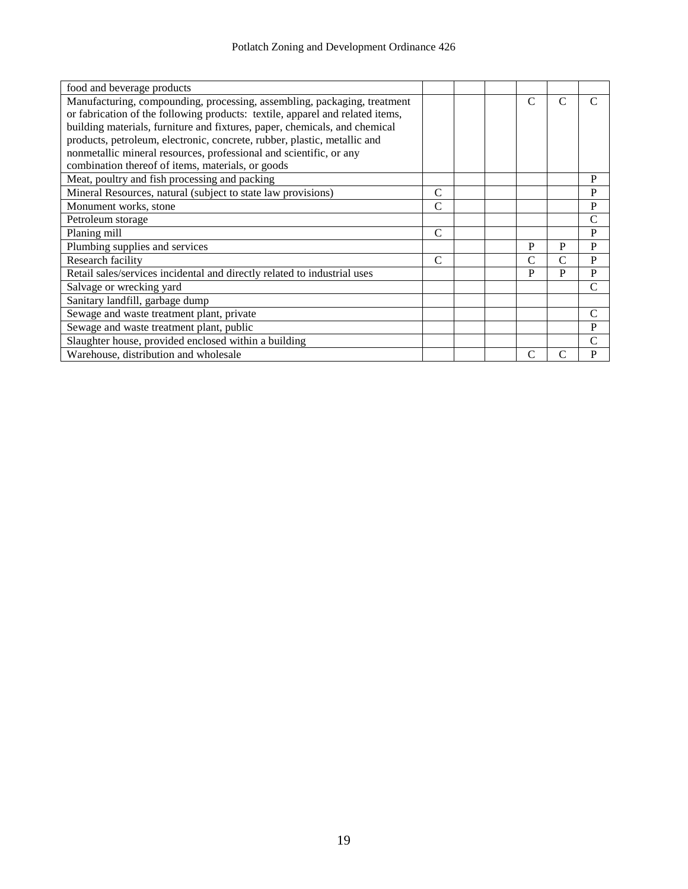| | | | | | | |
|---|---|---|---|---|---|---|
| food and beverage products | | | | | | |
| Manufacturing, compounding, processing, assembling, packaging, treatment or fabrication of the following products: textile, apparel and related items, building materials, furniture and fixtures, paper, chemicals, and chemical products, petroleum, electronic, concrete, rubber, plastic, metallic and nonmetallic mineral resources, professional and scientific, or any combination thereof of items, materials, or goods | | | | C | C | C |
| Meat, poultry and fish processing and packing | | | | | | P |
| Mineral Resources, natural (subject to state law provisions) | C | | | | | P |
| Monument works, stone | C | | | | | P |
| Petroleum storage | | | | | | C |
| Planing mill | C | | | | | P |
| Plumbing supplies and services | | | | P | P | P |
| Research facility | C | | | C | C | P |
| Retail sales/services incidental and directly related to industrial uses | | | | P | P | P |
| Salvage or wrecking yard | | | | | | C |
| Sanitary landfill, garbage dump | | | | | | |
| Sewage and waste treatment plant, private | | | | | | C |
| Sewage and waste treatment plant, public | | | | | | P |
| Slaughter house, provided enclosed within a building | | | | | | C |
| Warehouse, distribution and wholesale | | | | C | C | P |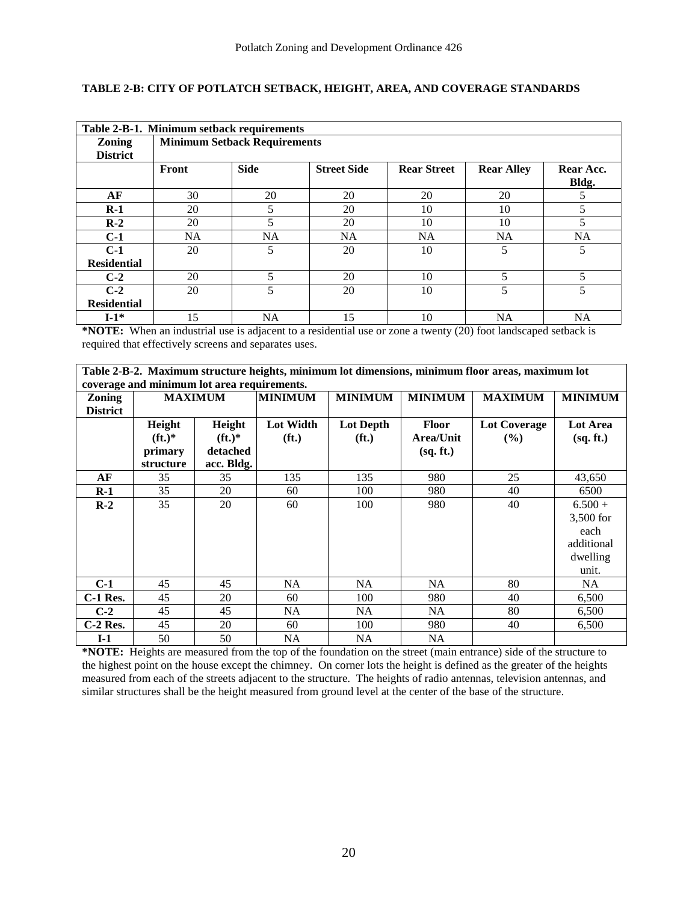**TABLE 2-B: CITY OF POTLATCH SETBACK, HEIGHT, AREA, AND COVERAGE STANDARDS**

| **Table 2-B-1. Minimum setback requirements** | | | | | | |
|---|---|---|---|---|---|---|
| **Zoning District** | **Minimum Setback Requirements** | | | | | |
| | **Front** | **Side** | **Street Side** | **Rear Street** | **Rear Alley** | **Rear Acc. Bldg.** |
| **AF** | 30 | 20 | 20 | 20 | 20 | 5 |
| **R-1** | 20 | 5 | 20 | 10 | 10 | 5 |
| **R-2** | 20 | 5 | 20 | 10 | 10 | 5 |
| **C-1** | NA | NA | NA | NA | NA | NA |
| **C-1 Residential** | 20 | 5 | 20 | 10 | 5 | 5 |
| **C-2** | 20 | 5 | 20 | 10 | 5 | 5 |
| **C-2 Residential** | 20 | 5 | 20 | 10 | 5 | 5 |
| **I-1*** | 15 | NA | 15 | 10 | NA | NA |

***NOTE:** When an industrial use is adjacent to a residential use or zone a twenty (20) foot landscaped setback is required that effectively screens and separates uses.

| **Table 2-B-2. Maximum structure heights, minimum lot dimensions, minimum floor areas, maximum lot coverage and minimum lot area requirements.** | | | | | | | |
|---|---|---|---|---|---|---|---|
| **Zoning District** | **MAXIMUM** | | **MINIMUM** | **MINIMUM** | **MINIMUM** | **MAXIMUM** | **MINIMUM** |
| | **Height (ft.)* primary structure** | **Height (ft.)* detached acc. Bldg.** | **Lot Width (ft.)** | **Lot Depth (ft.)** | **Floor Area/Unit (sq. ft.)** | **Lot Coverage (%)** | **Lot Area (sq. ft.)** |
| **AF** | 35 | 35 | 135 | 135 | 980 | 25 | 43,650 |
| **R-1** | 35 | 20 | 60 | 100 | 980 | 40 | 6500 |
| **R-2** | 35 | 20 | 60 | 100 | 980 | 40 | 6.500 + 3,500 for each additional dwelling unit. |
| **C-1** | 45 | 45 | NA | NA | NA | 80 | NA |
| **C-1 Res.** | 45 | 20 | 60 | 100 | 980 | 40 | 6,500 |
| **C-2** | 45 | 45 | NA | NA | NA | 80 | 6,500 |
| **C-2 Res.** | 45 | 20 | 60 | 100 | 980 | 40 | 6,500 |
| **I-1** | 50 | 50 | NA | NA | NA | | |

***NOTE:** Heights are measured from the top of the foundation on the street (main entrance) side of the structure to the highest point on the house except the chimney. On corner lots the height is defined as the greater of the heights measured from each of the streets adjacent to the structure. The heights of radio antennas, television antennas, and similar structures shall be the height measured from ground level at the center of the base of the structure.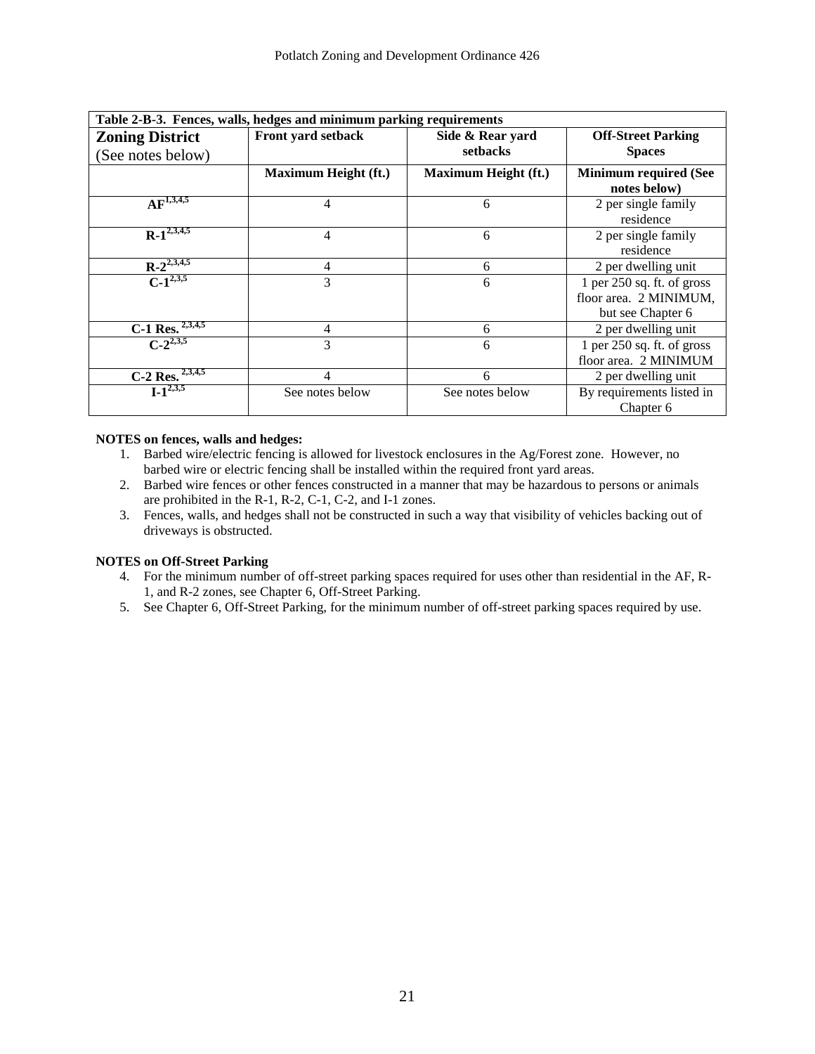| Table 2-B-3. Fences, walls, hedges and minimum parking requirements | | | |
|---|---|---|---|
| **Zoning District** (See notes below) | **Front yard setback** | **Side & Rear yard setbacks** | **Off-Street Parking Spaces** |
| | **Maximum Height (ft.)** | **Maximum Height (ft.)** | **Minimum required (See notes below)** |
| **AF**[1,3,4,5] | 4 | 6 | 2 per single family residence |
| **R-1**[2,3,4,5] | 4 | 6 | 2 per single family residence |
| **R-2**[2,3,4,5] | 4 | 6 | 2 per dwelling unit |
| **C-1**[2,3,5] | 3 | 6 | 1 per 250 sq. ft. of gross floor area. 2 MINIMUM, but see Chapter 6 |
| **C-1 Res.** [2,3,4,5] | 4 | 6 | 2 per dwelling unit |
| **C-2**[2,3,5] | 3 | 6 | 1 per 250 sq. ft. of gross floor area. 2 MINIMUM |
| **C-2 Res.** [2,3,4,5] | 4 | 6 | 2 per dwelling unit |
| **I-1**[2,3,5] | See notes below | See notes below | By requirements listed in Chapter 6 |

**NOTES on fences, walls and hedges:**

1. Barbed wire/electric fencing is allowed for livestock enclosures in the Ag/Forest zone. However, no barbed wire or electric fencing shall be installed within the required front yard areas.
2. Barbed wire fences or other fences constructed in a manner that may be hazardous to persons or animals are prohibited in the R-1, R-2, C-1, C-2, and I-1 zones.
3. Fences, walls, and hedges shall not be constructed in such a way that visibility of vehicles backing out of driveways is obstructed.

**NOTES on Off-Street Parking**

4. For the minimum number of off-street parking spaces required for uses other than residential in the AF, R-1, and R-2 zones, see Chapter 6, Off-Street Parking.
5. See Chapter 6, Off-Street Parking, for the minimum number of off-street parking spaces required by use.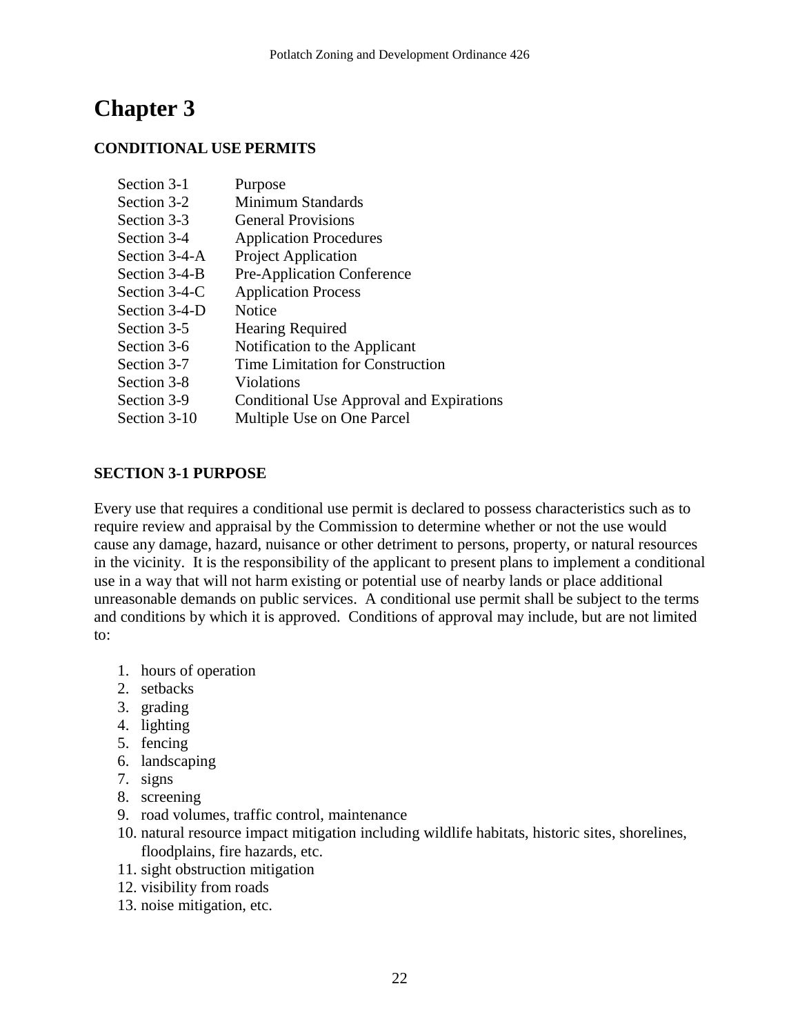# Chapter 3

## CONDITIONAL USE PERMITS

| | |
|---|---|
| Section 3-1 | Purpose |
| Section 3-2 | Minimum Standards |
| Section 3-3 | General Provisions |
| Section 3-4 | Application Procedures |
| Section 3-4-A | Project Application |
| Section 3-4-B | Pre-Application Conference |
| Section 3-4-C | Application Process |
| Section 3-4-D | Notice |
| Section 3-5 | Hearing Required |
| Section 3-6 | Notification to the Applicant |
| Section 3-7 | Time Limitation for Construction |
| Section 3-8 | Violations |
| Section 3-9 | Conditional Use Approval and Expirations |
| Section 3-10 | Multiple Use on One Parcel |

### SECTION 3-1 PURPOSE

Every use that requires a conditional use permit is declared to possess characteristics such as to require review and appraisal by the Commission to determine whether or not the use would cause any damage, hazard, nuisance or other detriment to persons, property, or natural resources in the vicinity. It is the responsibility of the applicant to present plans to implement a conditional use in a way that will not harm existing or potential use of nearby lands or place additional unreasonable demands on public services. A conditional use permit shall be subject to the terms and conditions by which it is approved. Conditions of approval may include, but are not limited to:

1. hours of operation
2. setbacks
3. grading
4. lighting
5. fencing
6. landscaping
7. signs
8. screening
9. road volumes, traffic control, maintenance
10. natural resource impact mitigation including wildlife habitats, historic sites, shorelines, floodplains, fire hazards, etc.
11. sight obstruction mitigation
12. visibility from roads
13. noise mitigation, etc.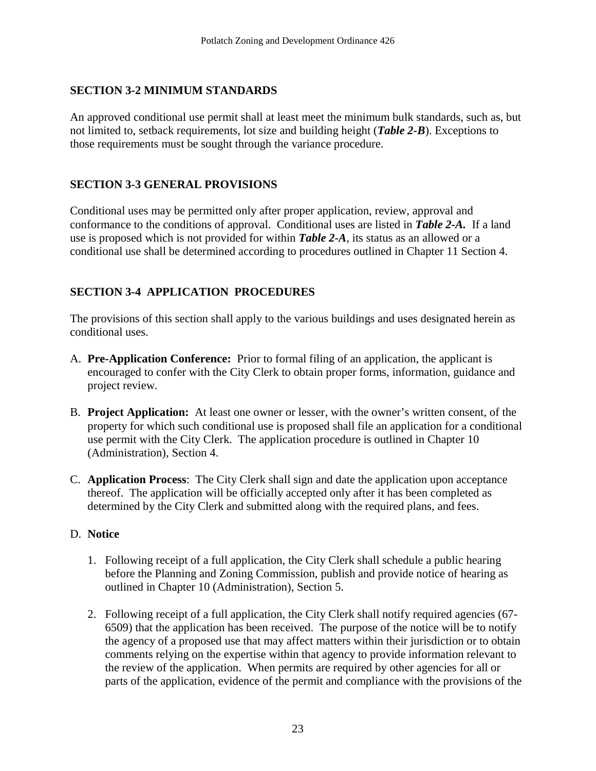## SECTION 3-2 MINIMUM STANDARDS

An approved conditional use permit shall at least meet the minimum bulk standards, such as, but not limited to, setback requirements, lot size and building height (***Table 2-B***). Exceptions to those requirements must be sought through the variance procedure.

## SECTION 3-3 GENERAL PROVISIONS

Conditional uses may be permitted only after proper application, review, approval and conformance to the conditions of approval. Conditional uses are listed in ***Table 2-A.*** If a land use is proposed which is not provided for within ***Table 2-A***, its status as an allowed or a conditional use shall be determined according to procedures outlined in Chapter 11 Section 4.

## SECTION 3-4 APPLICATION PROCEDURES

The provisions of this section shall apply to the various buildings and uses designated herein as conditional uses.

A. **Pre-Application Conference:** Prior to formal filing of an application, the applicant is encouraged to confer with the City Clerk to obtain proper forms, information, guidance and project review.

B. **Project Application:** At least one owner or lesser, with the owner's written consent, of the property for which such conditional use is proposed shall file an application for a conditional use permit with the City Clerk. The application procedure is outlined in Chapter 10 (Administration), Section 4.

C. **Application Process**: The City Clerk shall sign and date the application upon acceptance thereof. The application will be officially accepted only after it has been completed as determined by the City Clerk and submitted along with the required plans, and fees.

D. **Notice**

1. Following receipt of a full application, the City Clerk shall schedule a public hearing before the Planning and Zoning Commission, publish and provide notice of hearing as outlined in Chapter 10 (Administration), Section 5.

2. Following receipt of a full application, the City Clerk shall notify required agencies (67-6509) that the application has been received. The purpose of the notice will be to notify the agency of a proposed use that may affect matters within their jurisdiction or to obtain comments relying on the expertise within that agency to provide information relevant to the review of the application. When permits are required by other agencies for all or parts of the application, evidence of the permit and compliance with the provisions of the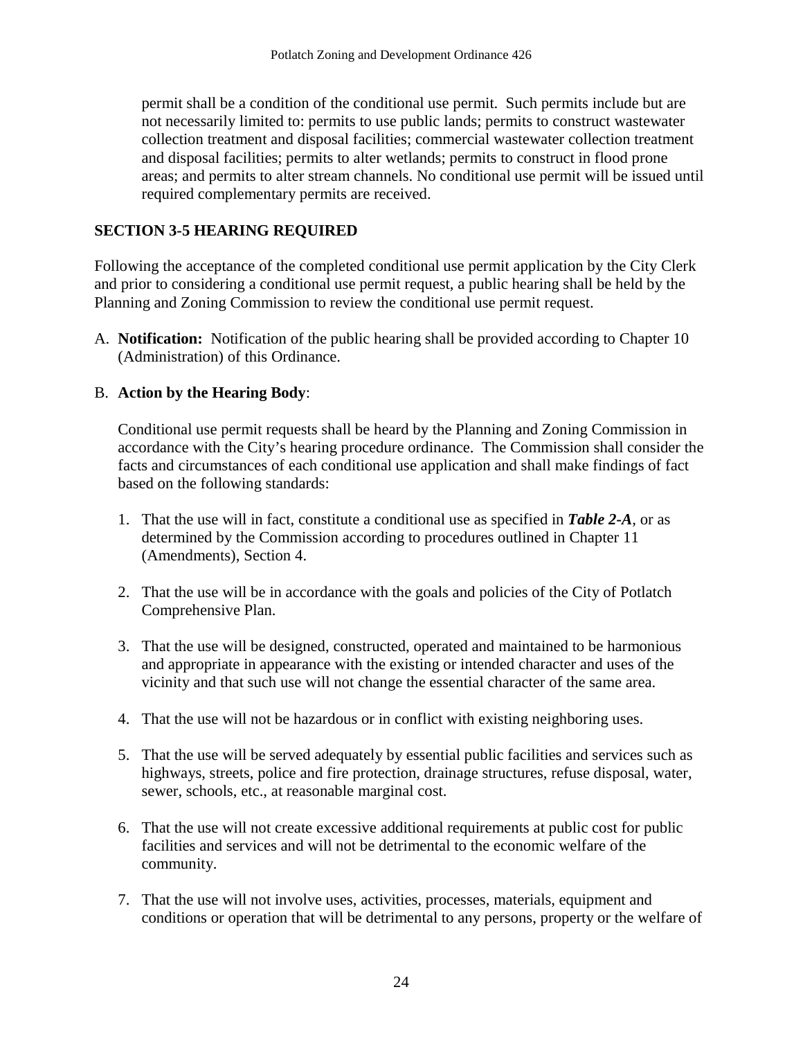permit shall be a condition of the conditional use permit. Such permits include but are not necessarily limited to: permits to use public lands; permits to construct wastewater collection treatment and disposal facilities; commercial wastewater collection treatment and disposal facilities; permits to alter wetlands; permits to construct in flood prone areas; and permits to alter stream channels. No conditional use permit will be issued until required complementary permits are received.

## SECTION 3-5 HEARING REQUIRED

Following the acceptance of the completed conditional use permit application by the City Clerk and prior to considering a conditional use permit request, a public hearing shall be held by the Planning and Zoning Commission to review the conditional use permit request.

A. **Notification:** Notification of the public hearing shall be provided according to Chapter 10 (Administration) of this Ordinance.

B. **Action by the Hearing Body**:

   Conditional use permit requests shall be heard by the Planning and Zoning Commission in accordance with the City's hearing procedure ordinance. The Commission shall consider the facts and circumstances of each conditional use application and shall make findings of fact based on the following standards:

   1. That the use will in fact, constitute a conditional use as specified in ***Table 2-A***, or as determined by the Commission according to procedures outlined in Chapter 11 (Amendments), Section 4.

   2. That the use will be in accordance with the goals and policies of the City of Potlatch Comprehensive Plan.

   3. That the use will be designed, constructed, operated and maintained to be harmonious and appropriate in appearance with the existing or intended character and uses of the vicinity and that such use will not change the essential character of the same area.

   4. That the use will not be hazardous or in conflict with existing neighboring uses.

   5. That the use will be served adequately by essential public facilities and services such as highways, streets, police and fire protection, drainage structures, refuse disposal, water, sewer, schools, etc., at reasonable marginal cost.

   6. That the use will not create excessive additional requirements at public cost for public facilities and services and will not be detrimental to the economic welfare of the community.

   7. That the use will not involve uses, activities, processes, materials, equipment and conditions or operation that will be detrimental to any persons, property or the welfare of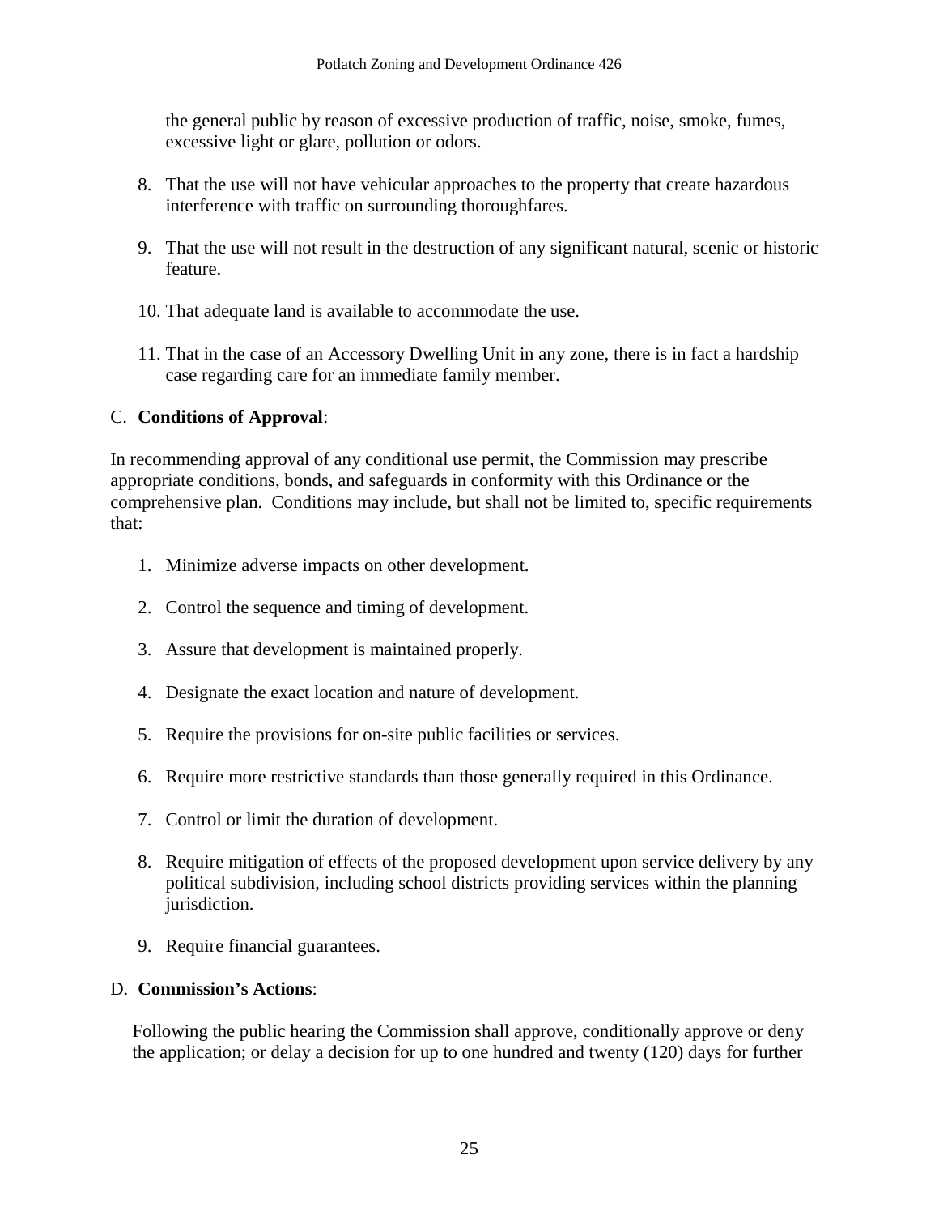the general public by reason of excessive production of traffic, noise, smoke, fumes, excessive light or glare, pollution or odors.

8. That the use will not have vehicular approaches to the property that create hazardous interference with traffic on surrounding thoroughfares.

9. That the use will not result in the destruction of any significant natural, scenic or historic feature.

10. That adequate land is available to accommodate the use.

11. That in the case of an Accessory Dwelling Unit in any zone, there is in fact a hardship case regarding care for an immediate family member.

C. **Conditions of Approval**:

In recommending approval of any conditional use permit, the Commission may prescribe appropriate conditions, bonds, and safeguards in conformity with this Ordinance or the comprehensive plan. Conditions may include, but shall not be limited to, specific requirements that:

1. Minimize adverse impacts on other development.

2. Control the sequence and timing of development.

3. Assure that development is maintained properly.

4. Designate the exact location and nature of development.

5. Require the provisions for on-site public facilities or services.

6. Require more restrictive standards than those generally required in this Ordinance.

7. Control or limit the duration of development.

8. Require mitigation of effects of the proposed development upon service delivery by any political subdivision, including school districts providing services within the planning jurisdiction.

9. Require financial guarantees.

D. **Commission's Actions**:

Following the public hearing the Commission shall approve, conditionally approve or deny the application; or delay a decision for up to one hundred and twenty (120) days for further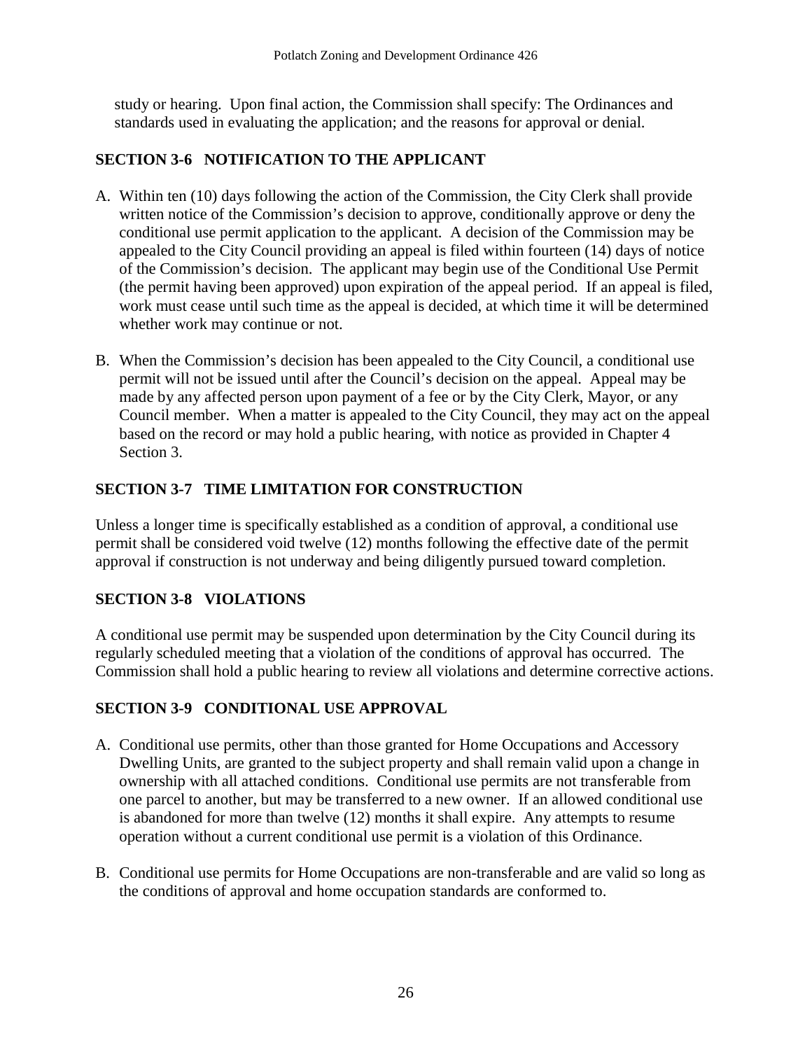study or hearing. Upon final action, the Commission shall specify: The Ordinances and standards used in evaluating the application; and the reasons for approval or denial.

## SECTION 3-6 NOTIFICATION TO THE APPLICANT

A. Within ten (10) days following the action of the Commission, the City Clerk shall provide written notice of the Commission's decision to approve, conditionally approve or deny the conditional use permit application to the applicant. A decision of the Commission may be appealed to the City Council providing an appeal is filed within fourteen (14) days of notice of the Commission's decision. The applicant may begin use of the Conditional Use Permit (the permit having been approved) upon expiration of the appeal period. If an appeal is filed, work must cease until such time as the appeal is decided, at which time it will be determined whether work may continue or not.

B. When the Commission's decision has been appealed to the City Council, a conditional use permit will not be issued until after the Council's decision on the appeal. Appeal may be made by any affected person upon payment of a fee or by the City Clerk, Mayor, or any Council member. When a matter is appealed to the City Council, they may act on the appeal based on the record or may hold a public hearing, with notice as provided in Chapter 4 Section 3.

## SECTION 3-7 TIME LIMITATION FOR CONSTRUCTION

Unless a longer time is specifically established as a condition of approval, a conditional use permit shall be considered void twelve (12) months following the effective date of the permit approval if construction is not underway and being diligently pursued toward completion.

## SECTION 3-8 VIOLATIONS

A conditional use permit may be suspended upon determination by the City Council during its regularly scheduled meeting that a violation of the conditions of approval has occurred. The Commission shall hold a public hearing to review all violations and determine corrective actions.

## SECTION 3-9 CONDITIONAL USE APPROVAL

A. Conditional use permits, other than those granted for Home Occupations and Accessory Dwelling Units, are granted to the subject property and shall remain valid upon a change in ownership with all attached conditions. Conditional use permits are not transferable from one parcel to another, but may be transferred to a new owner. If an allowed conditional use is abandoned for more than twelve (12) months it shall expire. Any attempts to resume operation without a current conditional use permit is a violation of this Ordinance.

B. Conditional use permits for Home Occupations are non-transferable and are valid so long as the conditions of approval and home occupation standards are conformed to.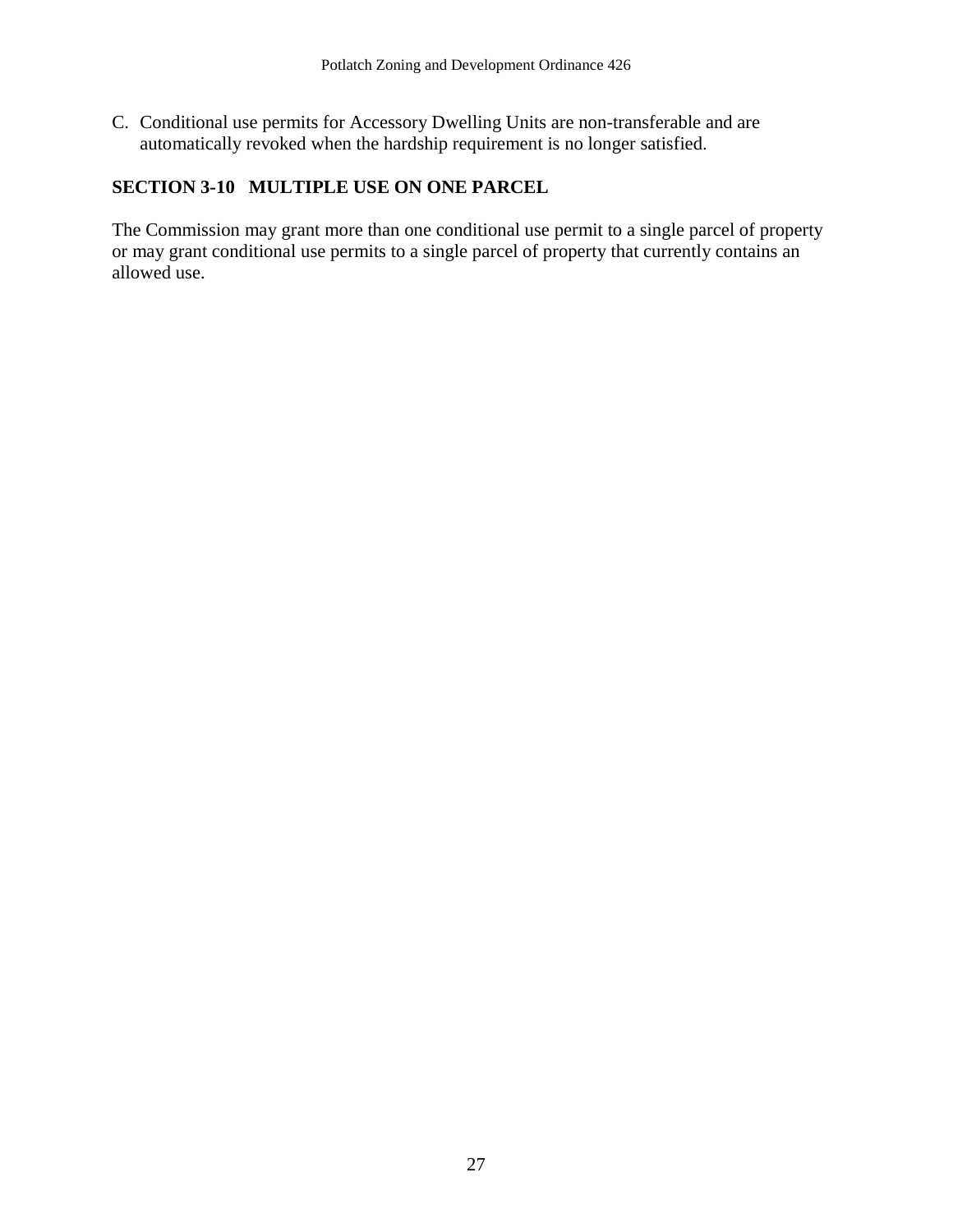C. Conditional use permits for Accessory Dwelling Units are non-transferable and are automatically revoked when the hardship requirement is no longer satisfied.

## SECTION 3-10 MULTIPLE USE ON ONE PARCEL

The Commission may grant more than one conditional use permit to a single parcel of property or may grant conditional use permits to a single parcel of property that currently contains an allowed use.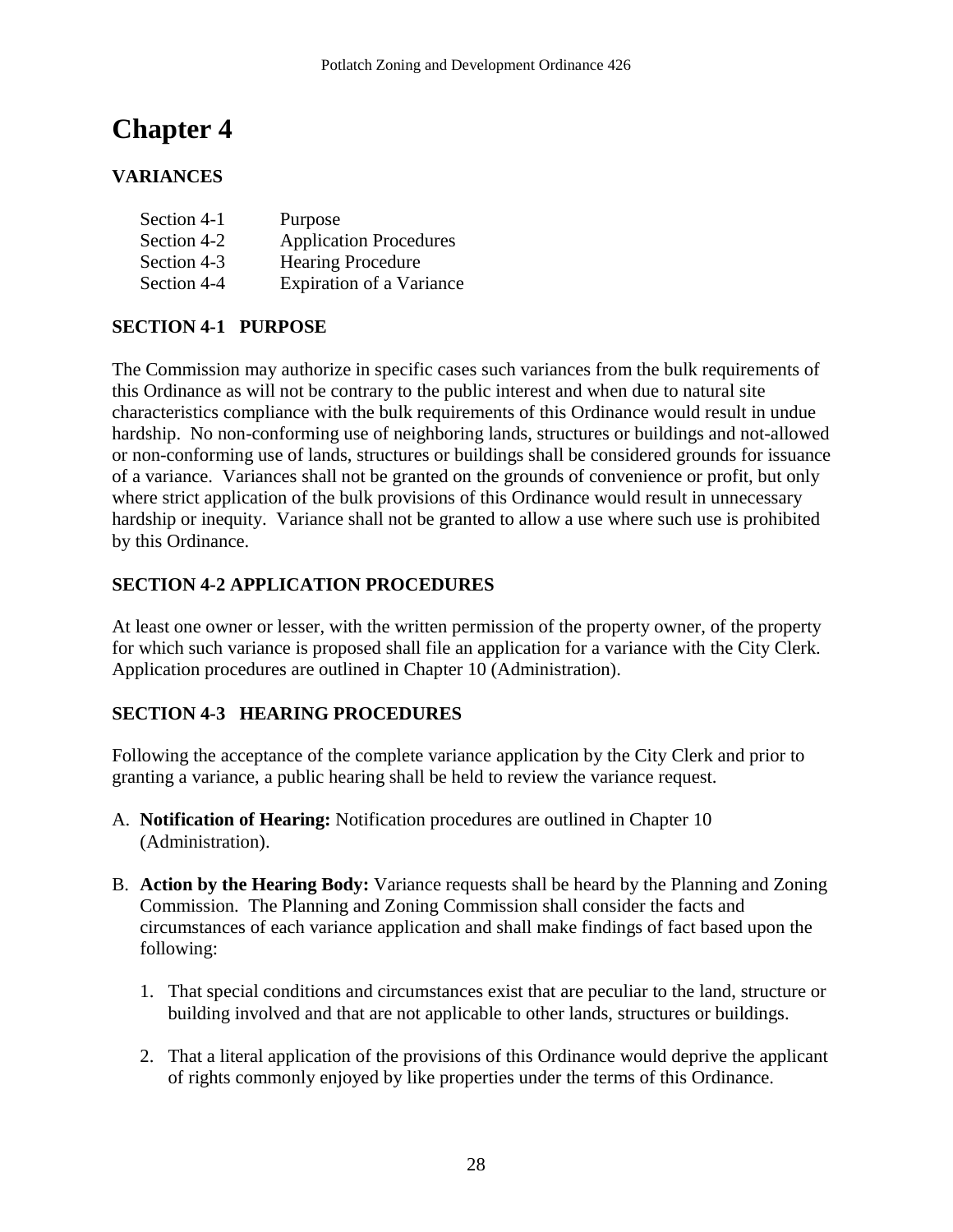# Chapter 4

## VARIANCES

| | |
|---|---|
| Section 4-1 | Purpose |
| Section 4-2 | Application Procedures |
| Section 4-3 | Hearing Procedure |
| Section 4-4 | Expiration of a Variance |

### SECTION 4-1 PURPOSE

The Commission may authorize in specific cases such variances from the bulk requirements of this Ordinance as will not be contrary to the public interest and when due to natural site characteristics compliance with the bulk requirements of this Ordinance would result in undue hardship. No non-conforming use of neighboring lands, structures or buildings and not-allowed or non-conforming use of lands, structures or buildings shall be considered grounds for issuance of a variance. Variances shall not be granted on the grounds of convenience or profit, but only where strict application of the bulk provisions of this Ordinance would result in unnecessary hardship or inequity. Variance shall not be granted to allow a use where such use is prohibited by this Ordinance.

### SECTION 4-2 APPLICATION PROCEDURES

At least one owner or lesser, with the written permission of the property owner, of the property for which such variance is proposed shall file an application for a variance with the City Clerk. Application procedures are outlined in Chapter 10 (Administration).

### SECTION 4-3 HEARING PROCEDURES

Following the acceptance of the complete variance application by the City Clerk and prior to granting a variance, a public hearing shall be held to review the variance request.

A. **Notification of Hearing:** Notification procedures are outlined in Chapter 10 (Administration).

B. **Action by the Hearing Body:** Variance requests shall be heard by the Planning and Zoning Commission. The Planning and Zoning Commission shall consider the facts and circumstances of each variance application and shall make findings of fact based upon the following:

   1. That special conditions and circumstances exist that are peculiar to the land, structure or building involved and that are not applicable to other lands, structures or buildings.

   2. That a literal application of the provisions of this Ordinance would deprive the applicant of rights commonly enjoyed by like properties under the terms of this Ordinance.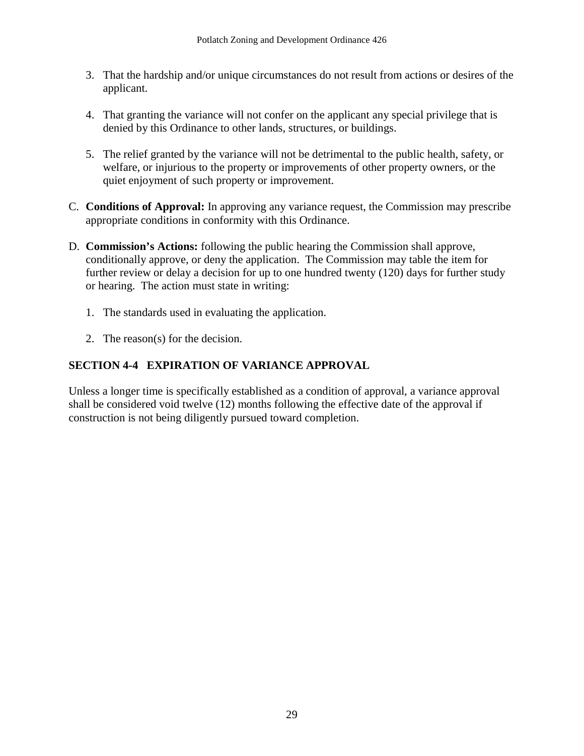3. That the hardship and/or unique circumstances do not result from actions or desires of the applicant.

4. That granting the variance will not confer on the applicant any special privilege that is denied by this Ordinance to other lands, structures, or buildings.

5. The relief granted by the variance will not be detrimental to the public health, safety, or welfare, or injurious to the property or improvements of other property owners, or the quiet enjoyment of such property or improvement.

C. **Conditions of Approval:** In approving any variance request, the Commission may prescribe appropriate conditions in conformity with this Ordinance.

D. **Commission's Actions:** following the public hearing the Commission shall approve, conditionally approve, or deny the application. The Commission may table the item for further review or delay a decision for up to one hundred twenty (120) days for further study or hearing. The action must state in writing:

   1. The standards used in evaluating the application.

   2. The reason(s) for the decision.

## SECTION 4-4 EXPIRATION OF VARIANCE APPROVAL

Unless a longer time is specifically established as a condition of approval, a variance approval shall be considered void twelve (12) months following the effective date of the approval if construction is not being diligently pursued toward completion.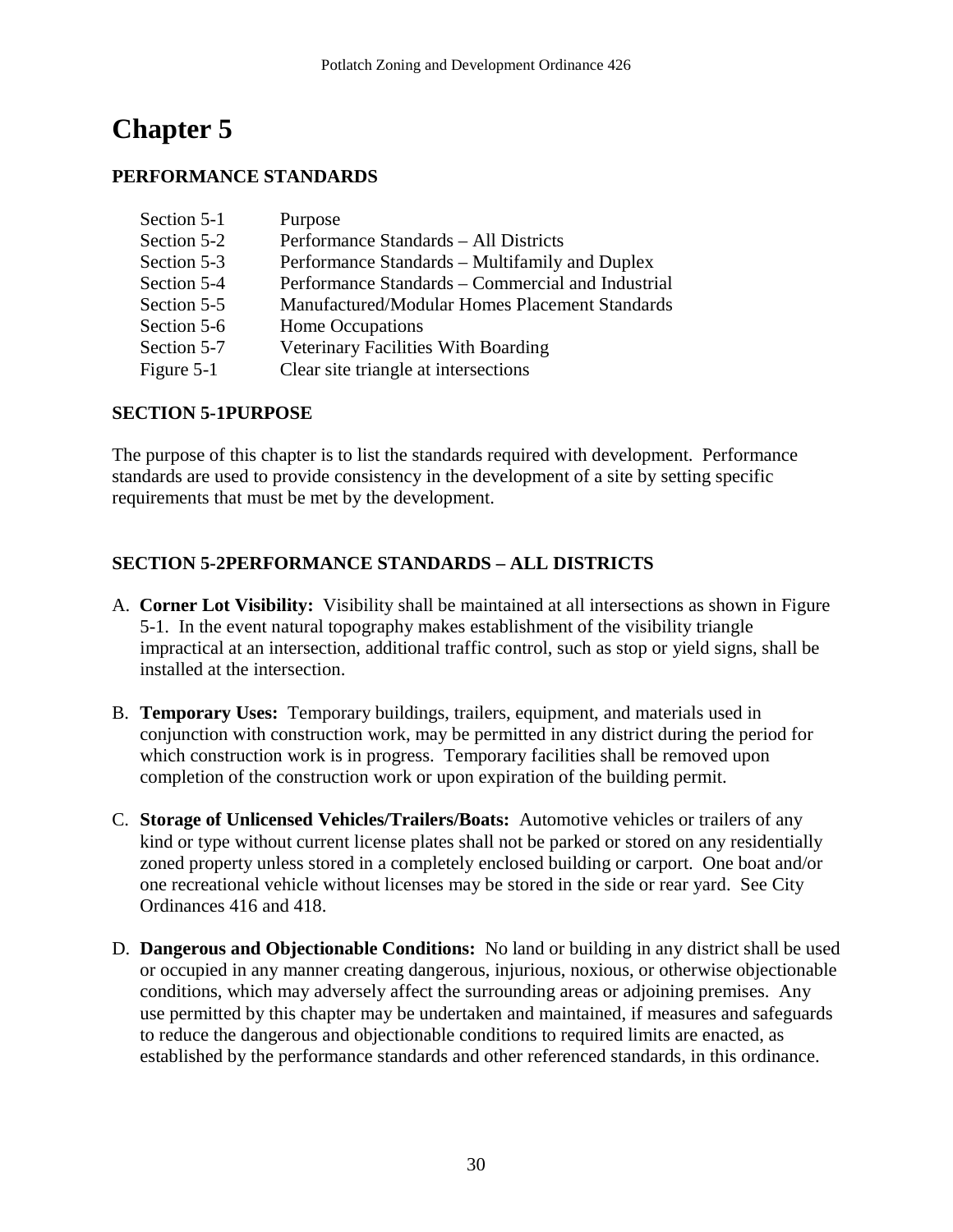# Chapter 5

## PERFORMANCE STANDARDS

| | |
|---|---|
| Section 5-1 | Purpose |
| Section 5-2 | Performance Standards – All Districts |
| Section 5-3 | Performance Standards – Multifamily and Duplex |
| Section 5-4 | Performance Standards – Commercial and Industrial |
| Section 5-5 | Manufactured/Modular Homes Placement Standards |
| Section 5-6 | Home Occupations |
| Section 5-7 | Veterinary Facilities With Boarding |
| Figure 5-1 | Clear site triangle at intersections |

### SECTION 5-1PURPOSE

The purpose of this chapter is to list the standards required with development. Performance standards are used to provide consistency in the development of a site by setting specific requirements that must be met by the development.

### SECTION 5-2PERFORMANCE STANDARDS – ALL DISTRICTS

A. **Corner Lot Visibility:** Visibility shall be maintained at all intersections as shown in Figure 5-1. In the event natural topography makes establishment of the visibility triangle impractical at an intersection, additional traffic control, such as stop or yield signs, shall be installed at the intersection.

B. **Temporary Uses:** Temporary buildings, trailers, equipment, and materials used in conjunction with construction work, may be permitted in any district during the period for which construction work is in progress. Temporary facilities shall be removed upon completion of the construction work or upon expiration of the building permit.

C. **Storage of Unlicensed Vehicles/Trailers/Boats:** Automotive vehicles or trailers of any kind or type without current license plates shall not be parked or stored on any residentially zoned property unless stored in a completely enclosed building or carport. One boat and/or one recreational vehicle without licenses may be stored in the side or rear yard. See City Ordinances 416 and 418.

D. **Dangerous and Objectionable Conditions:** No land or building in any district shall be used or occupied in any manner creating dangerous, injurious, noxious, or otherwise objectionable conditions, which may adversely affect the surrounding areas or adjoining premises. Any use permitted by this chapter may be undertaken and maintained, if measures and safeguards to reduce the dangerous and objectionable conditions to required limits are enacted, as established by the performance standards and other referenced standards, in this ordinance.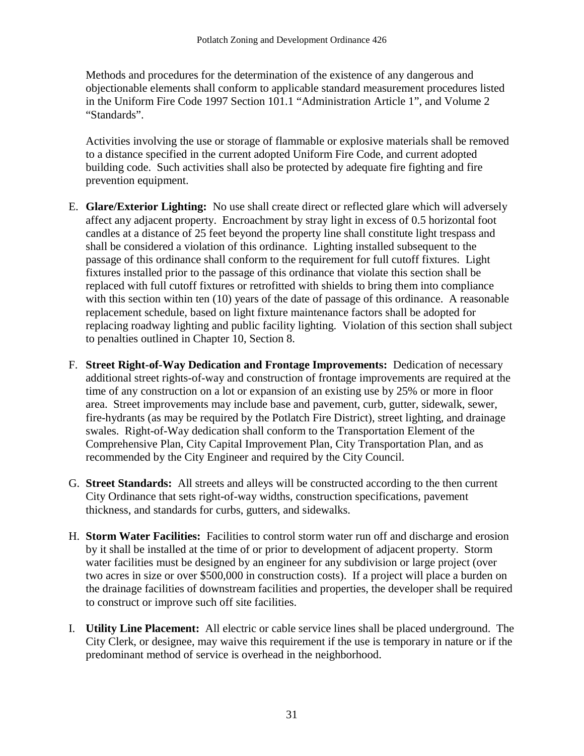Methods and procedures for the determination of the existence of any dangerous and objectionable elements shall conform to applicable standard measurement procedures listed in the Uniform Fire Code 1997 Section 101.1 "Administration Article 1", and Volume 2 "Standards".

Activities involving the use or storage of flammable or explosive materials shall be removed to a distance specified in the current adopted Uniform Fire Code, and current adopted building code. Such activities shall also be protected by adequate fire fighting and fire prevention equipment.

E. **Glare/Exterior Lighting:** No use shall create direct or reflected glare which will adversely affect any adjacent property. Encroachment by stray light in excess of 0.5 horizontal foot candles at a distance of 25 feet beyond the property line shall constitute light trespass and shall be considered a violation of this ordinance. Lighting installed subsequent to the passage of this ordinance shall conform to the requirement for full cutoff fixtures. Light fixtures installed prior to the passage of this ordinance that violate this section shall be replaced with full cutoff fixtures or retrofitted with shields to bring them into compliance with this section within ten (10) years of the date of passage of this ordinance. A reasonable replacement schedule, based on light fixture maintenance factors shall be adopted for replacing roadway lighting and public facility lighting. Violation of this section shall subject to penalties outlined in Chapter 10, Section 8.

F. **Street Right-of-Way Dedication and Frontage Improvements:** Dedication of necessary additional street rights-of-way and construction of frontage improvements are required at the time of any construction on a lot or expansion of an existing use by 25% or more in floor area. Street improvements may include base and pavement, curb, gutter, sidewalk, sewer, fire-hydrants (as may be required by the Potlatch Fire District), street lighting, and drainage swales. Right-of-Way dedication shall conform to the Transportation Element of the Comprehensive Plan, City Capital Improvement Plan, City Transportation Plan, and as recommended by the City Engineer and required by the City Council.

G. **Street Standards:** All streets and alleys will be constructed according to the then current City Ordinance that sets right-of-way widths, construction specifications, pavement thickness, and standards for curbs, gutters, and sidewalks.

H. **Storm Water Facilities:** Facilities to control storm water run off and discharge and erosion by it shall be installed at the time of or prior to development of adjacent property. Storm water facilities must be designed by an engineer for any subdivision or large project (over two acres in size or over $500,000 in construction costs). If a project will place a burden on the drainage facilities of downstream facilities and properties, the developer shall be required to construct or improve such off site facilities.

I. **Utility Line Placement:** All electric or cable service lines shall be placed underground. The City Clerk, or designee, may waive this requirement if the use is temporary in nature or if the predominant method of service is overhead in the neighborhood.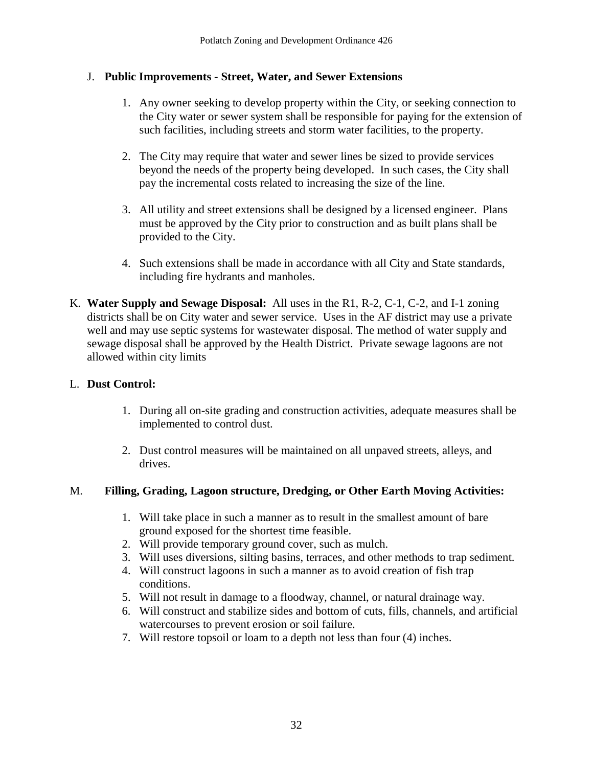J. **Public Improvements - Street, Water, and Sewer Extensions**

1. Any owner seeking to develop property within the City, or seeking connection to the City water or sewer system shall be responsible for paying for the extension of such facilities, including streets and storm water facilities, to the property.

2. The City may require that water and sewer lines be sized to provide services beyond the needs of the property being developed. In such cases, the City shall pay the incremental costs related to increasing the size of the line.

3. All utility and street extensions shall be designed by a licensed engineer. Plans must be approved by the City prior to construction and as built plans shall be provided to the City.

4. Such extensions shall be made in accordance with all City and State standards, including fire hydrants and manholes.

K. **Water Supply and Sewage Disposal:** All uses in the R1, R-2, C-1, C-2, and I-1 zoning districts shall be on City water and sewer service. Uses in the AF district may use a private well and may use septic systems for wastewater disposal. The method of water supply and sewage disposal shall be approved by the Health District. Private sewage lagoons are not allowed within city limits

L. **Dust Control:**

1. During all on-site grading and construction activities, adequate measures shall be implemented to control dust.

2. Dust control measures will be maintained on all unpaved streets, alleys, and drives.

M. **Filling, Grading, Lagoon structure, Dredging, or Other Earth Moving Activities:**

1. Will take place in such a manner as to result in the smallest amount of bare ground exposed for the shortest time feasible.
2. Will provide temporary ground cover, such as mulch.
3. Will uses diversions, silting basins, terraces, and other methods to trap sediment.
4. Will construct lagoons in such a manner as to avoid creation of fish trap conditions.
5. Will not result in damage to a floodway, channel, or natural drainage way.
6. Will construct and stabilize sides and bottom of cuts, fills, channels, and artificial watercourses to prevent erosion or soil failure.
7. Will restore topsoil or loam to a depth not less than four (4) inches.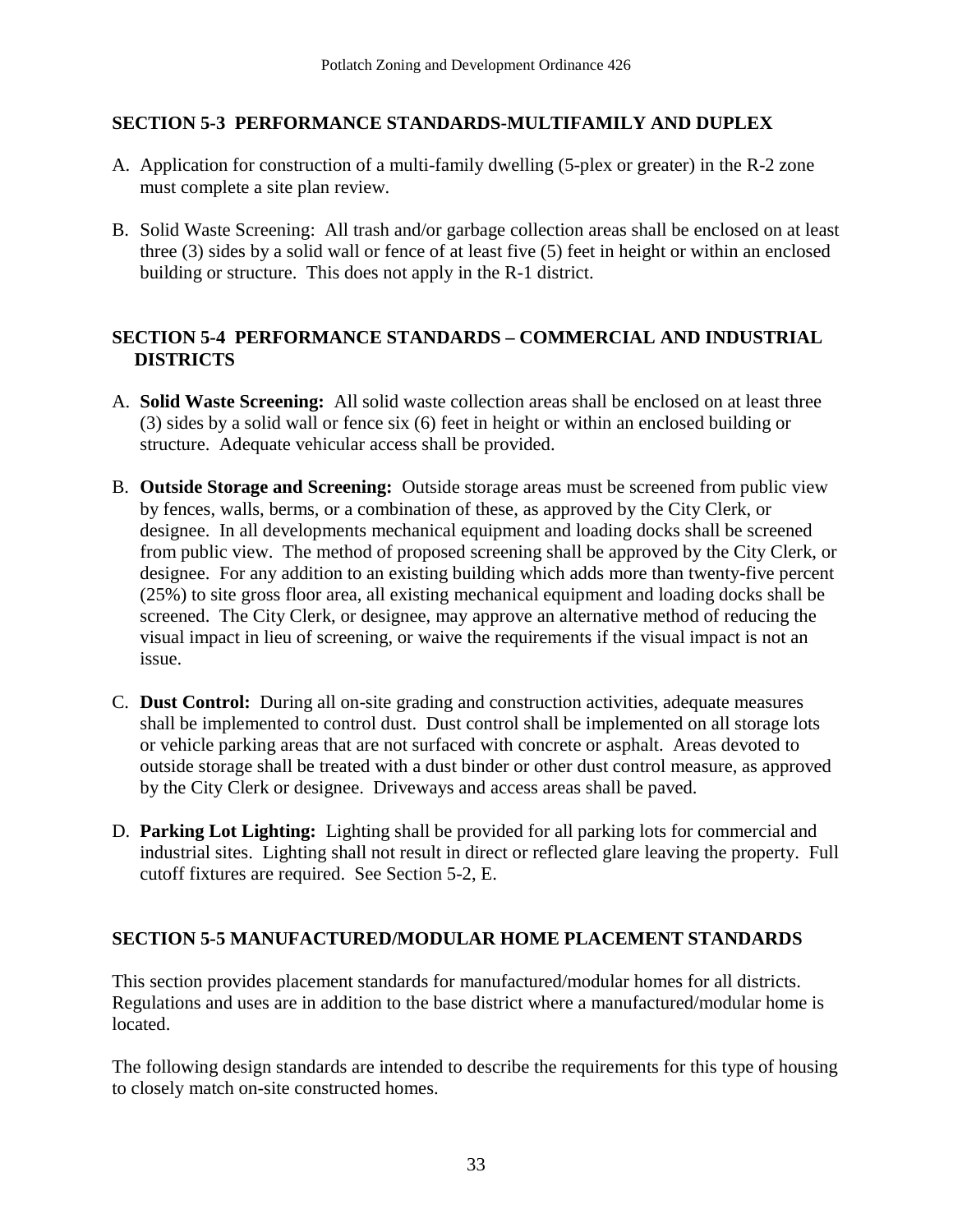## SECTION 5-3 PERFORMANCE STANDARDS-MULTIFAMILY AND DUPLEX

A. Application for construction of a multi-family dwelling (5-plex or greater) in the R-2 zone must complete a site plan review.

B. Solid Waste Screening: All trash and/or garbage collection areas shall be enclosed on at least three (3) sides by a solid wall or fence of at least five (5) feet in height or within an enclosed building or structure. This does not apply in the R-1 district.

## SECTION 5-4 PERFORMANCE STANDARDS – COMMERCIAL AND INDUSTRIAL DISTRICTS

A. **Solid Waste Screening:** All solid waste collection areas shall be enclosed on at least three (3) sides by a solid wall or fence six (6) feet in height or within an enclosed building or structure. Adequate vehicular access shall be provided.

B. **Outside Storage and Screening:** Outside storage areas must be screened from public view by fences, walls, berms, or a combination of these, as approved by the City Clerk, or designee. In all developments mechanical equipment and loading docks shall be screened from public view. The method of proposed screening shall be approved by the City Clerk, or designee. For any addition to an existing building which adds more than twenty-five percent (25%) to site gross floor area, all existing mechanical equipment and loading docks shall be screened. The City Clerk, or designee, may approve an alternative method of reducing the visual impact in lieu of screening, or waive the requirements if the visual impact is not an issue.

C. **Dust Control:** During all on-site grading and construction activities, adequate measures shall be implemented to control dust. Dust control shall be implemented on all storage lots or vehicle parking areas that are not surfaced with concrete or asphalt. Areas devoted to outside storage shall be treated with a dust binder or other dust control measure, as approved by the City Clerk or designee. Driveways and access areas shall be paved.

D. **Parking Lot Lighting:** Lighting shall be provided for all parking lots for commercial and industrial sites. Lighting shall not result in direct or reflected glare leaving the property. Full cutoff fixtures are required. See Section 5-2, E.

## SECTION 5-5 MANUFACTURED/MODULAR HOME PLACEMENT STANDARDS

This section provides placement standards for manufactured/modular homes for all districts. Regulations and uses are in addition to the base district where a manufactured/modular home is located.

The following design standards are intended to describe the requirements for this type of housing to closely match on-site constructed homes.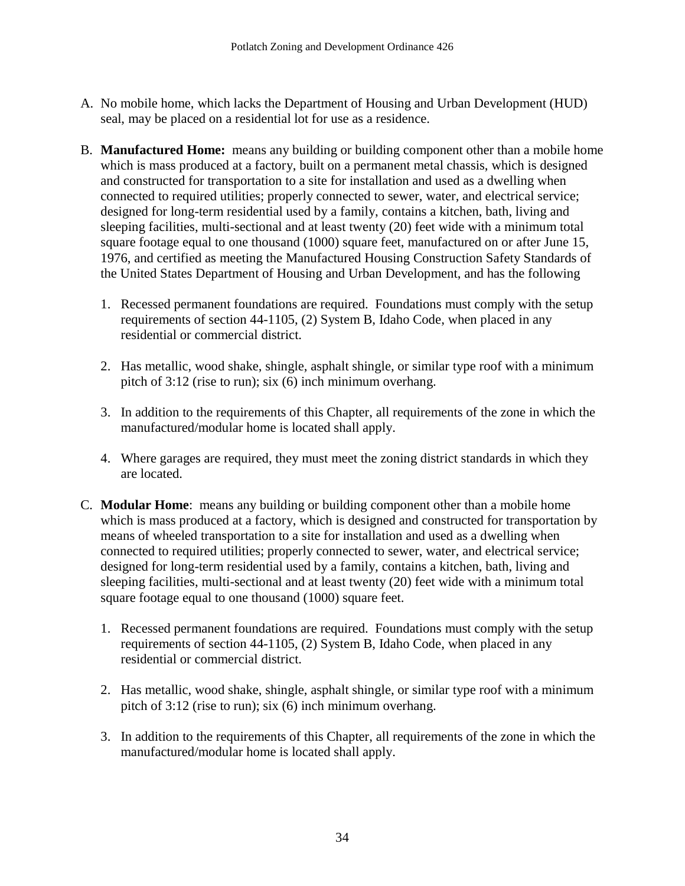A. No mobile home, which lacks the Department of Housing and Urban Development (HUD) seal, may be placed on a residential lot for use as a residence.

B. **Manufactured Home:** means any building or building component other than a mobile home which is mass produced at a factory, built on a permanent metal chassis, which is designed and constructed for transportation to a site for installation and used as a dwelling when connected to required utilities; properly connected to sewer, water, and electrical service; designed for long-term residential used by a family, contains a kitchen, bath, living and sleeping facilities, multi-sectional and at least twenty (20) feet wide with a minimum total square footage equal to one thousand (1000) square feet, manufactured on or after June 15, 1976, and certified as meeting the Manufactured Housing Construction Safety Standards of the United States Department of Housing and Urban Development, and has the following

   1. Recessed permanent foundations are required. Foundations must comply with the setup requirements of section 44-1105, (2) System B, Idaho Code, when placed in any residential or commercial district.

   2. Has metallic, wood shake, shingle, asphalt shingle, or similar type roof with a minimum pitch of 3:12 (rise to run); six (6) inch minimum overhang.

   3. In addition to the requirements of this Chapter, all requirements of the zone in which the manufactured/modular home is located shall apply.

   4. Where garages are required, they must meet the zoning district standards in which they are located.

C. **Modular Home**: means any building or building component other than a mobile home which is mass produced at a factory, which is designed and constructed for transportation by means of wheeled transportation to a site for installation and used as a dwelling when connected to required utilities; properly connected to sewer, water, and electrical service; designed for long-term residential used by a family, contains a kitchen, bath, living and sleeping facilities, multi-sectional and at least twenty (20) feet wide with a minimum total square footage equal to one thousand (1000) square feet.

   1. Recessed permanent foundations are required. Foundations must comply with the setup requirements of section 44-1105, (2) System B, Idaho Code, when placed in any residential or commercial district.

   2. Has metallic, wood shake, shingle, asphalt shingle, or similar type roof with a minimum pitch of 3:12 (rise to run); six (6) inch minimum overhang.

   3. In addition to the requirements of this Chapter, all requirements of the zone in which the manufactured/modular home is located shall apply.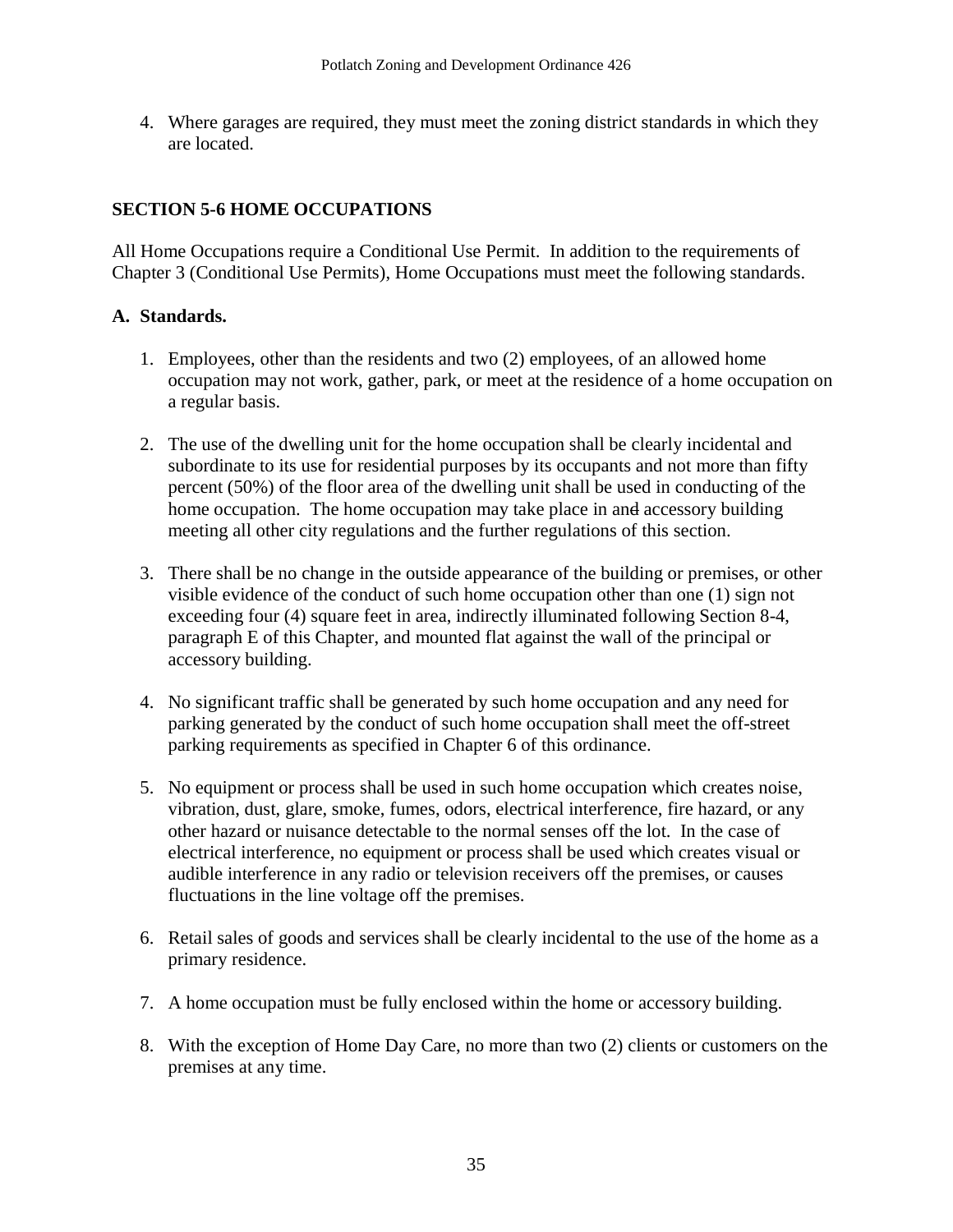4. Where garages are required, they must meet the zoning district standards in which they are located.

## SECTION 5-6 HOME OCCUPATIONS

All Home Occupations require a Conditional Use Permit. In addition to the requirements of Chapter 3 (Conditional Use Permits), Home Occupations must meet the following standards.

### A. Standards.

1. Employees, other than the residents and two (2) employees, of an allowed home occupation may not work, gather, park, or meet at the residence of a home occupation on a regular basis.

2. The use of the dwelling unit for the home occupation shall be clearly incidental and subordinate to its use for residential purposes by its occupants and not more than fifty percent (50%) of the floor area of the dwelling unit shall be used in conducting of the home occupation. The home occupation may take place in and accessory building meeting all other city regulations and the further regulations of this section.

3. There shall be no change in the outside appearance of the building or premises, or other visible evidence of the conduct of such home occupation other than one (1) sign not exceeding four (4) square feet in area, indirectly illuminated following Section 8-4, paragraph E of this Chapter, and mounted flat against the wall of the principal or accessory building.

4. No significant traffic shall be generated by such home occupation and any need for parking generated by the conduct of such home occupation shall meet the off-street parking requirements as specified in Chapter 6 of this ordinance.

5. No equipment or process shall be used in such home occupation which creates noise, vibration, dust, glare, smoke, fumes, odors, electrical interference, fire hazard, or any other hazard or nuisance detectable to the normal senses off the lot. In the case of electrical interference, no equipment or process shall be used which creates visual or audible interference in any radio or television receivers off the premises, or causes fluctuations in the line voltage off the premises.

6. Retail sales of goods and services shall be clearly incidental to the use of the home as a primary residence.

7. A home occupation must be fully enclosed within the home or accessory building.

8. With the exception of Home Day Care, no more than two (2) clients or customers on the premises at any time.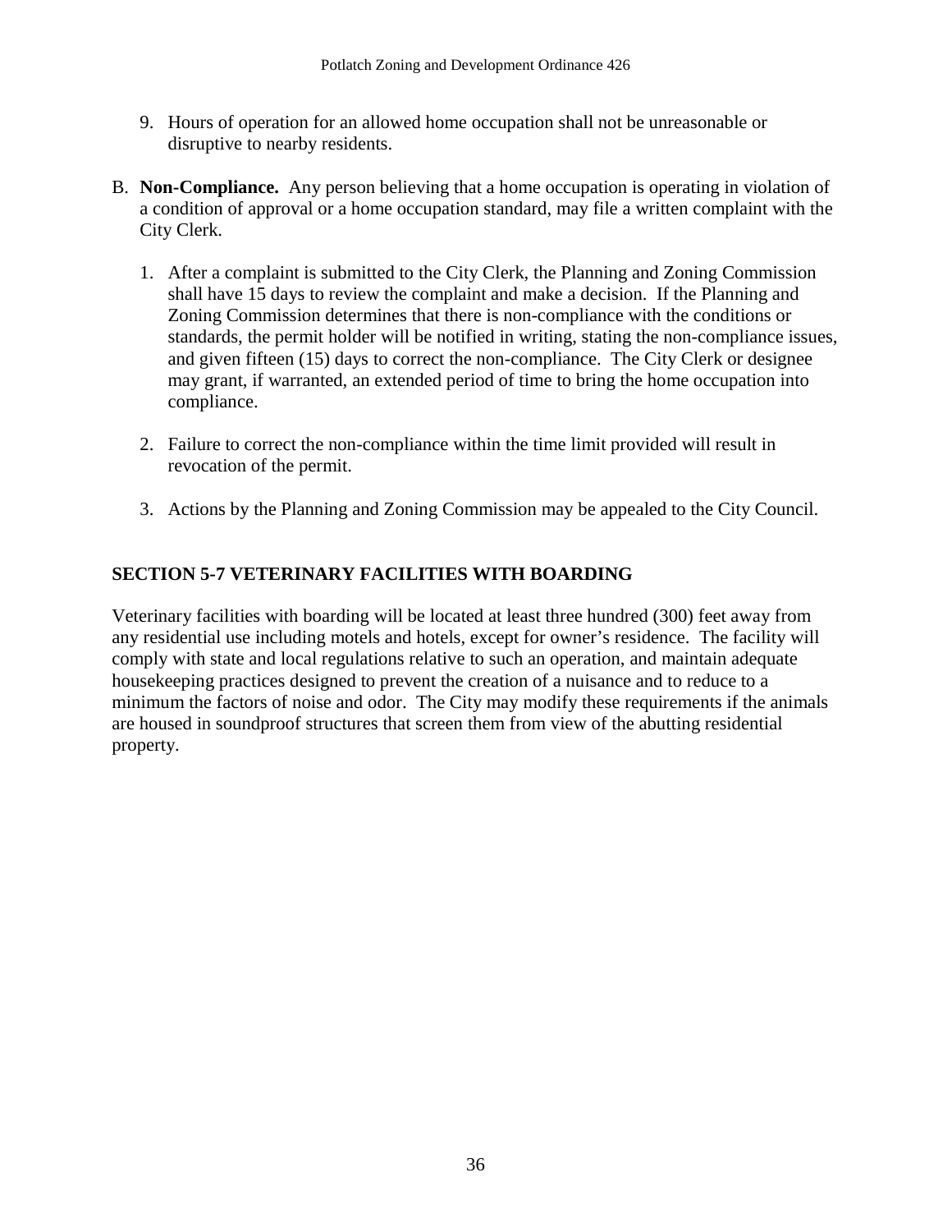9. Hours of operation for an allowed home occupation shall not be unreasonable or disruptive to nearby residents.

B. **Non-Compliance.** Any person believing that a home occupation is operating in violation of a condition of approval or a home occupation standard, may file a written complaint with the City Clerk.

   1. After a complaint is submitted to the City Clerk, the Planning and Zoning Commission shall have 15 days to review the complaint and make a decision. If the Planning and Zoning Commission determines that there is non-compliance with the conditions or standards, the permit holder will be notified in writing, stating the non-compliance issues, and given fifteen (15) days to correct the non-compliance. The City Clerk or designee may grant, if warranted, an extended period of time to bring the home occupation into compliance.

   2. Failure to correct the non-compliance within the time limit provided will result in revocation of the permit.

   3. Actions by the Planning and Zoning Commission may be appealed to the City Council.

## SECTION 5-7 VETERINARY FACILITIES WITH BOARDING

Veterinary facilities with boarding will be located at least three hundred (300) feet away from any residential use including motels and hotels, except for owner's residence. The facility will comply with state and local regulations relative to such an operation, and maintain adequate housekeeping practices designed to prevent the creation of a nuisance and to reduce to a minimum the factors of noise and odor. The City may modify these requirements if the animals are housed in soundproof structures that screen them from view of the abutting residential property.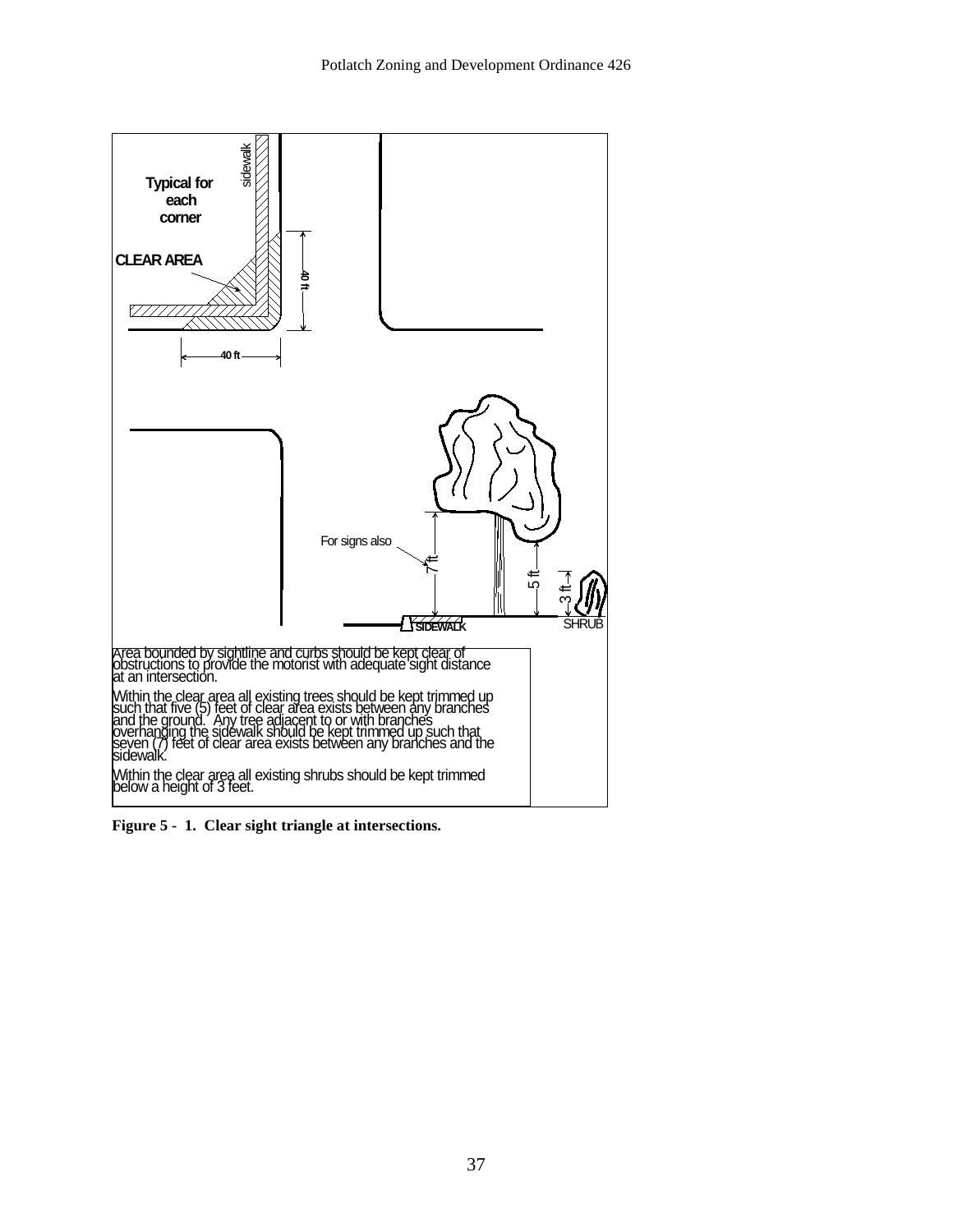Typical for each corner

CLEAR AREA

sidewalk

40 ft

40 ft

For signs also

7 ft

5 ft

3 ft

SIDEWALK

SHRUB

Area bounded by sightline and curbs should be kept clear of obstructions to provide the motorist with adequate sight distance at an intersection.

Within the clear area all existing trees should be kept trimmed up such that five (5) feet of clear area exists between any branches and the ground. Any tree adjacent to or with branches overhanging the sidewalk should be kept trimmed up such that seven (7) feet of clear area exists between any branches and the sidewalk.

Within the clear area all existing shrubs should be kept trimmed below a height of 3 feet.

**Figure 5 - 1. Clear sight triangle at intersections.**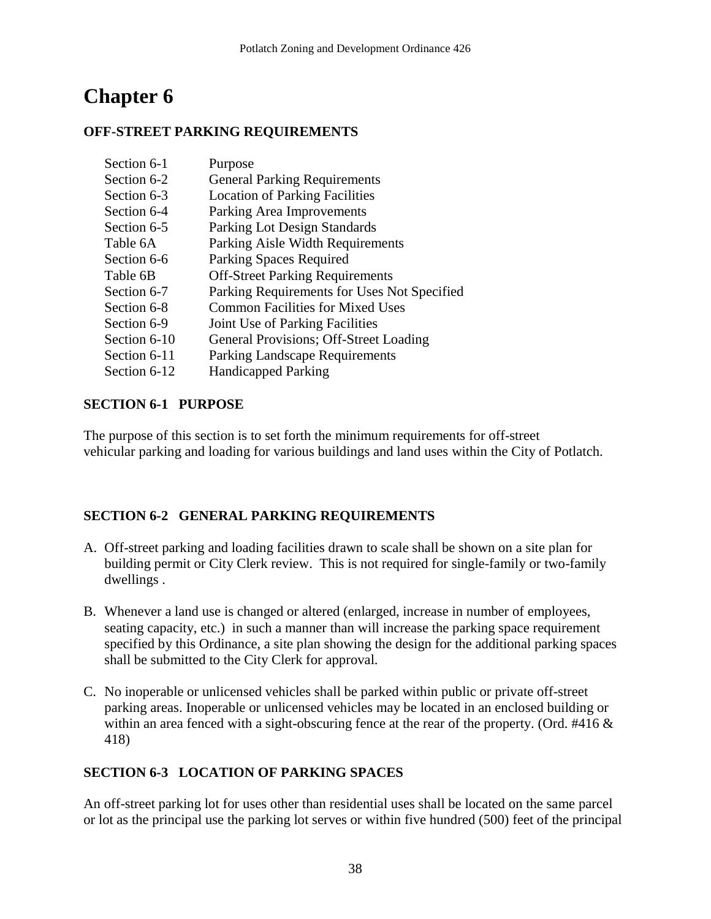# Chapter 6

**OFF-STREET PARKING REQUIREMENTS**

| | |
|---|---|
| Section 6-1 | Purpose |
| Section 6-2 | General Parking Requirements |
| Section 6-3 | Location of Parking Facilities |
| Section 6-4 | Parking Area Improvements |
| Section 6-5 | Parking Lot Design Standards |
| Table 6A | Parking Aisle Width Requirements |
| Section 6-6 | Parking Spaces Required |
| Table 6B | Off-Street Parking Requirements |
| Section 6-7 | Parking Requirements for Uses Not Specified |
| Section 6-8 | Common Facilities for Mixed Uses |
| Section 6-9 | Joint Use of Parking Facilities |
| Section 6-10 | General Provisions; Off-Street Loading |
| Section 6-11 | Parking Landscape Requirements |
| Section 6-12 | Handicapped Parking |

**SECTION 6-1 PURPOSE**

The purpose of this section is to set forth the minimum requirements for off-street vehicular parking and loading for various buildings and land uses within the City of Potlatch.

**SECTION 6-2 GENERAL PARKING REQUIREMENTS**

A. Off-street parking and loading facilities drawn to scale shall be shown on a site plan for building permit or City Clerk review. This is not required for single-family or two-family dwellings .

B. Whenever a land use is changed or altered (enlarged, increase in number of employees, seating capacity, etc.) in such a manner than will increase the parking space requirement specified by this Ordinance, a site plan showing the design for the additional parking spaces shall be submitted to the City Clerk for approval.

C. No inoperable or unlicensed vehicles shall be parked within public or private off-street parking areas. Inoperable or unlicensed vehicles may be located in an enclosed building or within an area fenced with a sight-obscuring fence at the rear of the property. (Ord. #416 & 418)

**SECTION 6-3 LOCATION OF PARKING SPACES**

An off-street parking lot for uses other than residential uses shall be located on the same parcel or lot as the principal use the parking lot serves or within five hundred (500) feet of the principal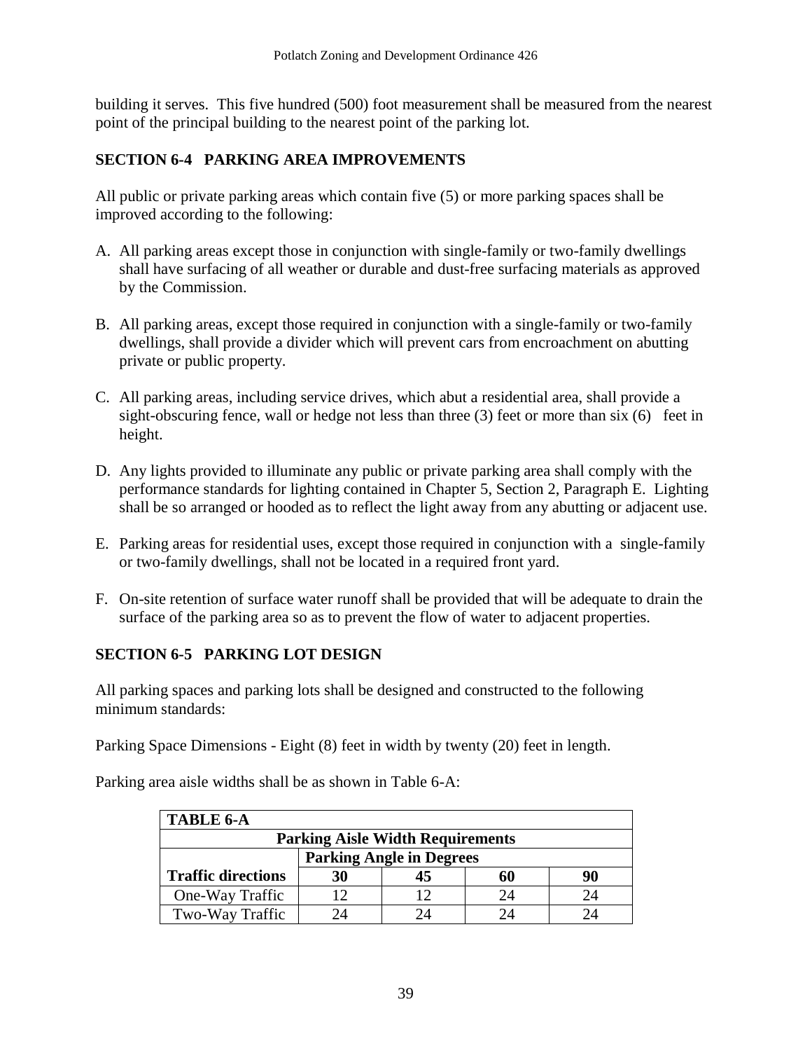building it serves. This five hundred (500) foot measurement shall be measured from the nearest point of the principal building to the nearest point of the parking lot.

## SECTION 6-4 PARKING AREA IMPROVEMENTS

All public or private parking areas which contain five (5) or more parking spaces shall be improved according to the following:

A. All parking areas except those in conjunction with single-family or two-family dwellings shall have surfacing of all weather or durable and dust-free surfacing materials as approved by the Commission.

B. All parking areas, except those required in conjunction with a single-family or two-family dwellings, shall provide a divider which will prevent cars from encroachment on abutting private or public property.

C. All parking areas, including service drives, which abut a residential area, shall provide a sight-obscuring fence, wall or hedge not less than three (3) feet or more than six (6) feet in height.

D. Any lights provided to illuminate any public or private parking area shall comply with the performance standards for lighting contained in Chapter 5, Section 2, Paragraph E. Lighting shall be so arranged or hooded as to reflect the light away from any abutting or adjacent use.

E. Parking areas for residential uses, except those required in conjunction with a single-family or two-family dwellings, shall not be located in a required front yard.

F. On-site retention of surface water runoff shall be provided that will be adequate to drain the surface of the parking area so as to prevent the flow of water to adjacent properties.

## SECTION 6-5 PARKING LOT DESIGN

All parking spaces and parking lots shall be designed and constructed to the following minimum standards:

Parking Space Dimensions - Eight (8) feet in width by twenty (20) feet in length.

Parking area aisle widths shall be as shown in Table 6-A:

| TABLE 6-A | | | | |
|---|---|---|---|---|
| **Parking Aisle Width Requirements** | | | | |
| | **Parking Angle in Degrees** | | | |
| **Traffic directions** | **30** | **45** | **60** | **90** |
| One-Way Traffic | 12 | 12 | 24 | 24 |
| Two-Way Traffic | 24 | 24 | 24 | 24 |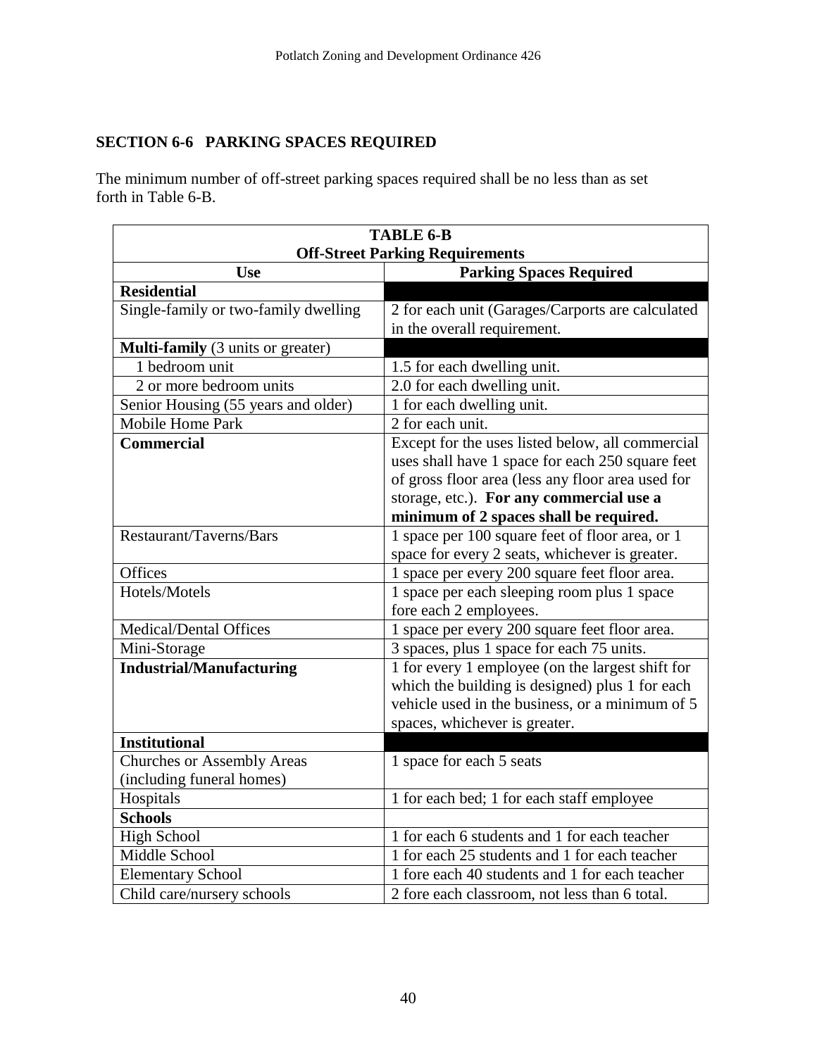## SECTION 6-6 PARKING SPACES REQUIRED

The minimum number of off-street parking spaces required shall be no less than as set forth in Table 6-B.

| TABLE 6-B<br>Off-Street Parking Requirements | |
|---|---|
| **Use** | **Parking Spaces Required** |
| **Residential** | |
| Single-family or two-family dwelling | 2 for each unit (Garages/Carports are calculated in the overall requirement. |
| **Multi-family** (3 units or greater) | |
| 1 bedroom unit | 1.5 for each dwelling unit. |
| 2 or more bedroom units | 2.0 for each dwelling unit. |
| Senior Housing (55 years and older) | 1 for each dwelling unit. |
| Mobile Home Park | 2 for each unit. |
| **Commercial** | Except for the uses listed below, all commercial uses shall have 1 space for each 250 square feet of gross floor area (less any floor area used for storage, etc.). **For any commercial use a minimum of 2 spaces shall be required.** |
| Restaurant/Taverns/Bars | 1 space per 100 square feet of floor area, or 1 space for every 2 seats, whichever is greater. |
| Offices | 1 space per every 200 square feet floor area. |
| Hotels/Motels | 1 space per each sleeping room plus 1 space fore each 2 employees. |
| Medical/Dental Offices | 1 space per every 200 square feet floor area. |
| Mini-Storage | 3 spaces, plus 1 space for each 75 units. |
| **Industrial/Manufacturing** | 1 for every 1 employee (on the largest shift for which the building is designed) plus 1 for each vehicle used in the business, or a minimum of 5 spaces, whichever is greater. |
| **Institutional** | |
| Churches or Assembly Areas (including funeral homes) | 1 space for each 5 seats |
| Hospitals | 1 for each bed; 1 for each staff employee |
| **Schools** | |
| High School | 1 for each 6 students and 1 for each teacher |
| Middle School | 1 for each 25 students and 1 for each teacher |
| Elementary School | 1 fore each 40 students and 1 for each teacher |
| Child care/nursery schools | 2 fore each classroom, not less than 6 total. |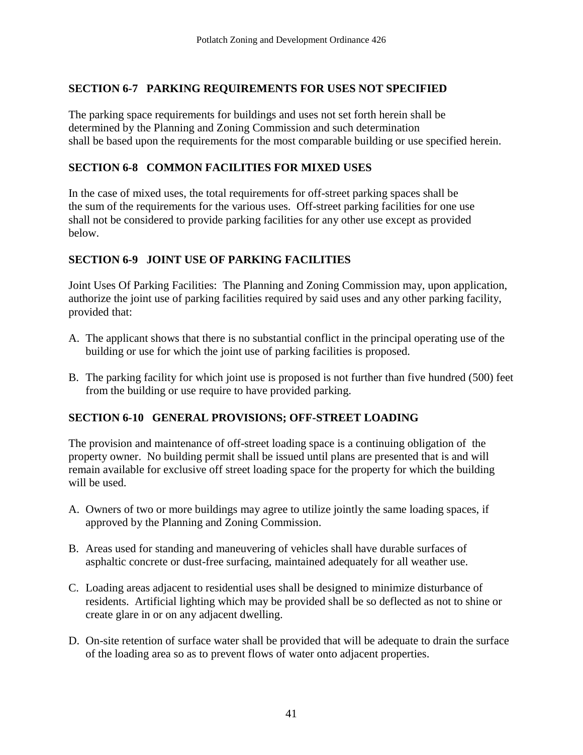## SECTION 6-7 PARKING REQUIREMENTS FOR USES NOT SPECIFIED

The parking space requirements for buildings and uses not set forth herein shall be determined by the Planning and Zoning Commission and such determination shall be based upon the requirements for the most comparable building or use specified herein.

## SECTION 6-8 COMMON FACILITIES FOR MIXED USES

In the case of mixed uses, the total requirements for off-street parking spaces shall be the sum of the requirements for the various uses. Off-street parking facilities for one use shall not be considered to provide parking facilities for any other use except as provided below.

## SECTION 6-9 JOINT USE OF PARKING FACILITIES

Joint Uses Of Parking Facilities: The Planning and Zoning Commission may, upon application, authorize the joint use of parking facilities required by said uses and any other parking facility, provided that:

A. The applicant shows that there is no substantial conflict in the principal operating use of the building or use for which the joint use of parking facilities is proposed.

B. The parking facility for which joint use is proposed is not further than five hundred (500) feet from the building or use require to have provided parking.

## SECTION 6-10 GENERAL PROVISIONS; OFF-STREET LOADING

The provision and maintenance of off-street loading space is a continuing obligation of the property owner. No building permit shall be issued until plans are presented that is and will remain available for exclusive off street loading space for the property for which the building will be used.

A. Owners of two or more buildings may agree to utilize jointly the same loading spaces, if approved by the Planning and Zoning Commission.

B. Areas used for standing and maneuvering of vehicles shall have durable surfaces of asphaltic concrete or dust-free surfacing, maintained adequately for all weather use.

C. Loading areas adjacent to residential uses shall be designed to minimize disturbance of residents. Artificial lighting which may be provided shall be so deflected as not to shine or create glare in or on any adjacent dwelling.

D. On-site retention of surface water shall be provided that will be adequate to drain the surface of the loading area so as to prevent flows of water onto adjacent properties.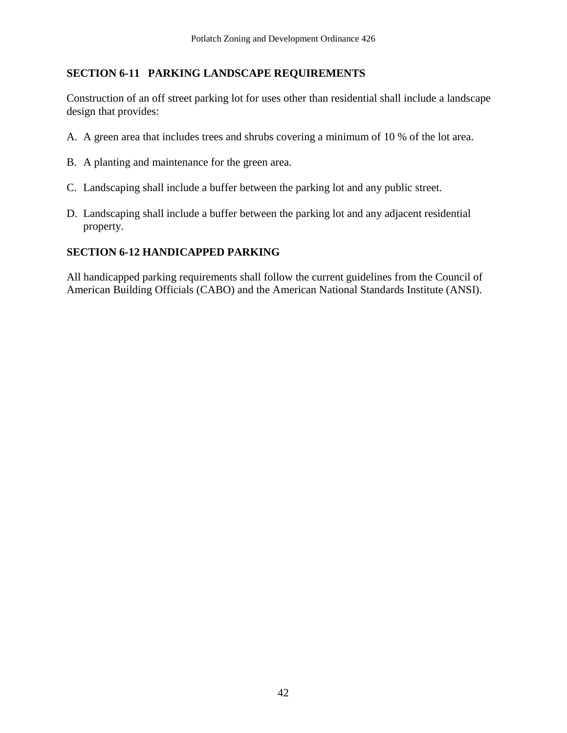## SECTION 6-11 PARKING LANDSCAPE REQUIREMENTS

Construction of an off street parking lot for uses other than residential shall include a landscape design that provides:

A. A green area that includes trees and shrubs covering a minimum of 10 % of the lot area.

B. A planting and maintenance for the green area.

C. Landscaping shall include a buffer between the parking lot and any public street.

D. Landscaping shall include a buffer between the parking lot and any adjacent residential property.

## SECTION 6-12 HANDICAPPED PARKING

All handicapped parking requirements shall follow the current guidelines from the Council of American Building Officials (CABO) and the American National Standards Institute (ANSI).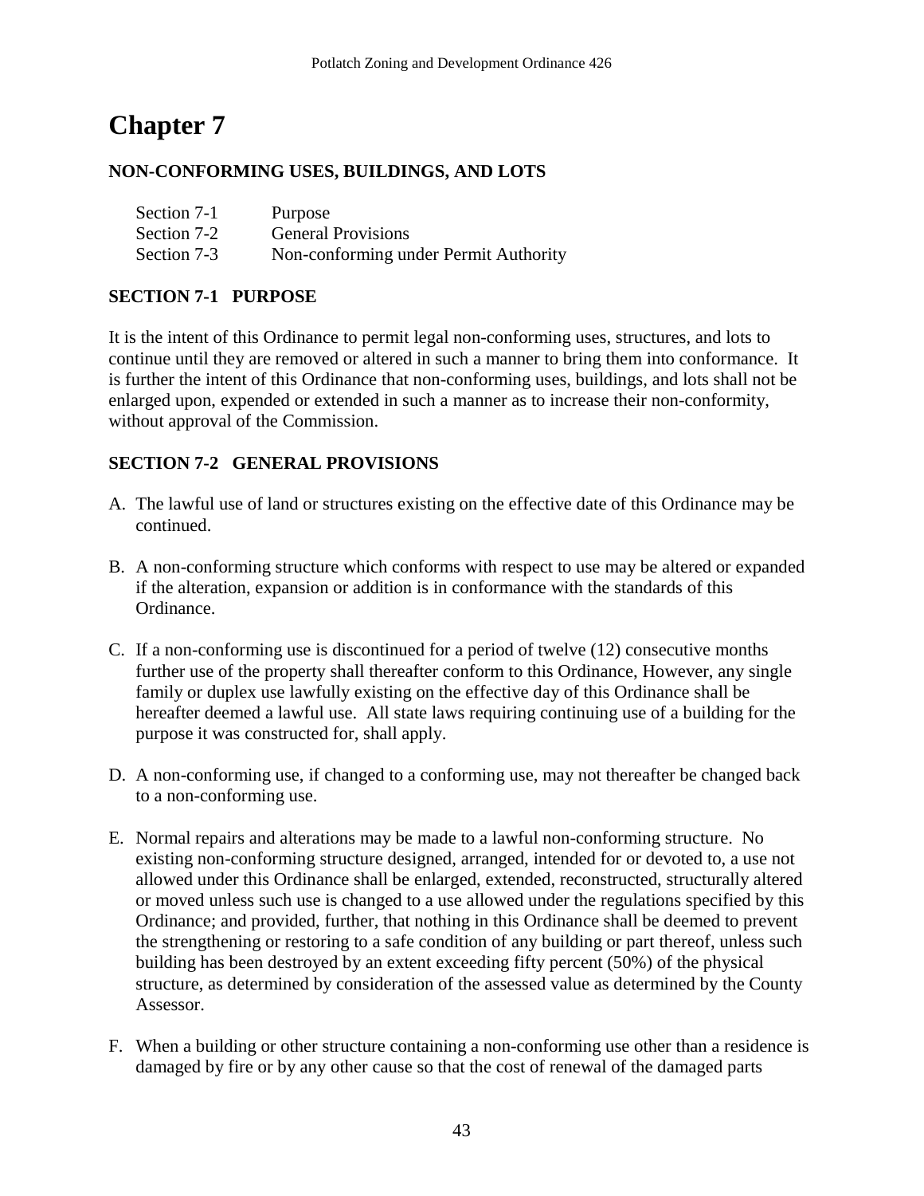# Chapter 7

## NON-CONFORMING USES, BUILDINGS, AND LOTS

| | |
|---|---|
| Section 7-1 | Purpose |
| Section 7-2 | General Provisions |
| Section 7-3 | Non-conforming under Permit Authority |

### SECTION 7-1 PURPOSE

It is the intent of this Ordinance to permit legal non-conforming uses, structures, and lots to continue until they are removed or altered in such a manner to bring them into conformance. It is further the intent of this Ordinance that non-conforming uses, buildings, and lots shall not be enlarged upon, expended or extended in such a manner as to increase their non-conformity, without approval of the Commission.

### SECTION 7-2 GENERAL PROVISIONS

A. The lawful use of land or structures existing on the effective date of this Ordinance may be continued.

B. A non-conforming structure which conforms with respect to use may be altered or expanded if the alteration, expansion or addition is in conformance with the standards of this Ordinance.

C. If a non-conforming use is discontinued for a period of twelve (12) consecutive months further use of the property shall thereafter conform to this Ordinance, However, any single family or duplex use lawfully existing on the effective day of this Ordinance shall be hereafter deemed a lawful use. All state laws requiring continuing use of a building for the purpose it was constructed for, shall apply.

D. A non-conforming use, if changed to a conforming use, may not thereafter be changed back to a non-conforming use.

E. Normal repairs and alterations may be made to a lawful non-conforming structure. No existing non-conforming structure designed, arranged, intended for or devoted to, a use not allowed under this Ordinance shall be enlarged, extended, reconstructed, structurally altered or moved unless such use is changed to a use allowed under the regulations specified by this Ordinance; and provided, further, that nothing in this Ordinance shall be deemed to prevent the strengthening or restoring to a safe condition of any building or part thereof, unless such building has been destroyed by an extent exceeding fifty percent (50%) of the physical structure, as determined by consideration of the assessed value as determined by the County Assessor.

F. When a building or other structure containing a non-conforming use other than a residence is damaged by fire or by any other cause so that the cost of renewal of the damaged parts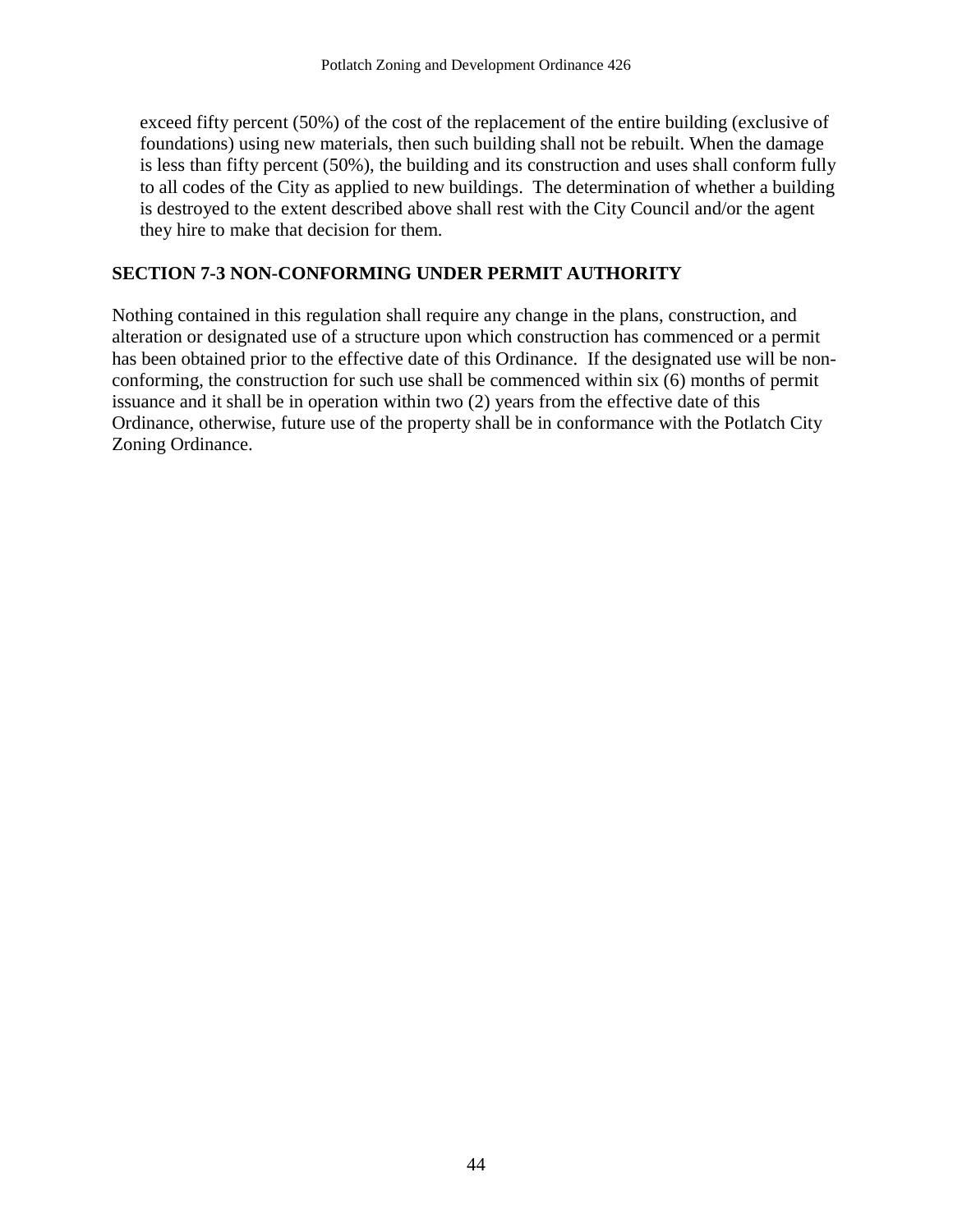exceed fifty percent (50%) of the cost of the replacement of the entire building (exclusive of foundations) using new materials, then such building shall not be rebuilt. When the damage is less than fifty percent (50%), the building and its construction and uses shall conform fully to all codes of the City as applied to new buildings. The determination of whether a building is destroyed to the extent described above shall rest with the City Council and/or the agent they hire to make that decision for them.

## SECTION 7-3 NON-CONFORMING UNDER PERMIT AUTHORITY

Nothing contained in this regulation shall require any change in the plans, construction, and alteration or designated use of a structure upon which construction has commenced or a permit has been obtained prior to the effective date of this Ordinance. If the designated use will be non-conforming, the construction for such use shall be commenced within six (6) months of permit issuance and it shall be in operation within two (2) years from the effective date of this Ordinance, otherwise, future use of the property shall be in conformance with the Potlatch City Zoning Ordinance.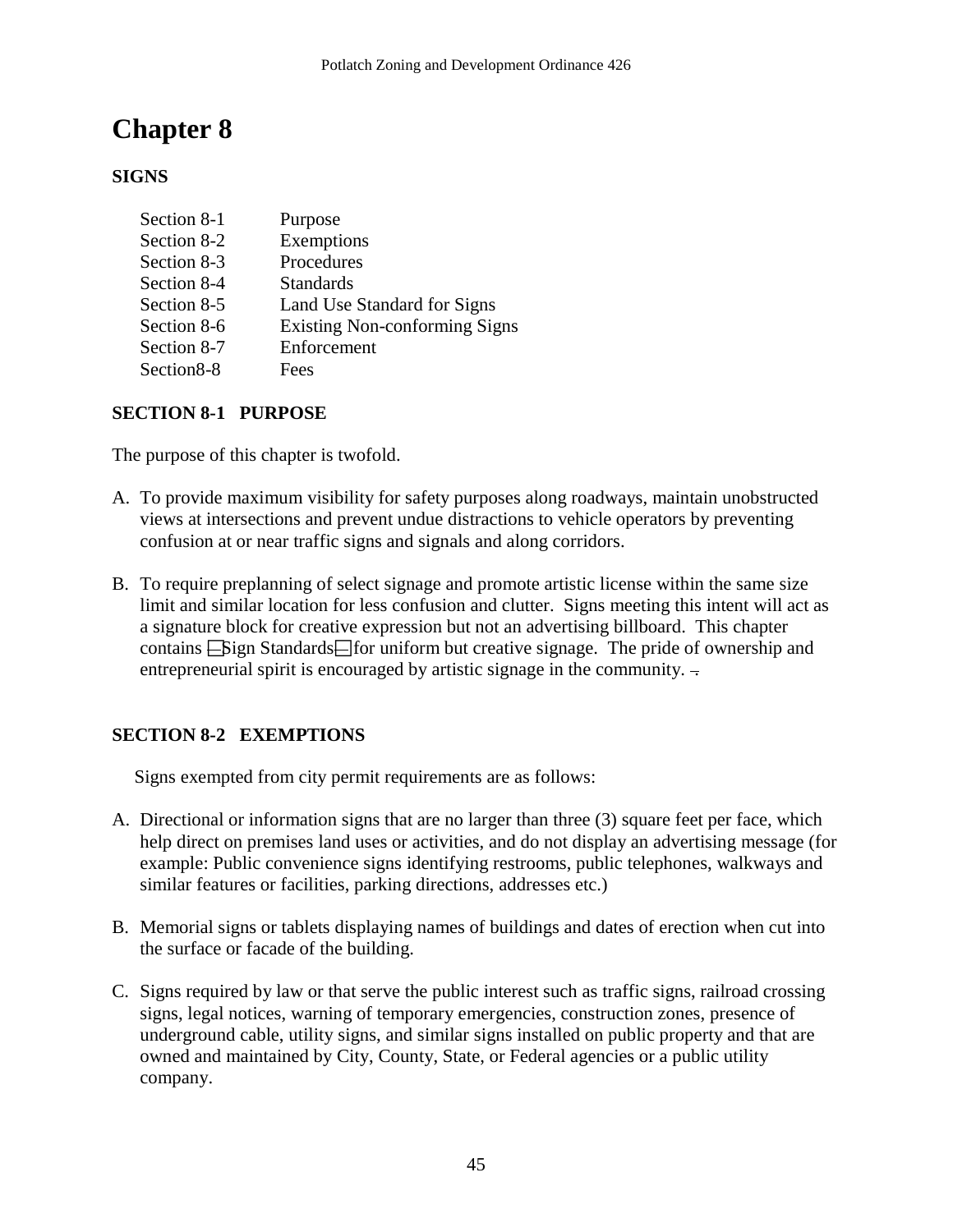# Chapter 8

**SIGNS**

| | |
|---|---|
| Section 8-1 | Purpose |
| Section 8-2 | Exemptions |
| Section 8-3 | Procedures |
| Section 8-4 | Standards |
| Section 8-5 | Land Use Standard for Signs |
| Section 8-6 | Existing Non-conforming Signs |
| Section 8-7 | Enforcement |
| Section8-8 | Fees |

### SECTION 8-1 PURPOSE

The purpose of this chapter is twofold.

A. To provide maximum visibility for safety purposes along roadways, maintain unobstructed views at intersections and prevent undue distractions to vehicle operators by preventing confusion at or near traffic signs and signals and along corridors.

B. To require preplanning of select signage and promote artistic license within the same size limit and similar location for less confusion and clutter. Signs meeting this intent will act as a signature block for creative expression but not an advertising billboard. This chapter contains "Sign Standards" for uniform but creative signage. The pride of ownership and entrepreneurial spirit is encouraged by artistic signage in the community.

### SECTION 8-2 EXEMPTIONS

Signs exempted from city permit requirements are as follows:

A. Directional or information signs that are no larger than three (3) square feet per face, which help direct on premises land uses or activities, and do not display an advertising message (for example: Public convenience signs identifying restrooms, public telephones, walkways and similar features or facilities, parking directions, addresses etc.)

B. Memorial signs or tablets displaying names of buildings and dates of erection when cut into the surface or facade of the building.

C. Signs required by law or that serve the public interest such as traffic signs, railroad crossing signs, legal notices, warning of temporary emergencies, construction zones, presence of underground cable, utility signs, and similar signs installed on public property and that are owned and maintained by City, County, State, or Federal agencies or a public utility company.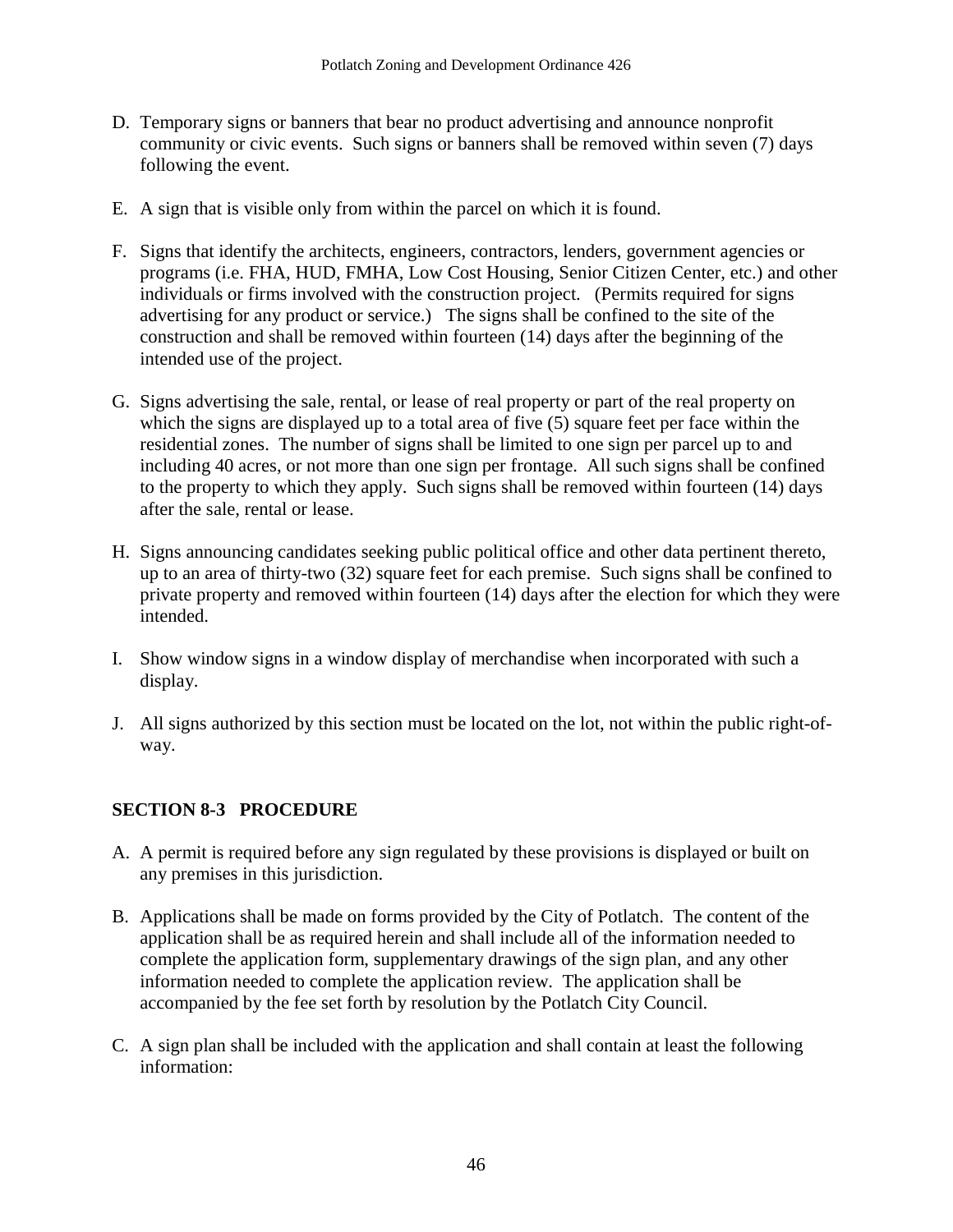D. Temporary signs or banners that bear no product advertising and announce nonprofit community or civic events. Such signs or banners shall be removed within seven (7) days following the event.

E. A sign that is visible only from within the parcel on which it is found.

F. Signs that identify the architects, engineers, contractors, lenders, government agencies or programs (i.e. FHA, HUD, FMHA, Low Cost Housing, Senior Citizen Center, etc.) and other individuals or firms involved with the construction project. (Permits required for signs advertising for any product or service.) The signs shall be confined to the site of the construction and shall be removed within fourteen (14) days after the beginning of the intended use of the project.

G. Signs advertising the sale, rental, or lease of real property or part of the real property on which the signs are displayed up to a total area of five (5) square feet per face within the residential zones. The number of signs shall be limited to one sign per parcel up to and including 40 acres, or not more than one sign per frontage. All such signs shall be confined to the property to which they apply. Such signs shall be removed within fourteen (14) days after the sale, rental or lease.

H. Signs announcing candidates seeking public political office and other data pertinent thereto, up to an area of thirty-two (32) square feet for each premise. Such signs shall be confined to private property and removed within fourteen (14) days after the election for which they were intended.

I. Show window signs in a window display of merchandise when incorporated with such a display.

J. All signs authorized by this section must be located on the lot, not within the public right-of-way.

## SECTION 8-3 PROCEDURE

A. A permit is required before any sign regulated by these provisions is displayed or built on any premises in this jurisdiction.

B. Applications shall be made on forms provided by the City of Potlatch. The content of the application shall be as required herein and shall include all of the information needed to complete the application form, supplementary drawings of the sign plan, and any other information needed to complete the application review. The application shall be accompanied by the fee set forth by resolution by the Potlatch City Council.

C. A sign plan shall be included with the application and shall contain at least the following information: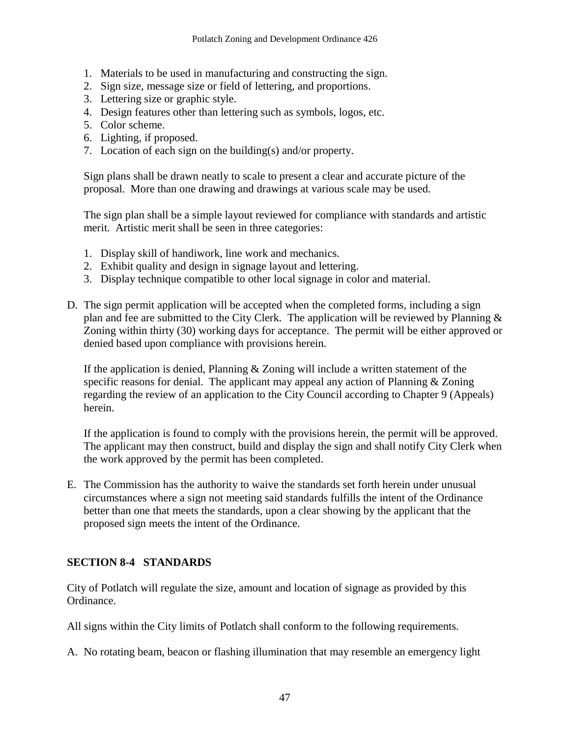1. Materials to be used in manufacturing and constructing the sign.
2. Sign size, message size or field of lettering, and proportions.
3. Lettering size or graphic style.
4. Design features other than lettering such as symbols, logos, etc.
5. Color scheme.
6. Lighting, if proposed.
7. Location of each sign on the building(s) and/or property.

Sign plans shall be drawn neatly to scale to present a clear and accurate picture of the proposal. More than one drawing and drawings at various scale may be used.

The sign plan shall be a simple layout reviewed for compliance with standards and artistic merit. Artistic merit shall be seen in three categories:

1. Display skill of handiwork, line work and mechanics.
2. Exhibit quality and design in signage layout and lettering.
3. Display technique compatible to other local signage in color and material.

D. The sign permit application will be accepted when the completed forms, including a sign plan and fee are submitted to the City Clerk. The application will be reviewed by Planning & Zoning within thirty (30) working days for acceptance. The permit will be either approved or denied based upon compliance with provisions herein.

   If the application is denied, Planning & Zoning will include a written statement of the specific reasons for denial. The applicant may appeal any action of Planning & Zoning regarding the review of an application to the City Council according to Chapter 9 (Appeals) herein.

   If the application is found to comply with the provisions herein, the permit will be approved. The applicant may then construct, build and display the sign and shall notify City Clerk when the work approved by the permit has been completed.

E. The Commission has the authority to waive the standards set forth herein under unusual circumstances where a sign not meeting said standards fulfills the intent of the Ordinance better than one that meets the standards, upon a clear showing by the applicant that the proposed sign meets the intent of the Ordinance.

## SECTION 8-4 STANDARDS

City of Potlatch will regulate the size, amount and location of signage as provided by this Ordinance.

All signs within the City limits of Potlatch shall conform to the following requirements.

A. No rotating beam, beacon or flashing illumination that may resemble an emergency light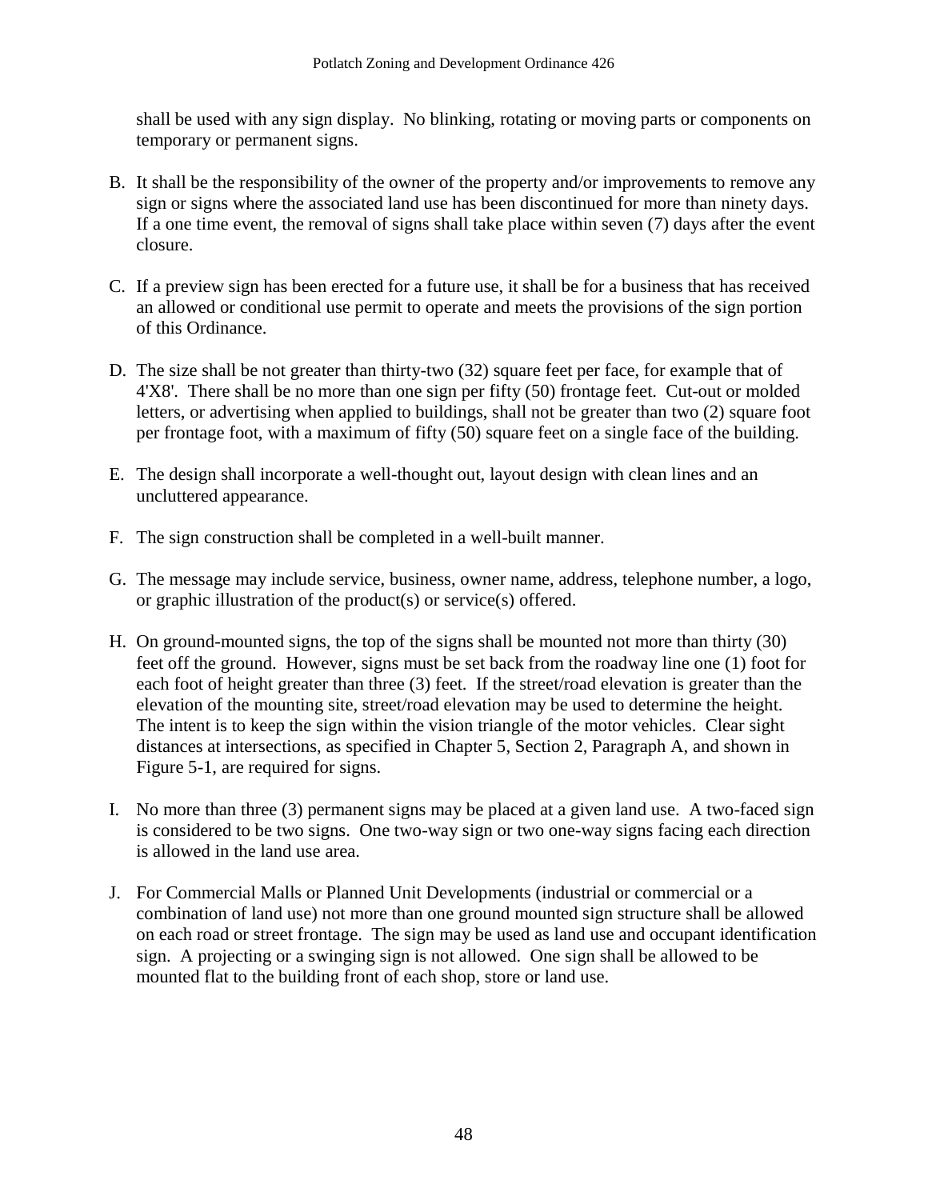shall be used with any sign display. No blinking, rotating or moving parts or components on temporary or permanent signs.

B. It shall be the responsibility of the owner of the property and/or improvements to remove any sign or signs where the associated land use has been discontinued for more than ninety days. If a one time event, the removal of signs shall take place within seven (7) days after the event closure.

C. If a preview sign has been erected for a future use, it shall be for a business that has received an allowed or conditional use permit to operate and meets the provisions of the sign portion of this Ordinance.

D. The size shall be not greater than thirty-two (32) square feet per face, for example that of 4'X8'. There shall be no more than one sign per fifty (50) frontage feet. Cut-out or molded letters, or advertising when applied to buildings, shall not be greater than two (2) square foot per frontage foot, with a maximum of fifty (50) square feet on a single face of the building.

E. The design shall incorporate a well-thought out, layout design with clean lines and an uncluttered appearance.

F. The sign construction shall be completed in a well-built manner.

G. The message may include service, business, owner name, address, telephone number, a logo, or graphic illustration of the product(s) or service(s) offered.

H. On ground-mounted signs, the top of the signs shall be mounted not more than thirty (30) feet off the ground. However, signs must be set back from the roadway line one (1) foot for each foot of height greater than three (3) feet. If the street/road elevation is greater than the elevation of the mounting site, street/road elevation may be used to determine the height. The intent is to keep the sign within the vision triangle of the motor vehicles. Clear sight distances at intersections, as specified in Chapter 5, Section 2, Paragraph A, and shown in Figure 5-1, are required for signs.

I. No more than three (3) permanent signs may be placed at a given land use. A two-faced sign is considered to be two signs. One two-way sign or two one-way signs facing each direction is allowed in the land use area.

J. For Commercial Malls or Planned Unit Developments (industrial or commercial or a combination of land use) not more than one ground mounted sign structure shall be allowed on each road or street frontage. The sign may be used as land use and occupant identification sign. A projecting or a swinging sign is not allowed. One sign shall be allowed to be mounted flat to the building front of each shop, store or land use.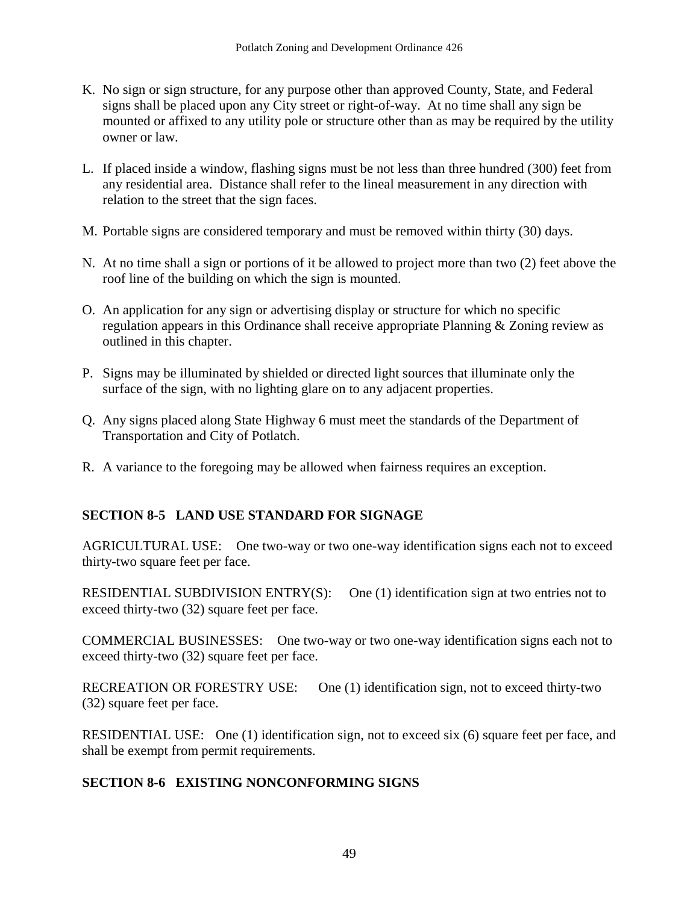K. No sign or sign structure, for any purpose other than approved County, State, and Federal signs shall be placed upon any City street or right-of-way. At no time shall any sign be mounted or affixed to any utility pole or structure other than as may be required by the utility owner or law.

L. If placed inside a window, flashing signs must be not less than three hundred (300) feet from any residential area. Distance shall refer to the lineal measurement in any direction with relation to the street that the sign faces.

M. Portable signs are considered temporary and must be removed within thirty (30) days.

N. At no time shall a sign or portions of it be allowed to project more than two (2) feet above the roof line of the building on which the sign is mounted.

O. An application for any sign or advertising display or structure for which no specific regulation appears in this Ordinance shall receive appropriate Planning & Zoning review as outlined in this chapter.

P. Signs may be illuminated by shielded or directed light sources that illuminate only the surface of the sign, with no lighting glare on to any adjacent properties.

Q. Any signs placed along State Highway 6 must meet the standards of the Department of Transportation and City of Potlatch.

R. A variance to the foregoing may be allowed when fairness requires an exception.

## SECTION 8-5 LAND USE STANDARD FOR SIGNAGE

AGRICULTURAL USE: One two-way or two one-way identification signs each not to exceed thirty-two square feet per face.

RESIDENTIAL SUBDIVISION ENTRY(S): One (1) identification sign at two entries not to exceed thirty-two (32) square feet per face.

COMMERCIAL BUSINESSES: One two-way or two one-way identification signs each not to exceed thirty-two (32) square feet per face.

RECREATION OR FORESTRY USE: One (1) identification sign, not to exceed thirty-two (32) square feet per face.

RESIDENTIAL USE: One (1) identification sign, not to exceed six (6) square feet per face, and shall be exempt from permit requirements.

## SECTION 8-6 EXISTING NONCONFORMING SIGNS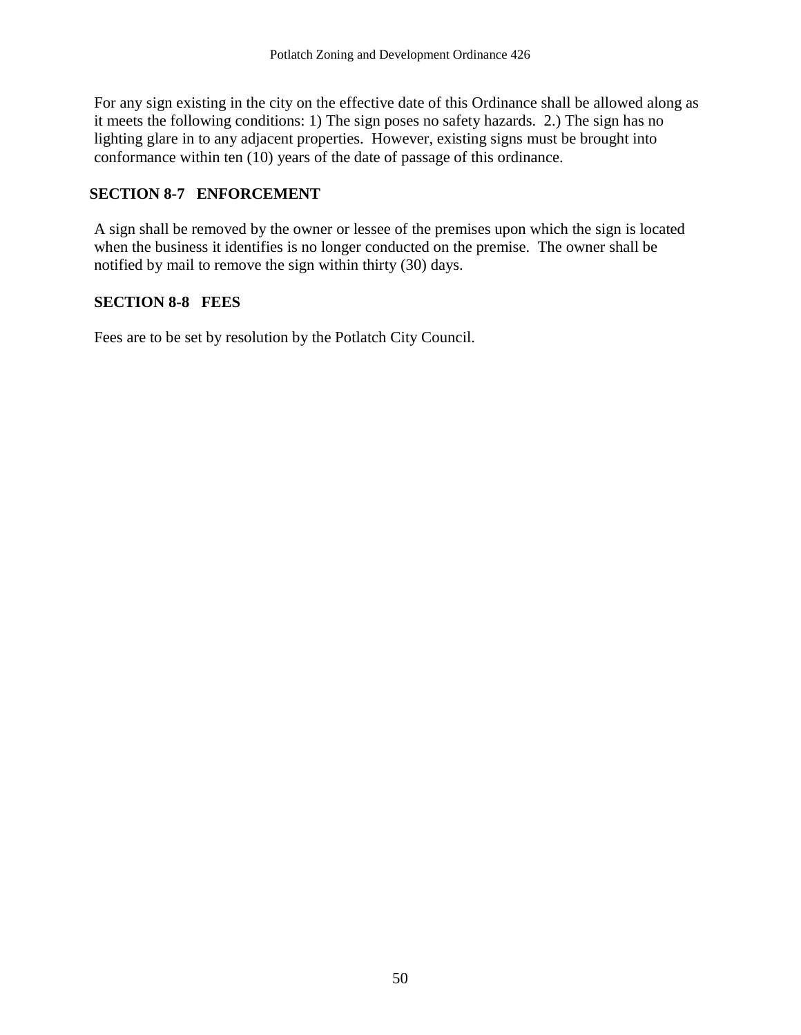For any sign existing in the city on the effective date of this Ordinance shall be allowed along as it meets the following conditions: 1) The sign poses no safety hazards. 2.) The sign has no lighting glare in to any adjacent properties. However, existing signs must be brought into conformance within ten (10) years of the date of passage of this ordinance.

## SECTION 8-7 ENFORCEMENT

A sign shall be removed by the owner or lessee of the premises upon which the sign is located when the business it identifies is no longer conducted on the premise. The owner shall be notified by mail to remove the sign within thirty (30) days.

## SECTION 8-8 FEES

Fees are to be set by resolution by the Potlatch City Council.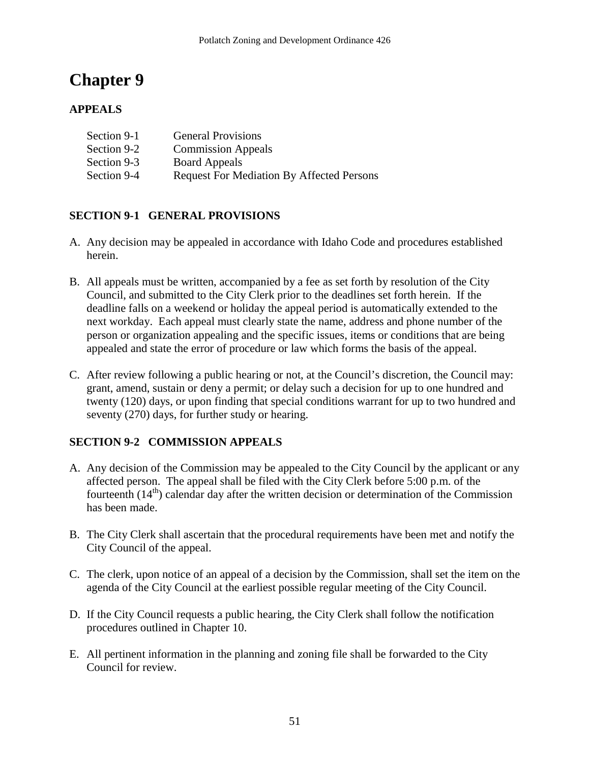# Chapter 9

**APPEALS**

| | |
|---|---|
| Section 9-1 | General Provisions |
| Section 9-2 | Commission Appeals |
| Section 9-3 | Board Appeals |
| Section 9-4 | Request For Mediation By Affected Persons |

### SECTION 9-1 GENERAL PROVISIONS

A. Any decision may be appealed in accordance with Idaho Code and procedures established herein.

B. All appeals must be written, accompanied by a fee as set forth by resolution of the City Council, and submitted to the City Clerk prior to the deadlines set forth herein. If the deadline falls on a weekend or holiday the appeal period is automatically extended to the next workday. Each appeal must clearly state the name, address and phone number of the person or organization appealing and the specific issues, items or conditions that are being appealed and state the error of procedure or law which forms the basis of the appeal.

C. After review following a public hearing or not, at the Council's discretion, the Council may: grant, amend, sustain or deny a permit; or delay such a decision for up to one hundred and twenty (120) days, or upon finding that special conditions warrant for up to two hundred and seventy (270) days, for further study or hearing.

### SECTION 9-2 COMMISSION APPEALS

A. Any decision of the Commission may be appealed to the City Council by the applicant or any affected person. The appeal shall be filed with the City Clerk before 5:00 p.m. of the fourteenth (14th) calendar day after the written decision or determination of the Commission has been made.

B. The City Clerk shall ascertain that the procedural requirements have been met and notify the City Council of the appeal.

C. The clerk, upon notice of an appeal of a decision by the Commission, shall set the item on the agenda of the City Council at the earliest possible regular meeting of the City Council.

D. If the City Council requests a public hearing, the City Clerk shall follow the notification procedures outlined in Chapter 10.

E. All pertinent information in the planning and zoning file shall be forwarded to the City Council for review.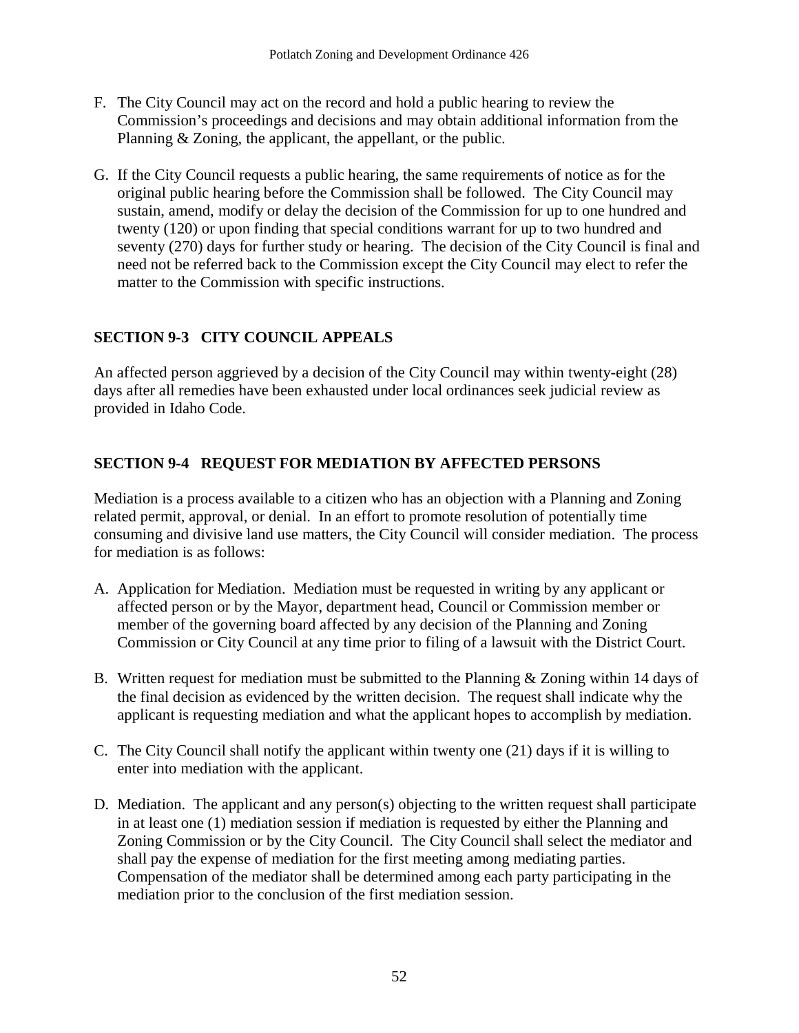F. The City Council may act on the record and hold a public hearing to review the Commission's proceedings and decisions and may obtain additional information from the Planning & Zoning, the applicant, the appellant, or the public.

G. If the City Council requests a public hearing, the same requirements of notice as for the original public hearing before the Commission shall be followed. The City Council may sustain, amend, modify or delay the decision of the Commission for up to one hundred and twenty (120) or upon finding that special conditions warrant for up to two hundred and seventy (270) days for further study or hearing. The decision of the City Council is final and need not be referred back to the Commission except the City Council may elect to refer the matter to the Commission with specific instructions.

## SECTION 9-3 CITY COUNCIL APPEALS

An affected person aggrieved by a decision of the City Council may within twenty-eight (28) days after all remedies have been exhausted under local ordinances seek judicial review as provided in Idaho Code.

## SECTION 9-4 REQUEST FOR MEDIATION BY AFFECTED PERSONS

Mediation is a process available to a citizen who has an objection with a Planning and Zoning related permit, approval, or denial. In an effort to promote resolution of potentially time consuming and divisive land use matters, the City Council will consider mediation. The process for mediation is as follows:

A. Application for Mediation. Mediation must be requested in writing by any applicant or affected person or by the Mayor, department head, Council or Commission member or member of the governing board affected by any decision of the Planning and Zoning Commission or City Council at any time prior to filing of a lawsuit with the District Court.

B. Written request for mediation must be submitted to the Planning & Zoning within 14 days of the final decision as evidenced by the written decision. The request shall indicate why the applicant is requesting mediation and what the applicant hopes to accomplish by mediation.

C. The City Council shall notify the applicant within twenty one (21) days if it is willing to enter into mediation with the applicant.

D. Mediation. The applicant and any person(s) objecting to the written request shall participate in at least one (1) mediation session if mediation is requested by either the Planning and Zoning Commission or by the City Council. The City Council shall select the mediator and shall pay the expense of mediation for the first meeting among mediating parties. Compensation of the mediator shall be determined among each party participating in the mediation prior to the conclusion of the first mediation session.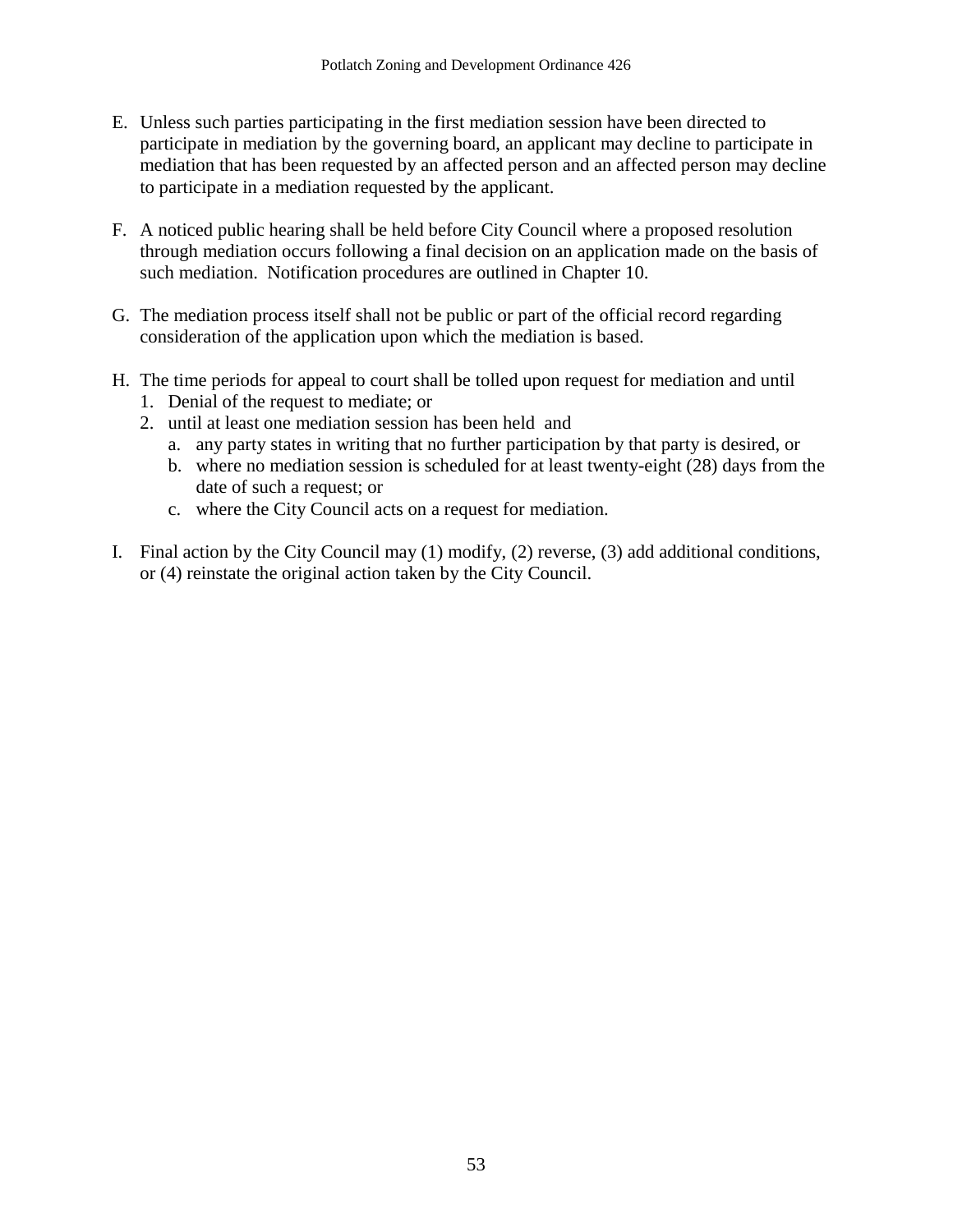E. Unless such parties participating in the first mediation session have been directed to participate in mediation by the governing board, an applicant may decline to participate in mediation that has been requested by an affected person and an affected person may decline to participate in a mediation requested by the applicant.

F. A noticed public hearing shall be held before City Council where a proposed resolution through mediation occurs following a final decision on an application made on the basis of such mediation. Notification procedures are outlined in Chapter 10.

G. The mediation process itself shall not be public or part of the official record regarding consideration of the application upon which the mediation is based.

H. The time periods for appeal to court shall be tolled upon request for mediation and until
   1. Denial of the request to mediate; or
   2. until at least one mediation session has been held and
      a. any party states in writing that no further participation by that party is desired, or
      b. where no mediation session is scheduled for at least twenty-eight (28) days from the date of such a request; or
      c. where the City Council acts on a request for mediation.

I. Final action by the City Council may (1) modify, (2) reverse, (3) add additional conditions, or (4) reinstate the original action taken by the City Council.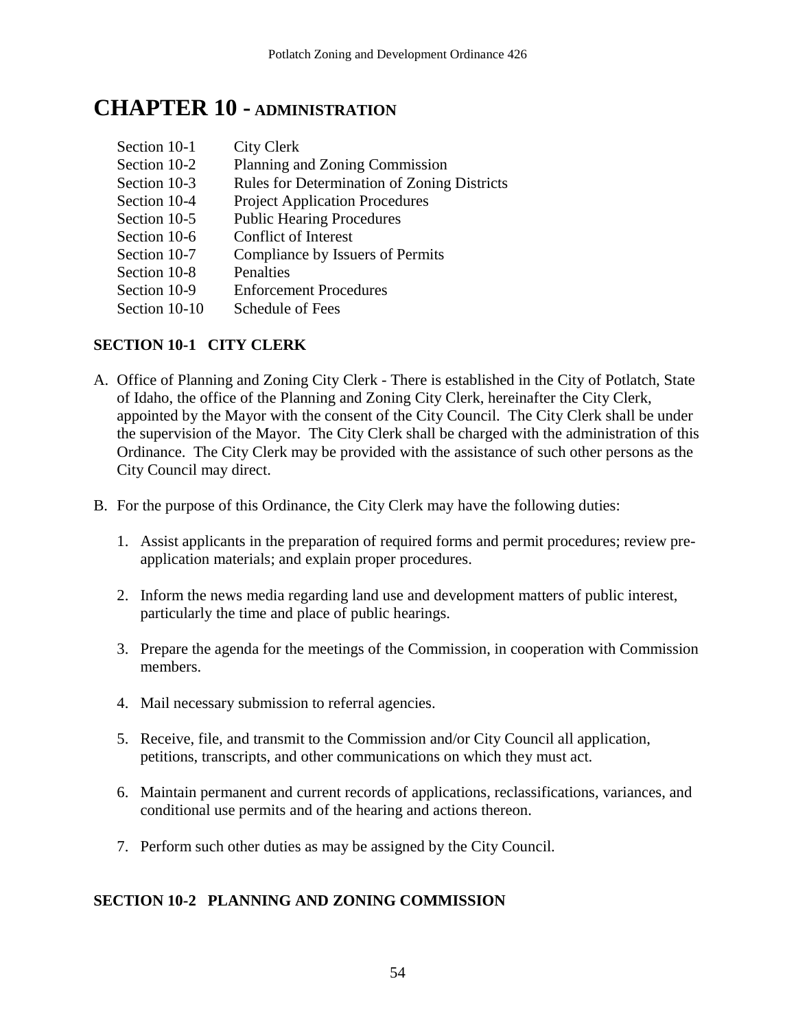# CHAPTER 10 - ADMINISTRATION

| | |
|---|---|
| Section 10-1 | City Clerk |
| Section 10-2 | Planning and Zoning Commission |
| Section 10-3 | Rules for Determination of Zoning Districts |
| Section 10-4 | Project Application Procedures |
| Section 10-5 | Public Hearing Procedures |
| Section 10-6 | Conflict of Interest |
| Section 10-7 | Compliance by Issuers of Permits |
| Section 10-8 | Penalties |
| Section 10-9 | Enforcement Procedures |
| Section 10-10 | Schedule of Fees |

### SECTION 10-1 CITY CLERK

A. Office of Planning and Zoning City Clerk - There is established in the City of Potlatch, State of Idaho, the office of the Planning and Zoning City Clerk, hereinafter the City Clerk, appointed by the Mayor with the consent of the City Council. The City Clerk shall be under the supervision of the Mayor. The City Clerk shall be charged with the administration of this Ordinance. The City Clerk may be provided with the assistance of such other persons as the City Council may direct.

B. For the purpose of this Ordinance, the City Clerk may have the following duties:

   1. Assist applicants in the preparation of required forms and permit procedures; review pre-application materials; and explain proper procedures.

   2. Inform the news media regarding land use and development matters of public interest, particularly the time and place of public hearings.

   3. Prepare the agenda for the meetings of the Commission, in cooperation with Commission members.

   4. Mail necessary submission to referral agencies.

   5. Receive, file, and transmit to the Commission and/or City Council all application, petitions, transcripts, and other communications on which they must act.

   6. Maintain permanent and current records of applications, reclassifications, variances, and conditional use permits and of the hearing and actions thereon.

   7. Perform such other duties as may be assigned by the City Council.

### SECTION 10-2 PLANNING AND ZONING COMMISSION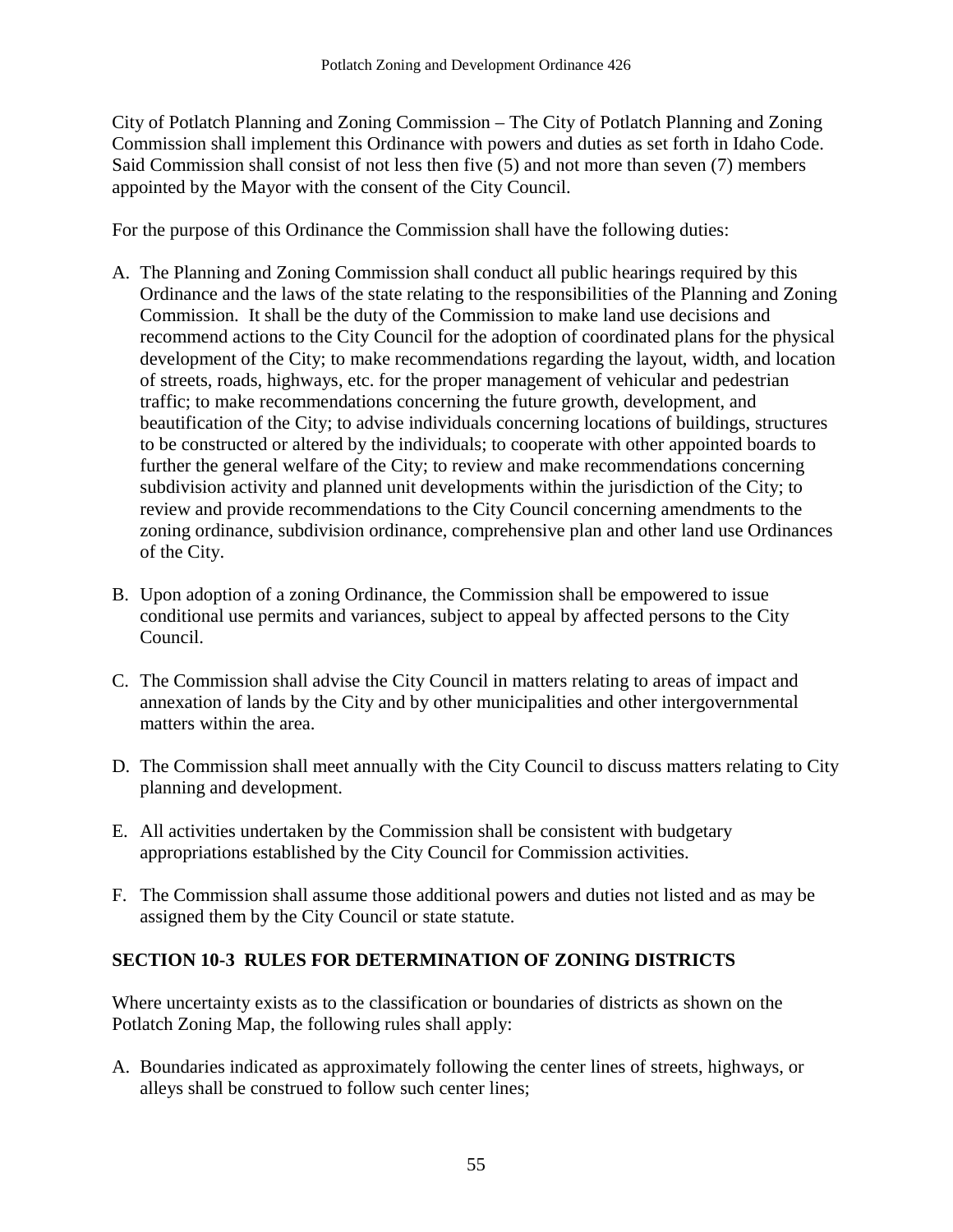City of Potlatch Planning and Zoning Commission – The City of Potlatch Planning and Zoning Commission shall implement this Ordinance with powers and duties as set forth in Idaho Code. Said Commission shall consist of not less then five (5) and not more than seven (7) members appointed by the Mayor with the consent of the City Council.

For the purpose of this Ordinance the Commission shall have the following duties:

A. The Planning and Zoning Commission shall conduct all public hearings required by this Ordinance and the laws of the state relating to the responsibilities of the Planning and Zoning Commission. It shall be the duty of the Commission to make land use decisions and recommend actions to the City Council for the adoption of coordinated plans for the physical development of the City; to make recommendations regarding the layout, width, and location of streets, roads, highways, etc. for the proper management of vehicular and pedestrian traffic; to make recommendations concerning the future growth, development, and beautification of the City; to advise individuals concerning locations of buildings, structures to be constructed or altered by the individuals; to cooperate with other appointed boards to further the general welfare of the City; to review and make recommendations concerning subdivision activity and planned unit developments within the jurisdiction of the City; to review and provide recommendations to the City Council concerning amendments to the zoning ordinance, subdivision ordinance, comprehensive plan and other land use Ordinances of the City.

B. Upon adoption of a zoning Ordinance, the Commission shall be empowered to issue conditional use permits and variances, subject to appeal by affected persons to the City Council.

C. The Commission shall advise the City Council in matters relating to areas of impact and annexation of lands by the City and by other municipalities and other intergovernmental matters within the area.

D. The Commission shall meet annually with the City Council to discuss matters relating to City planning and development.

E. All activities undertaken by the Commission shall be consistent with budgetary appropriations established by the City Council for Commission activities.

F. The Commission shall assume those additional powers and duties not listed and as may be assigned them by the City Council or state statute.

## SECTION 10-3 RULES FOR DETERMINATION OF ZONING DISTRICTS

Where uncertainty exists as to the classification or boundaries of districts as shown on the Potlatch Zoning Map, the following rules shall apply:

A. Boundaries indicated as approximately following the center lines of streets, highways, or alleys shall be construed to follow such center lines;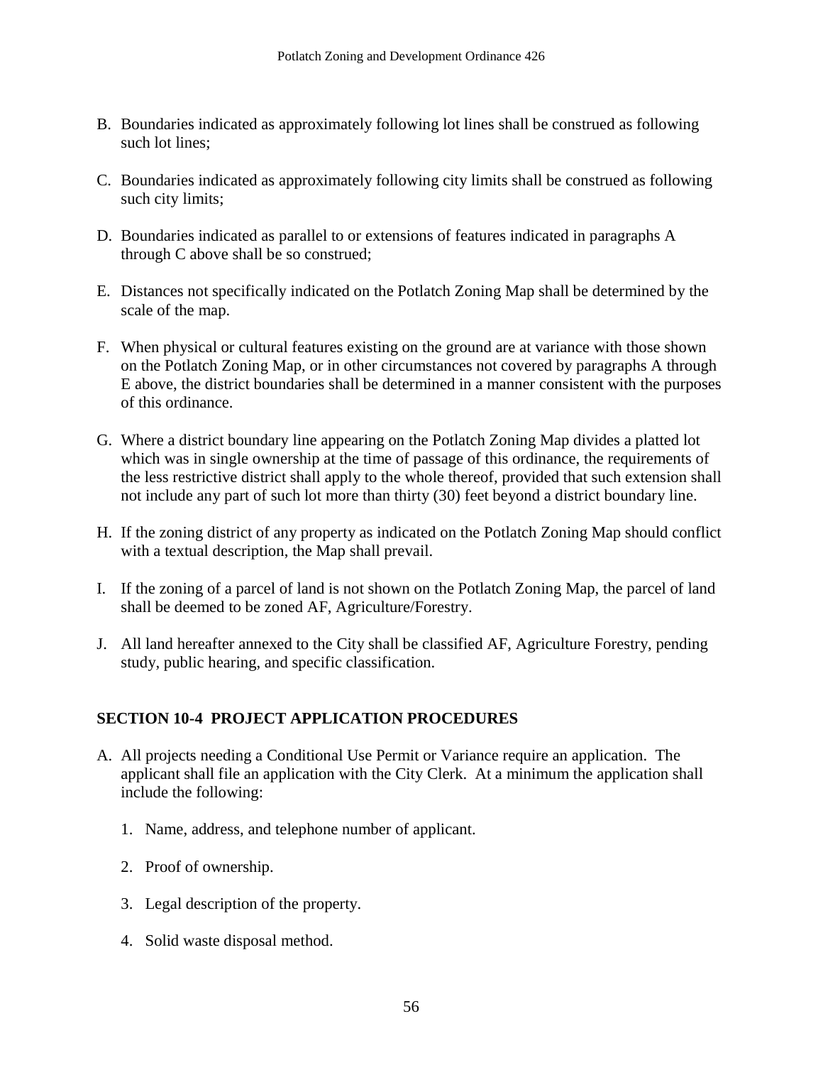B. Boundaries indicated as approximately following lot lines shall be construed as following such lot lines;

C. Boundaries indicated as approximately following city limits shall be construed as following such city limits;

D. Boundaries indicated as parallel to or extensions of features indicated in paragraphs A through C above shall be so construed;

E. Distances not specifically indicated on the Potlatch Zoning Map shall be determined by the scale of the map.

F. When physical or cultural features existing on the ground are at variance with those shown on the Potlatch Zoning Map, or in other circumstances not covered by paragraphs A through E above, the district boundaries shall be determined in a manner consistent with the purposes of this ordinance.

G. Where a district boundary line appearing on the Potlatch Zoning Map divides a platted lot which was in single ownership at the time of passage of this ordinance, the requirements of the less restrictive district shall apply to the whole thereof, provided that such extension shall not include any part of such lot more than thirty (30) feet beyond a district boundary line.

H. If the zoning district of any property as indicated on the Potlatch Zoning Map should conflict with a textual description, the Map shall prevail.

I. If the zoning of a parcel of land is not shown on the Potlatch Zoning Map, the parcel of land shall be deemed to be zoned AF, Agriculture/Forestry.

J. All land hereafter annexed to the City shall be classified AF, Agriculture Forestry, pending study, public hearing, and specific classification.

## SECTION 10-4 PROJECT APPLICATION PROCEDURES

A. All projects needing a Conditional Use Permit or Variance require an application. The applicant shall file an application with the City Clerk. At a minimum the application shall include the following:

   1. Name, address, and telephone number of applicant.

   2. Proof of ownership.

   3. Legal description of the property.

   4. Solid waste disposal method.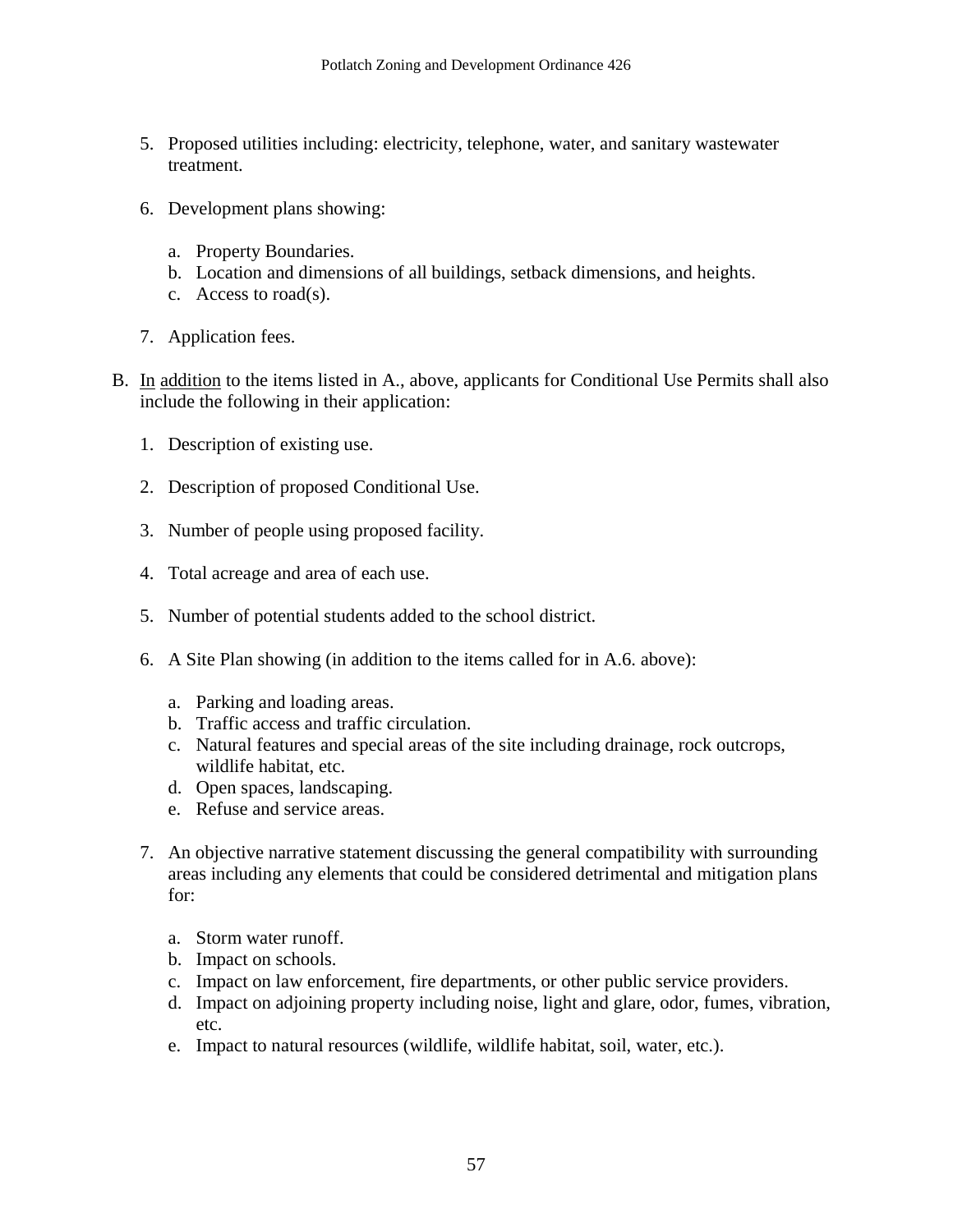5. Proposed utilities including: electricity, telephone, water, and sanitary wastewater treatment.

6. Development plans showing:

   a. Property Boundaries.
   b. Location and dimensions of all buildings, setback dimensions, and heights.
   c. Access to road(s).

7. Application fees.

B. In addition to the items listed in A., above, applicants for Conditional Use Permits shall also include the following in their application:

   1. Description of existing use.

   2. Description of proposed Conditional Use.

   3. Number of people using proposed facility.

   4. Total acreage and area of each use.

   5. Number of potential students added to the school district.

   6. A Site Plan showing (in addition to the items called for in A.6. above):

      a. Parking and loading areas.
      b. Traffic access and traffic circulation.
      c. Natural features and special areas of the site including drainage, rock outcrops, wildlife habitat, etc.
      d. Open spaces, landscaping.
      e. Refuse and service areas.

   7. An objective narrative statement discussing the general compatibility with surrounding areas including any elements that could be considered detrimental and mitigation plans for:

      a. Storm water runoff.
      b. Impact on schools.
      c. Impact on law enforcement, fire departments, or other public service providers.
      d. Impact on adjoining property including noise, light and glare, odor, fumes, vibration, etc.
      e. Impact to natural resources (wildlife, wildlife habitat, soil, water, etc.).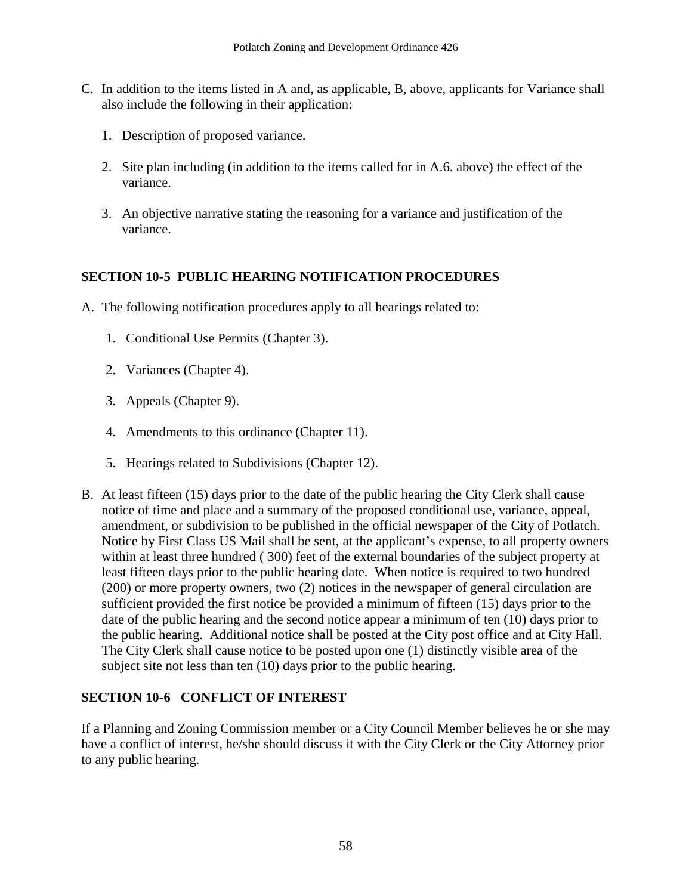C. In addition to the items listed in A and, as applicable, B, above, applicants for Variance shall also include the following in their application:

   1. Description of proposed variance.

   2. Site plan including (in addition to the items called for in A.6. above) the effect of the variance.

   3. An objective narrative stating the reasoning for a variance and justification of the variance.

## SECTION 10-5 PUBLIC HEARING NOTIFICATION PROCEDURES

A. The following notification procedures apply to all hearings related to:

   1. Conditional Use Permits (Chapter 3).

   2. Variances (Chapter 4).

   3. Appeals (Chapter 9).

   4. Amendments to this ordinance (Chapter 11).

   5. Hearings related to Subdivisions (Chapter 12).

B. At least fifteen (15) days prior to the date of the public hearing the City Clerk shall cause notice of time and place and a summary of the proposed conditional use, variance, appeal, amendment, or subdivision to be published in the official newspaper of the City of Potlatch. Notice by First Class US Mail shall be sent, at the applicant's expense, to all property owners within at least three hundred ( 300) feet of the external boundaries of the subject property at least fifteen days prior to the public hearing date. When notice is required to two hundred (200) or more property owners, two (2) notices in the newspaper of general circulation are sufficient provided the first notice be provided a minimum of fifteen (15) days prior to the date of the public hearing and the second notice appear a minimum of ten (10) days prior to the public hearing. Additional notice shall be posted at the City post office and at City Hall. The City Clerk shall cause notice to be posted upon one (1) distinctly visible area of the subject site not less than ten (10) days prior to the public hearing.

## SECTION 10-6 CONFLICT OF INTEREST

If a Planning and Zoning Commission member or a City Council Member believes he or she may have a conflict of interest, he/she should discuss it with the City Clerk or the City Attorney prior to any public hearing.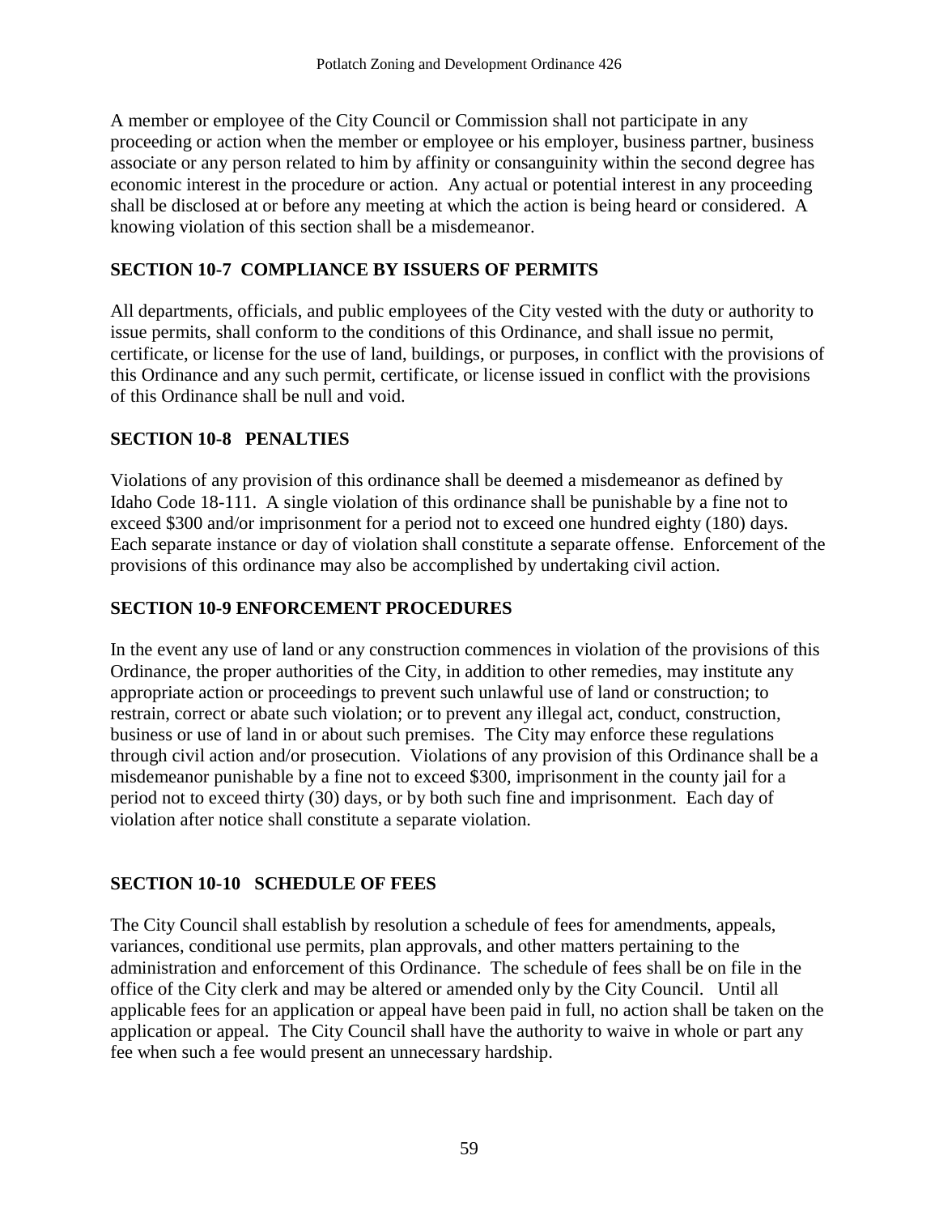A member or employee of the City Council or Commission shall not participate in any proceeding or action when the member or employee or his employer, business partner, business associate or any person related to him by affinity or consanguinity within the second degree has economic interest in the procedure or action. Any actual or potential interest in any proceeding shall be disclosed at or before any meeting at which the action is being heard or considered. A knowing violation of this section shall be a misdemeanor.

## SECTION 10-7 COMPLIANCE BY ISSUERS OF PERMITS

All departments, officials, and public employees of the City vested with the duty or authority to issue permits, shall conform to the conditions of this Ordinance, and shall issue no permit, certificate, or license for the use of land, buildings, or purposes, in conflict with the provisions of this Ordinance and any such permit, certificate, or license issued in conflict with the provisions of this Ordinance shall be null and void.

## SECTION 10-8 PENALTIES

Violations of any provision of this ordinance shall be deemed a misdemeanor as defined by Idaho Code 18-111. A single violation of this ordinance shall be punishable by a fine not to exceed \$300 and/or imprisonment for a period not to exceed one hundred eighty (180) days. Each separate instance or day of violation shall constitute a separate offense. Enforcement of the provisions of this ordinance may also be accomplished by undertaking civil action.

## SECTION 10-9 ENFORCEMENT PROCEDURES

In the event any use of land or any construction commences in violation of the provisions of this Ordinance, the proper authorities of the City, in addition to other remedies, may institute any appropriate action or proceedings to prevent such unlawful use of land or construction; to restrain, correct or abate such violation; or to prevent any illegal act, conduct, construction, business or use of land in or about such premises. The City may enforce these regulations through civil action and/or prosecution. Violations of any provision of this Ordinance shall be a misdemeanor punishable by a fine not to exceed \$300, imprisonment in the county jail for a period not to exceed thirty (30) days, or by both such fine and imprisonment. Each day of violation after notice shall constitute a separate violation.

## SECTION 10-10 SCHEDULE OF FEES

The City Council shall establish by resolution a schedule of fees for amendments, appeals, variances, conditional use permits, plan approvals, and other matters pertaining to the administration and enforcement of this Ordinance. The schedule of fees shall be on file in the office of the City clerk and may be altered or amended only by the City Council. Until all applicable fees for an application or appeal have been paid in full, no action shall be taken on the application or appeal. The City Council shall have the authority to waive in whole or part any fee when such a fee would present an unnecessary hardship.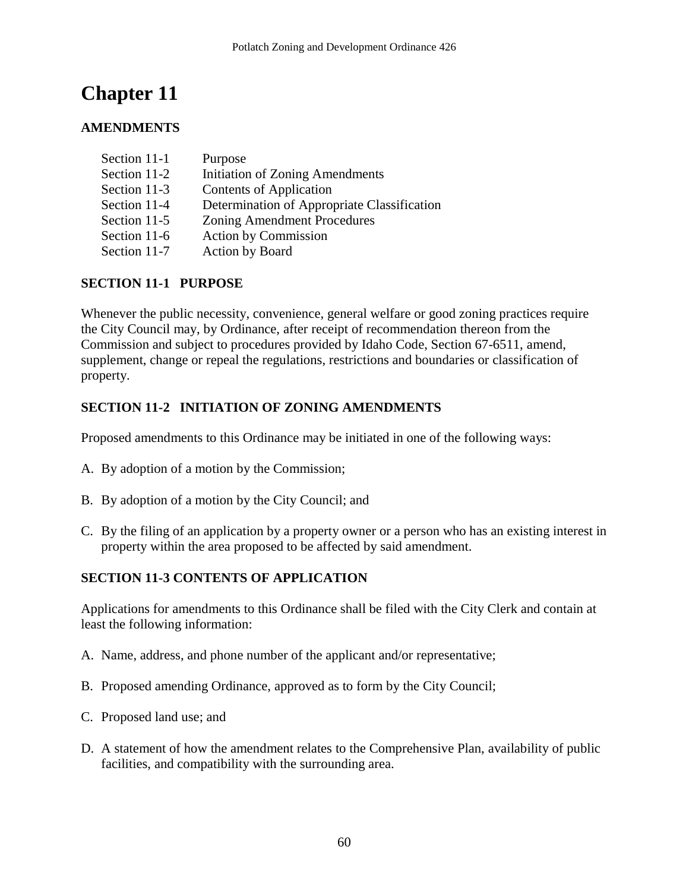# Chapter 11

## AMENDMENTS

| | |
|---|---|
| Section 11-1 | Purpose |
| Section 11-2 | Initiation of Zoning Amendments |
| Section 11-3 | Contents of Application |
| Section 11-4 | Determination of Appropriate Classification |
| Section 11-5 | Zoning Amendment Procedures |
| Section 11-6 | Action by Commission |
| Section 11-7 | Action by Board |

### SECTION 11-1 PURPOSE

Whenever the public necessity, convenience, general welfare or good zoning practices require the City Council may, by Ordinance, after receipt of recommendation thereon from the Commission and subject to procedures provided by Idaho Code, Section 67-6511, amend, supplement, change or repeal the regulations, restrictions and boundaries or classification of property.

### SECTION 11-2 INITIATION OF ZONING AMENDMENTS

Proposed amendments to this Ordinance may be initiated in one of the following ways:

A. By adoption of a motion by the Commission;

B. By adoption of a motion by the City Council; and

C. By the filing of an application by a property owner or a person who has an existing interest in property within the area proposed to be affected by said amendment.

### SECTION 11-3 CONTENTS OF APPLICATION

Applications for amendments to this Ordinance shall be filed with the City Clerk and contain at least the following information:

A. Name, address, and phone number of the applicant and/or representative;

B. Proposed amending Ordinance, approved as to form by the City Council;

C. Proposed land use; and

D. A statement of how the amendment relates to the Comprehensive Plan, availability of public facilities, and compatibility with the surrounding area.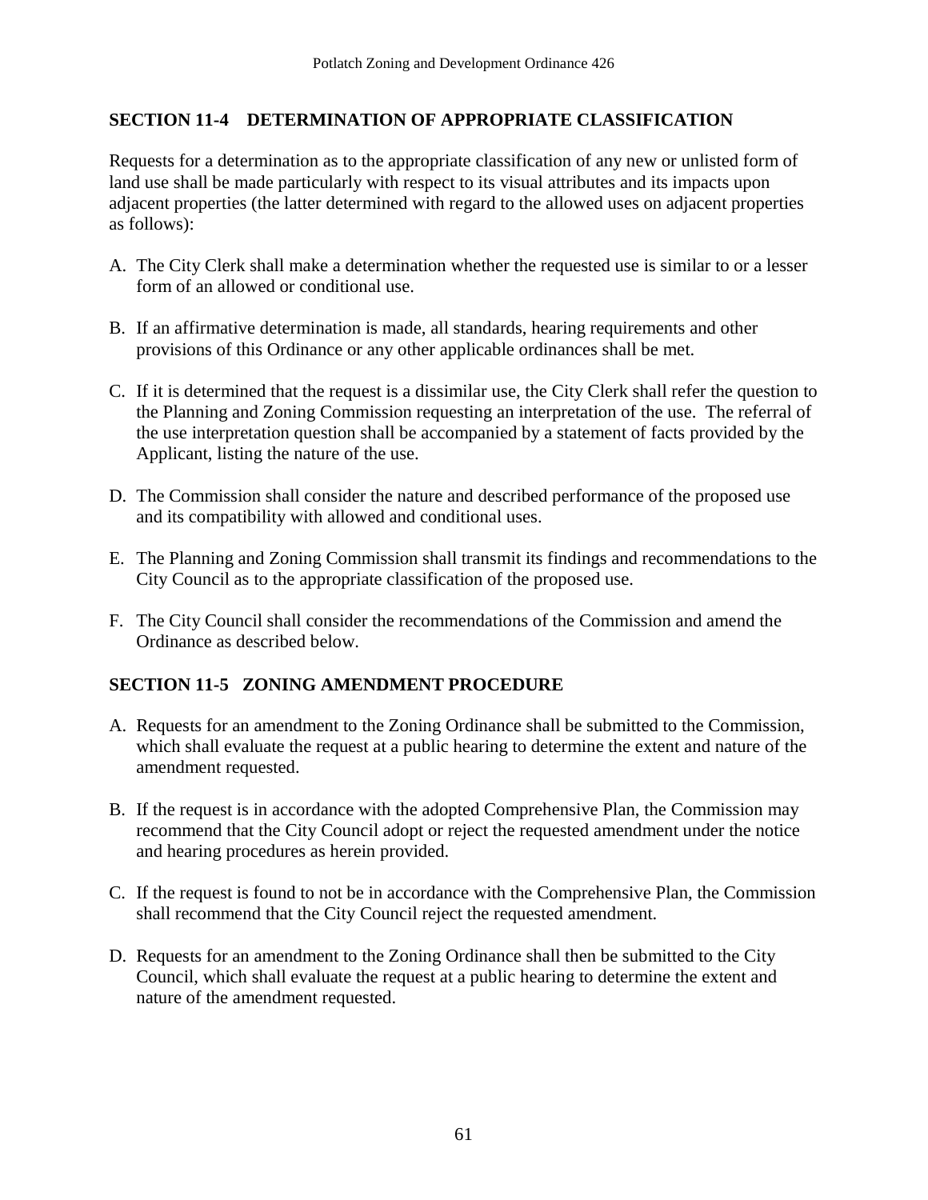## SECTION 11-4 DETERMINATION OF APPROPRIATE CLASSIFICATION

Requests for a determination as to the appropriate classification of any new or unlisted form of land use shall be made particularly with respect to its visual attributes and its impacts upon adjacent properties (the latter determined with regard to the allowed uses on adjacent properties as follows):

A. The City Clerk shall make a determination whether the requested use is similar to or a lesser form of an allowed or conditional use.

B. If an affirmative determination is made, all standards, hearing requirements and other provisions of this Ordinance or any other applicable ordinances shall be met.

C. If it is determined that the request is a dissimilar use, the City Clerk shall refer the question to the Planning and Zoning Commission requesting an interpretation of the use. The referral of the use interpretation question shall be accompanied by a statement of facts provided by the Applicant, listing the nature of the use.

D. The Commission shall consider the nature and described performance of the proposed use and its compatibility with allowed and conditional uses.

E. The Planning and Zoning Commission shall transmit its findings and recommendations to the City Council as to the appropriate classification of the proposed use.

F. The City Council shall consider the recommendations of the Commission and amend the Ordinance as described below.

## SECTION 11-5 ZONING AMENDMENT PROCEDURE

A. Requests for an amendment to the Zoning Ordinance shall be submitted to the Commission, which shall evaluate the request at a public hearing to determine the extent and nature of the amendment requested.

B. If the request is in accordance with the adopted Comprehensive Plan, the Commission may recommend that the City Council adopt or reject the requested amendment under the notice and hearing procedures as herein provided.

C. If the request is found to not be in accordance with the Comprehensive Plan, the Commission shall recommend that the City Council reject the requested amendment.

D. Requests for an amendment to the Zoning Ordinance shall then be submitted to the City Council, which shall evaluate the request at a public hearing to determine the extent and nature of the amendment requested.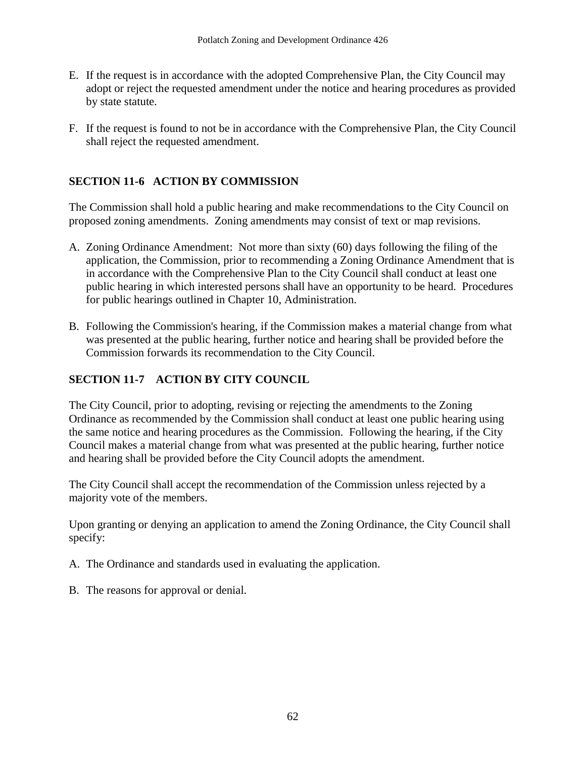E. If the request is in accordance with the adopted Comprehensive Plan, the City Council may adopt or reject the requested amendment under the notice and hearing procedures as provided by state statute.

F. If the request is found to not be in accordance with the Comprehensive Plan, the City Council shall reject the requested amendment.

## SECTION 11-6 ACTION BY COMMISSION

The Commission shall hold a public hearing and make recommendations to the City Council on proposed zoning amendments. Zoning amendments may consist of text or map revisions.

A. Zoning Ordinance Amendment: Not more than sixty (60) days following the filing of the application, the Commission, prior to recommending a Zoning Ordinance Amendment that is in accordance with the Comprehensive Plan to the City Council shall conduct at least one public hearing in which interested persons shall have an opportunity to be heard. Procedures for public hearings outlined in Chapter 10, Administration.

B. Following the Commission's hearing, if the Commission makes a material change from what was presented at the public hearing, further notice and hearing shall be provided before the Commission forwards its recommendation to the City Council.

## SECTION 11-7 ACTION BY CITY COUNCIL

The City Council, prior to adopting, revising or rejecting the amendments to the Zoning Ordinance as recommended by the Commission shall conduct at least one public hearing using the same notice and hearing procedures as the Commission. Following the hearing, if the City Council makes a material change from what was presented at the public hearing, further notice and hearing shall be provided before the City Council adopts the amendment.

The City Council shall accept the recommendation of the Commission unless rejected by a majority vote of the members.

Upon granting or denying an application to amend the Zoning Ordinance, the City Council shall specify:

A. The Ordinance and standards used in evaluating the application.

B. The reasons for approval or denial.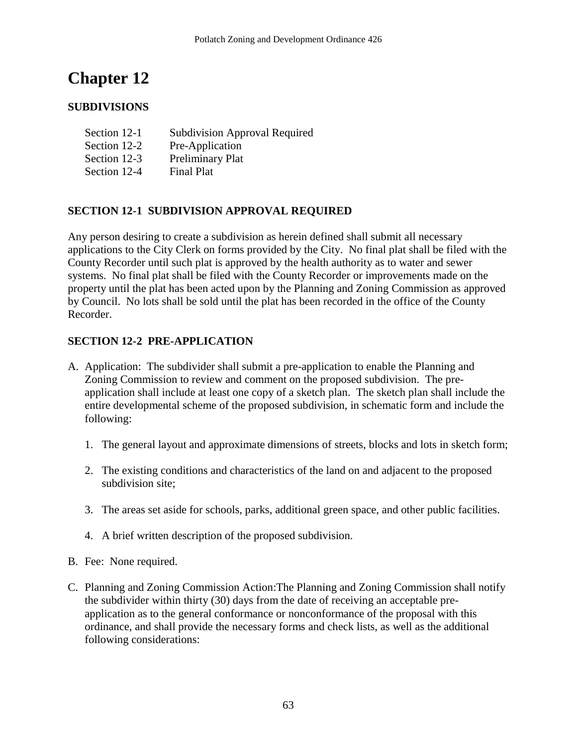# Chapter 12

## SUBDIVISIONS

| | |
|---|---|
| Section 12-1 | Subdivision Approval Required |
| Section 12-2 | Pre-Application |
| Section 12-3 | Preliminary Plat |
| Section 12-4 | Final Plat |

### SECTION 12-1 SUBDIVISION APPROVAL REQUIRED

Any person desiring to create a subdivision as herein defined shall submit all necessary applications to the City Clerk on forms provided by the City. No final plat shall be filed with the County Recorder until such plat is approved by the health authority as to water and sewer systems. No final plat shall be filed with the County Recorder or improvements made on the property until the plat has been acted upon by the Planning and Zoning Commission as approved by Council. No lots shall be sold until the plat has been recorded in the office of the County Recorder.

### SECTION 12-2 PRE-APPLICATION

A. Application: The subdivider shall submit a pre-application to enable the Planning and Zoning Commission to review and comment on the proposed subdivision. The pre-application shall include at least one copy of a sketch plan. The sketch plan shall include the entire developmental scheme of the proposed subdivision, in schematic form and include the following:

   1. The general layout and approximate dimensions of streets, blocks and lots in sketch form;

   2. The existing conditions and characteristics of the land on and adjacent to the proposed subdivision site;

   3. The areas set aside for schools, parks, additional green space, and other public facilities.

   4. A brief written description of the proposed subdivision.

B. Fee: None required.

C. Planning and Zoning Commission Action:The Planning and Zoning Commission shall notify the subdivider within thirty (30) days from the date of receiving an acceptable pre-application as to the general conformance or nonconformance of the proposal with this ordinance, and shall provide the necessary forms and check lists, as well as the additional following considerations: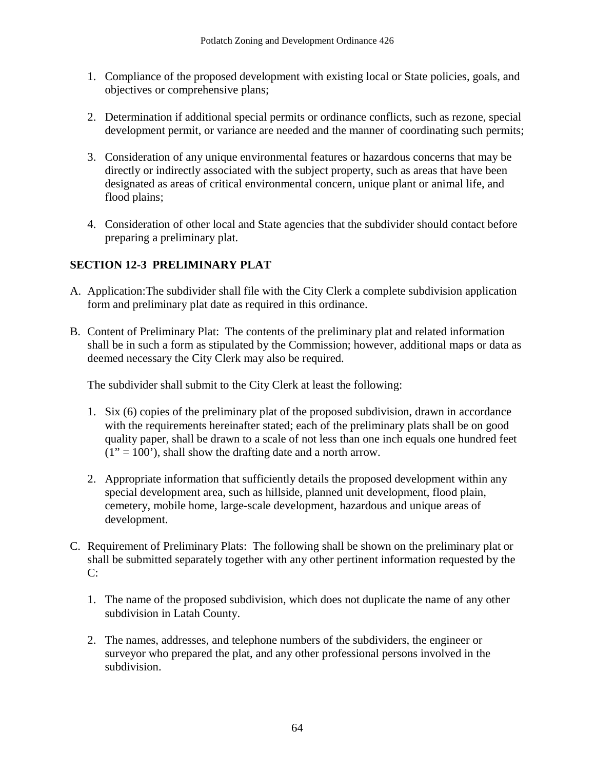1. Compliance of the proposed development with existing local or State policies, goals, and objectives or comprehensive plans;

2. Determination if additional special permits or ordinance conflicts, such as rezone, special development permit, or variance are needed and the manner of coordinating such permits;

3. Consideration of any unique environmental features or hazardous concerns that may be directly or indirectly associated with the subject property, such as areas that have been designated as areas of critical environmental concern, unique plant or animal life, and flood plains;

4. Consideration of other local and State agencies that the subdivider should contact before preparing a preliminary plat.

## SECTION 12-3 PRELIMINARY PLAT

A. Application:The subdivider shall file with the City Clerk a complete subdivision application form and preliminary plat date as required in this ordinance.

B. Content of Preliminary Plat: The contents of the preliminary plat and related information shall be in such a form as stipulated by the Commission; however, additional maps or data as deemed necessary the City Clerk may also be required.

   The subdivider shall submit to the City Clerk at least the following:

   1. Six (6) copies of the preliminary plat of the proposed subdivision, drawn in accordance with the requirements hereinafter stated; each of the preliminary plats shall be on good quality paper, shall be drawn to a scale of not less than one inch equals one hundred feet (1" = 100'), shall show the drafting date and a north arrow.

   2. Appropriate information that sufficiently details the proposed development within any special development area, such as hillside, planned unit development, flood plain, cemetery, mobile home, large-scale development, hazardous and unique areas of development.

C. Requirement of Preliminary Plats: The following shall be shown on the preliminary plat or shall be submitted separately together with any other pertinent information requested by the C:

   1. The name of the proposed subdivision, which does not duplicate the name of any other subdivision in Latah County.

   2. The names, addresses, and telephone numbers of the subdividers, the engineer or surveyor who prepared the plat, and any other professional persons involved in the subdivision.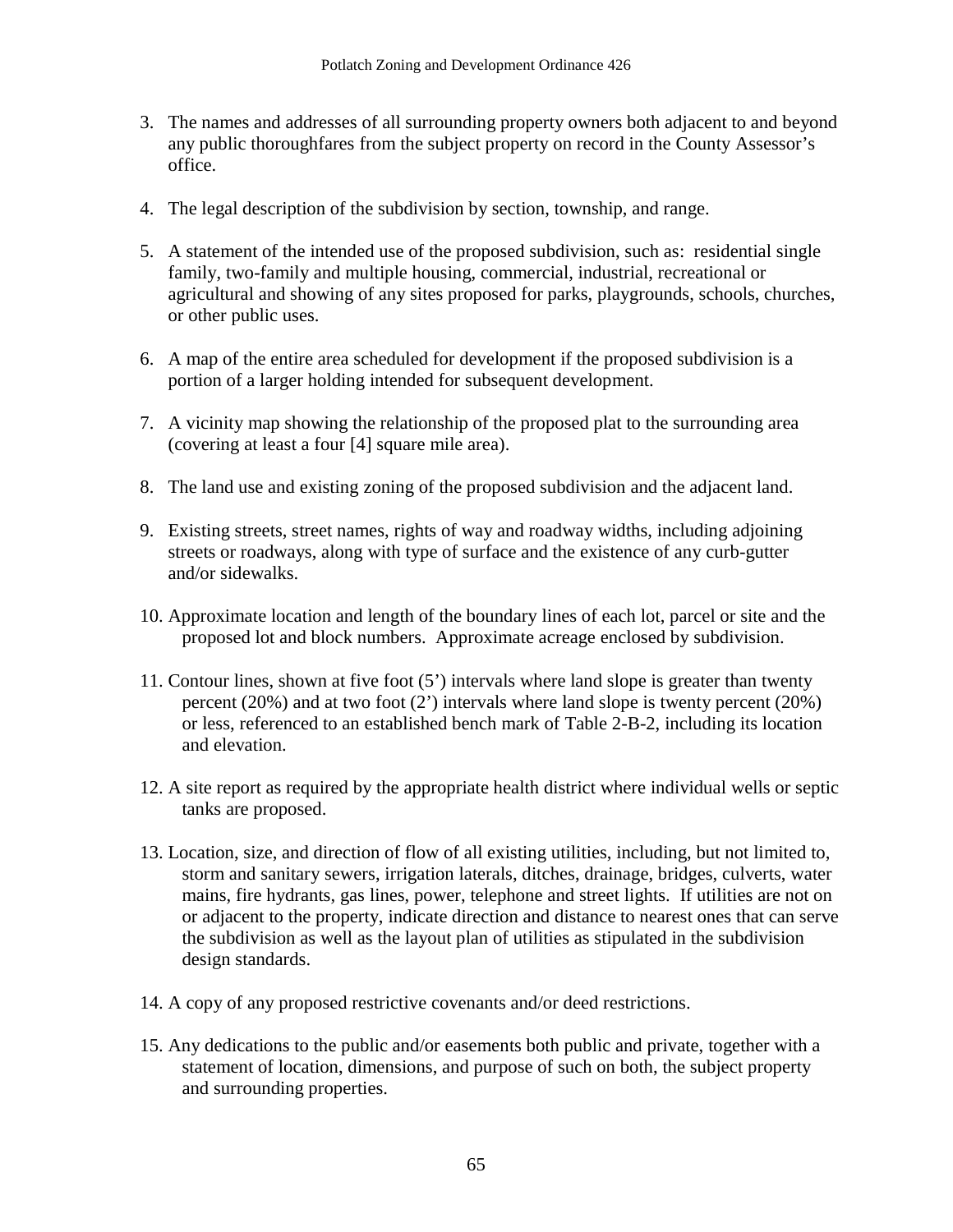3. The names and addresses of all surrounding property owners both adjacent to and beyond any public thoroughfares from the subject property on record in the County Assessor's office.

4. The legal description of the subdivision by section, township, and range.

5. A statement of the intended use of the proposed subdivision, such as: residential single family, two-family and multiple housing, commercial, industrial, recreational or agricultural and showing of any sites proposed for parks, playgrounds, schools, churches, or other public uses.

6. A map of the entire area scheduled for development if the proposed subdivision is a portion of a larger holding intended for subsequent development.

7. A vicinity map showing the relationship of the proposed plat to the surrounding area (covering at least a four [4] square mile area).

8. The land use and existing zoning of the proposed subdivision and the adjacent land.

9. Existing streets, street names, rights of way and roadway widths, including adjoining streets or roadways, along with type of surface and the existence of any curb-gutter and/or sidewalks.

10. Approximate location and length of the boundary lines of each lot, parcel or site and the proposed lot and block numbers. Approximate acreage enclosed by subdivision.

11. Contour lines, shown at five foot (5') intervals where land slope is greater than twenty percent (20%) and at two foot (2') intervals where land slope is twenty percent (20%) or less, referenced to an established bench mark of Table 2-B-2, including its location and elevation.

12. A site report as required by the appropriate health district where individual wells or septic tanks are proposed.

13. Location, size, and direction of flow of all existing utilities, including, but not limited to, storm and sanitary sewers, irrigation laterals, ditches, drainage, bridges, culverts, water mains, fire hydrants, gas lines, power, telephone and street lights. If utilities are not on or adjacent to the property, indicate direction and distance to nearest ones that can serve the subdivision as well as the layout plan of utilities as stipulated in the subdivision design standards.

14. A copy of any proposed restrictive covenants and/or deed restrictions.

15. Any dedications to the public and/or easements both public and private, together with a statement of location, dimensions, and purpose of such on both, the subject property and surrounding properties.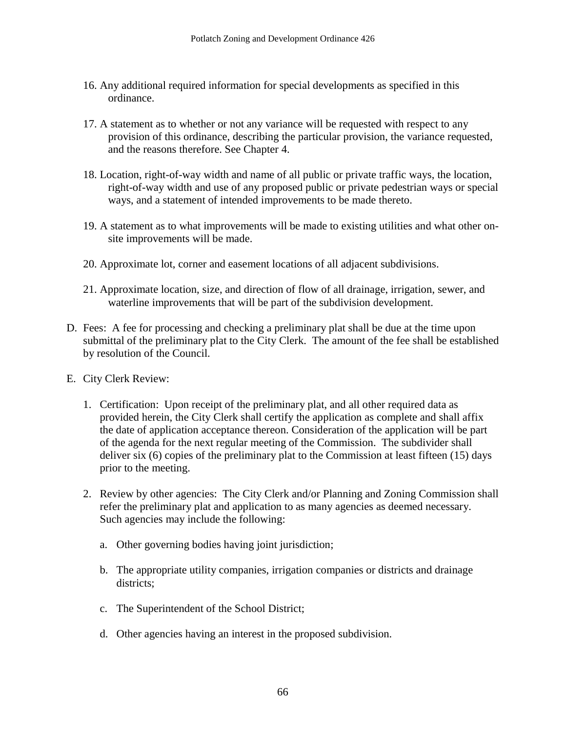16. Any additional required information for special developments as specified in this ordinance.

17. A statement as to whether or not any variance will be requested with respect to any provision of this ordinance, describing the particular provision, the variance requested, and the reasons therefore. See Chapter 4.

18. Location, right-of-way width and name of all public or private traffic ways, the location, right-of-way width and use of any proposed public or private pedestrian ways or special ways, and a statement of intended improvements to be made thereto.

19. A statement as to what improvements will be made to existing utilities and what other on-site improvements will be made.

20. Approximate lot, corner and easement locations of all adjacent subdivisions.

21. Approximate location, size, and direction of flow of all drainage, irrigation, sewer, and waterline improvements that will be part of the subdivision development.

D. Fees: A fee for processing and checking a preliminary plat shall be due at the time upon submittal of the preliminary plat to the City Clerk. The amount of the fee shall be established by resolution of the Council.

E. City Clerk Review:

1. Certification: Upon receipt of the preliminary plat, and all other required data as provided herein, the City Clerk shall certify the application as complete and shall affix the date of application acceptance thereon. Consideration of the application will be part of the agenda for the next regular meeting of the Commission. The subdivider shall deliver six (6) copies of the preliminary plat to the Commission at least fifteen (15) days prior to the meeting.

2. Review by other agencies: The City Clerk and/or Planning and Zoning Commission shall refer the preliminary plat and application to as many agencies as deemed necessary. Such agencies may include the following:

   a. Other governing bodies having joint jurisdiction;

   b. The appropriate utility companies, irrigation companies or districts and drainage districts;

   c. The Superintendent of the School District;

   d. Other agencies having an interest in the proposed subdivision.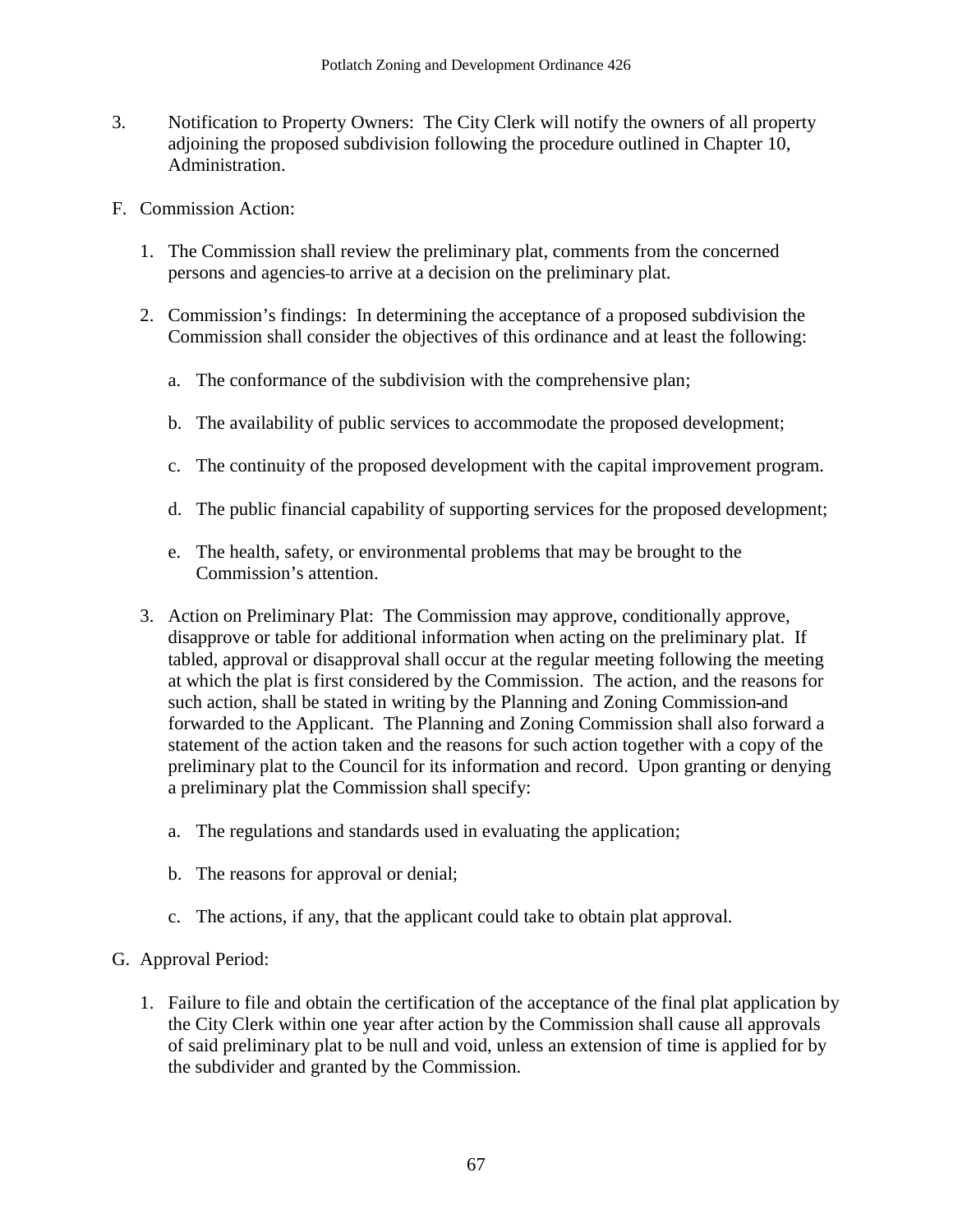3. Notification to Property Owners: The City Clerk will notify the owners of all property adjoining the proposed subdivision following the procedure outlined in Chapter 10, Administration.

F. Commission Action:

1. The Commission shall review the preliminary plat, comments from the concerned persons and agencies to arrive at a decision on the preliminary plat.

2. Commission's findings: In determining the acceptance of a proposed subdivision the Commission shall consider the objectives of this ordinance and at least the following:

   a. The conformance of the subdivision with the comprehensive plan;

   b. The availability of public services to accommodate the proposed development;

   c. The continuity of the proposed development with the capital improvement program.

   d. The public financial capability of supporting services for the proposed development;

   e. The health, safety, or environmental problems that may be brought to the Commission's attention.

3. Action on Preliminary Plat: The Commission may approve, conditionally approve, disapprove or table for additional information when acting on the preliminary plat. If tabled, approval or disapproval shall occur at the regular meeting following the meeting at which the plat is first considered by the Commission. The action, and the reasons for such action, shall be stated in writing by the Planning and Zoning Commission and forwarded to the Applicant. The Planning and Zoning Commission shall also forward a statement of the action taken and the reasons for such action together with a copy of the preliminary plat to the Council for its information and record. Upon granting or denying a preliminary plat the Commission shall specify:

   a. The regulations and standards used in evaluating the application;

   b. The reasons for approval or denial;

   c. The actions, if any, that the applicant could take to obtain plat approval.

G. Approval Period:

1. Failure to file and obtain the certification of the acceptance of the final plat application by the City Clerk within one year after action by the Commission shall cause all approvals of said preliminary plat to be null and void, unless an extension of time is applied for by the subdivider and granted by the Commission.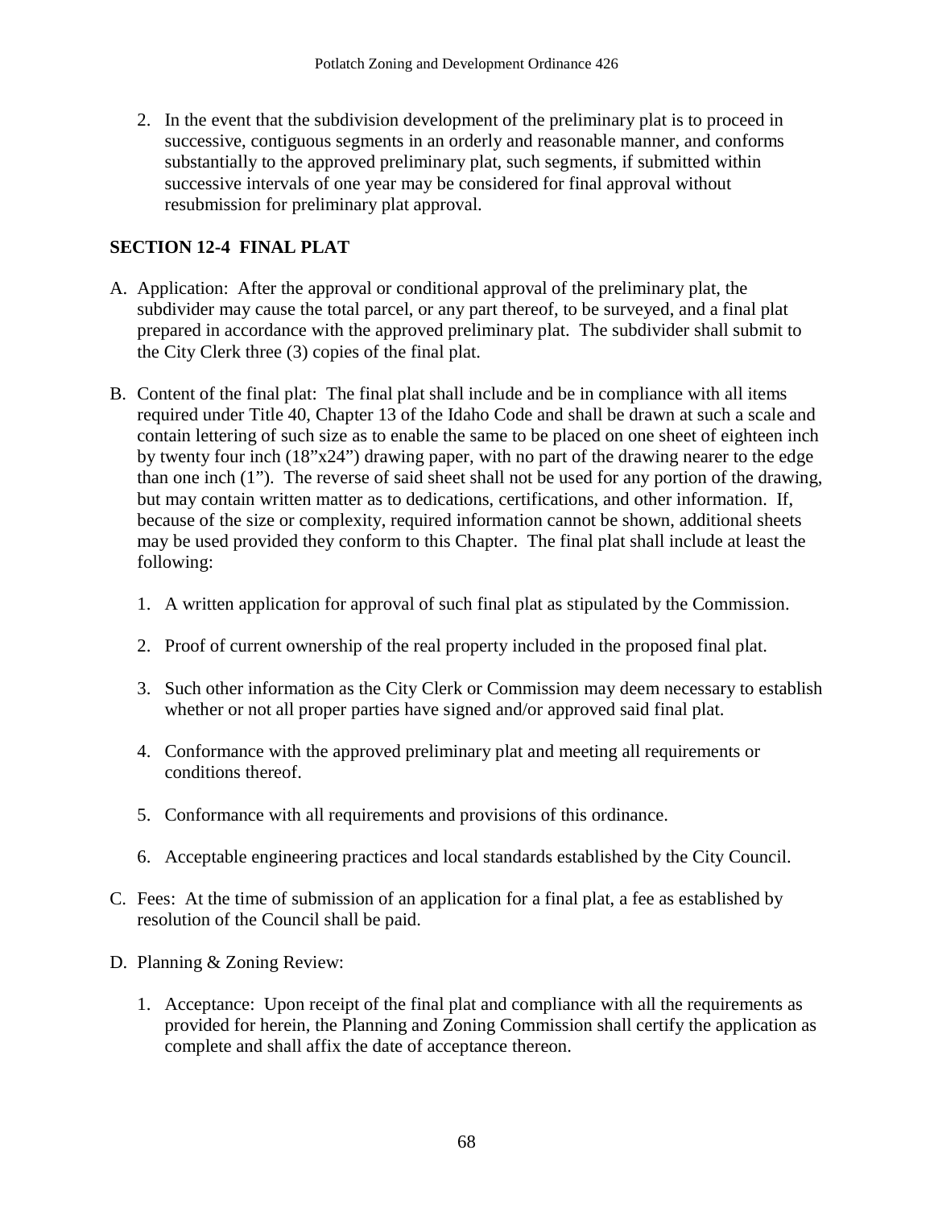2. In the event that the subdivision development of the preliminary plat is to proceed in successive, contiguous segments in an orderly and reasonable manner, and conforms substantially to the approved preliminary plat, such segments, if submitted within successive intervals of one year may be considered for final approval without resubmission for preliminary plat approval.

## SECTION 12-4 FINAL PLAT

A. Application: After the approval or conditional approval of the preliminary plat, the subdivider may cause the total parcel, or any part thereof, to be surveyed, and a final plat prepared in accordance with the approved preliminary plat. The subdivider shall submit to the City Clerk three (3) copies of the final plat.

B. Content of the final plat: The final plat shall include and be in compliance with all items required under Title 40, Chapter 13 of the Idaho Code and shall be drawn at such a scale and contain lettering of such size as to enable the same to be placed on one sheet of eighteen inch by twenty four inch (18"x24") drawing paper, with no part of the drawing nearer to the edge than one inch (1"). The reverse of said sheet shall not be used for any portion of the drawing, but may contain written matter as to dedications, certifications, and other information. If, because of the size or complexity, required information cannot be shown, additional sheets may be used provided they conform to this Chapter. The final plat shall include at least the following:

   1. A written application for approval of such final plat as stipulated by the Commission.

   2. Proof of current ownership of the real property included in the proposed final plat.

   3. Such other information as the City Clerk or Commission may deem necessary to establish whether or not all proper parties have signed and/or approved said final plat.

   4. Conformance with the approved preliminary plat and meeting all requirements or conditions thereof.

   5. Conformance with all requirements and provisions of this ordinance.

   6. Acceptable engineering practices and local standards established by the City Council.

C. Fees: At the time of submission of an application for a final plat, a fee as established by resolution of the Council shall be paid.

D. Planning & Zoning Review:

   1. Acceptance: Upon receipt of the final plat and compliance with all the requirements as provided for herein, the Planning and Zoning Commission shall certify the application as complete and shall affix the date of acceptance thereon.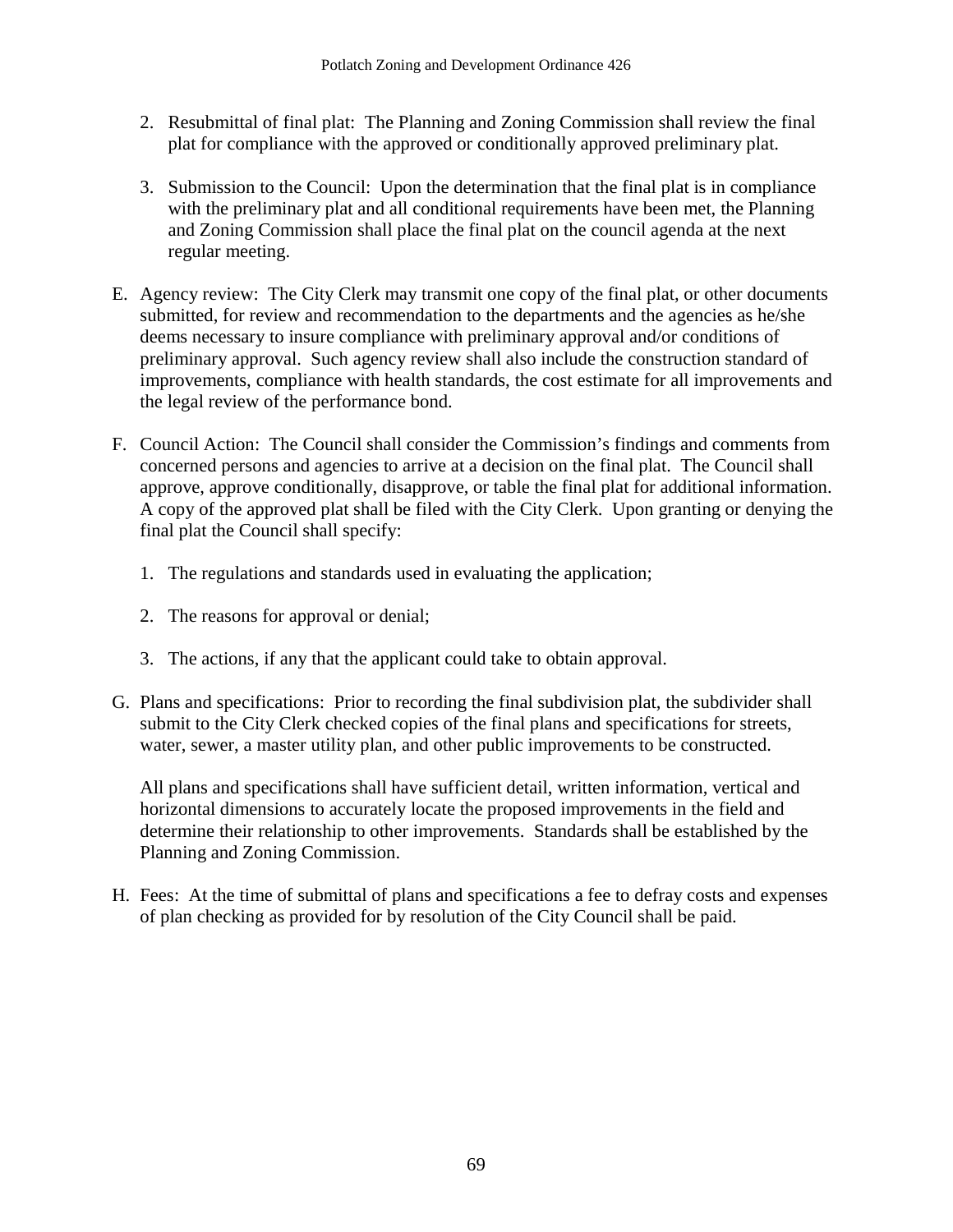2. Resubmittal of final plat: The Planning and Zoning Commission shall review the final plat for compliance with the approved or conditionally approved preliminary plat.

3. Submission to the Council: Upon the determination that the final plat is in compliance with the preliminary plat and all conditional requirements have been met, the Planning and Zoning Commission shall place the final plat on the council agenda at the next regular meeting.

E. Agency review: The City Clerk may transmit one copy of the final plat, or other documents submitted, for review and recommendation to the departments and the agencies as he/she deems necessary to insure compliance with preliminary approval and/or conditions of preliminary approval. Such agency review shall also include the construction standard of improvements, compliance with health standards, the cost estimate for all improvements and the legal review of the performance bond.

F. Council Action: The Council shall consider the Commission's findings and comments from concerned persons and agencies to arrive at a decision on the final plat. The Council shall approve, approve conditionally, disapprove, or table the final plat for additional information. A copy of the approved plat shall be filed with the City Clerk. Upon granting or denying the final plat the Council shall specify:

   1. The regulations and standards used in evaluating the application;

   2. The reasons for approval or denial;

   3. The actions, if any that the applicant could take to obtain approval.

G. Plans and specifications: Prior to recording the final subdivision plat, the subdivider shall submit to the City Clerk checked copies of the final plans and specifications for streets, water, sewer, a master utility plan, and other public improvements to be constructed.

   All plans and specifications shall have sufficient detail, written information, vertical and horizontal dimensions to accurately locate the proposed improvements in the field and determine their relationship to other improvements. Standards shall be established by the Planning and Zoning Commission.

H. Fees: At the time of submittal of plans and specifications a fee to defray costs and expenses of plan checking as provided for by resolution of the City Council shall be paid.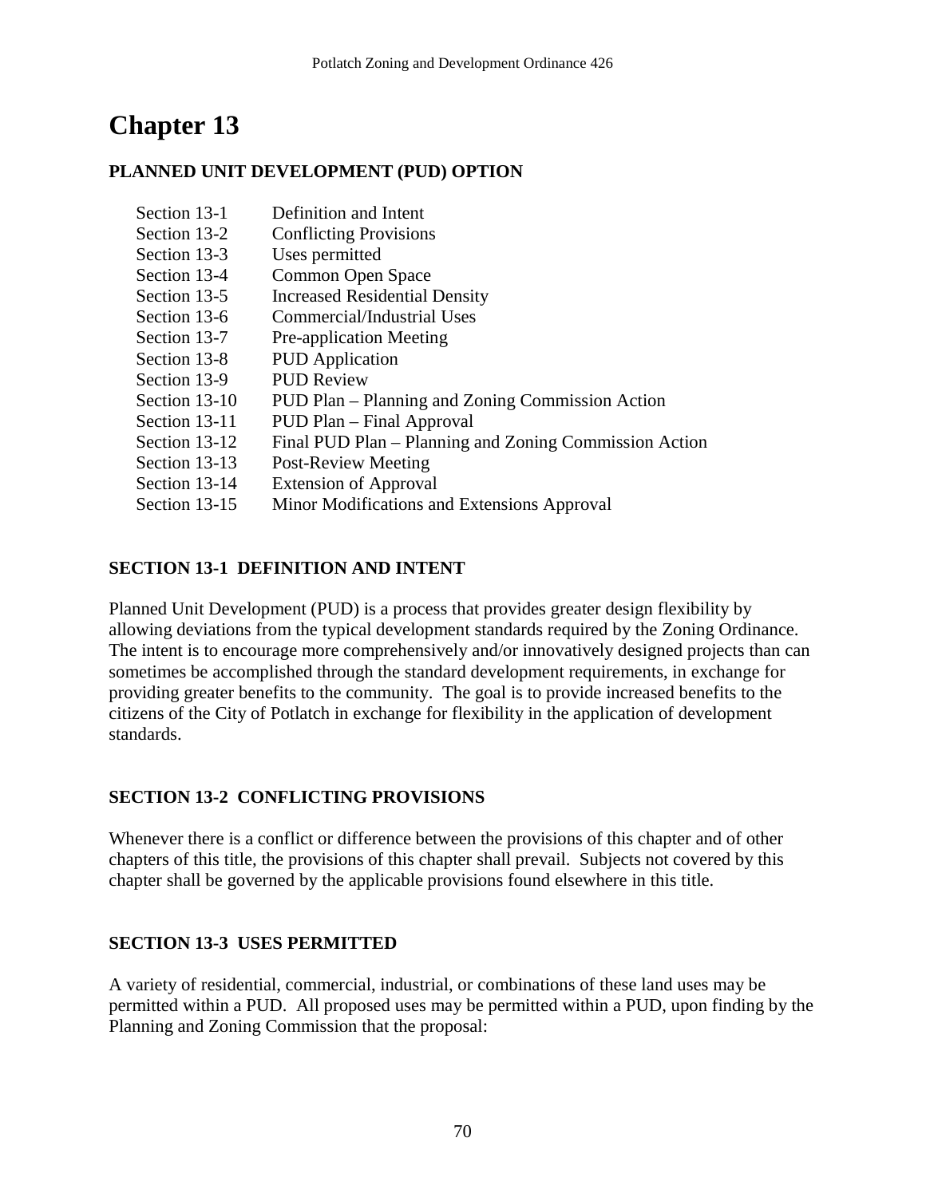# Chapter 13

## PLANNED UNIT DEVELOPMENT (PUD) OPTION

| | |
|---|---|
| Section 13-1 | Definition and Intent |
| Section 13-2 | Conflicting Provisions |
| Section 13-3 | Uses permitted |
| Section 13-4 | Common Open Space |
| Section 13-5 | Increased Residential Density |
| Section 13-6 | Commercial/Industrial Uses |
| Section 13-7 | Pre-application Meeting |
| Section 13-8 | PUD Application |
| Section 13-9 | PUD Review |
| Section 13-10 | PUD Plan – Planning and Zoning Commission Action |
| Section 13-11 | PUD Plan – Final Approval |
| Section 13-12 | Final PUD Plan – Planning and Zoning Commission Action |
| Section 13-13 | Post-Review Meeting |
| Section 13-14 | Extension of Approval |
| Section 13-15 | Minor Modifications and Extensions Approval |

### SECTION 13-1 DEFINITION AND INTENT

Planned Unit Development (PUD) is a process that provides greater design flexibility by allowing deviations from the typical development standards required by the Zoning Ordinance. The intent is to encourage more comprehensively and/or innovatively designed projects than can sometimes be accomplished through the standard development requirements, in exchange for providing greater benefits to the community. The goal is to provide increased benefits to the citizens of the City of Potlatch in exchange for flexibility in the application of development standards.

### SECTION 13-2 CONFLICTING PROVISIONS

Whenever there is a conflict or difference between the provisions of this chapter and of other chapters of this title, the provisions of this chapter shall prevail. Subjects not covered by this chapter shall be governed by the applicable provisions found elsewhere in this title.

### SECTION 13-3 USES PERMITTED

A variety of residential, commercial, industrial, or combinations of these land uses may be permitted within a PUD. All proposed uses may be permitted within a PUD, upon finding by the Planning and Zoning Commission that the proposal: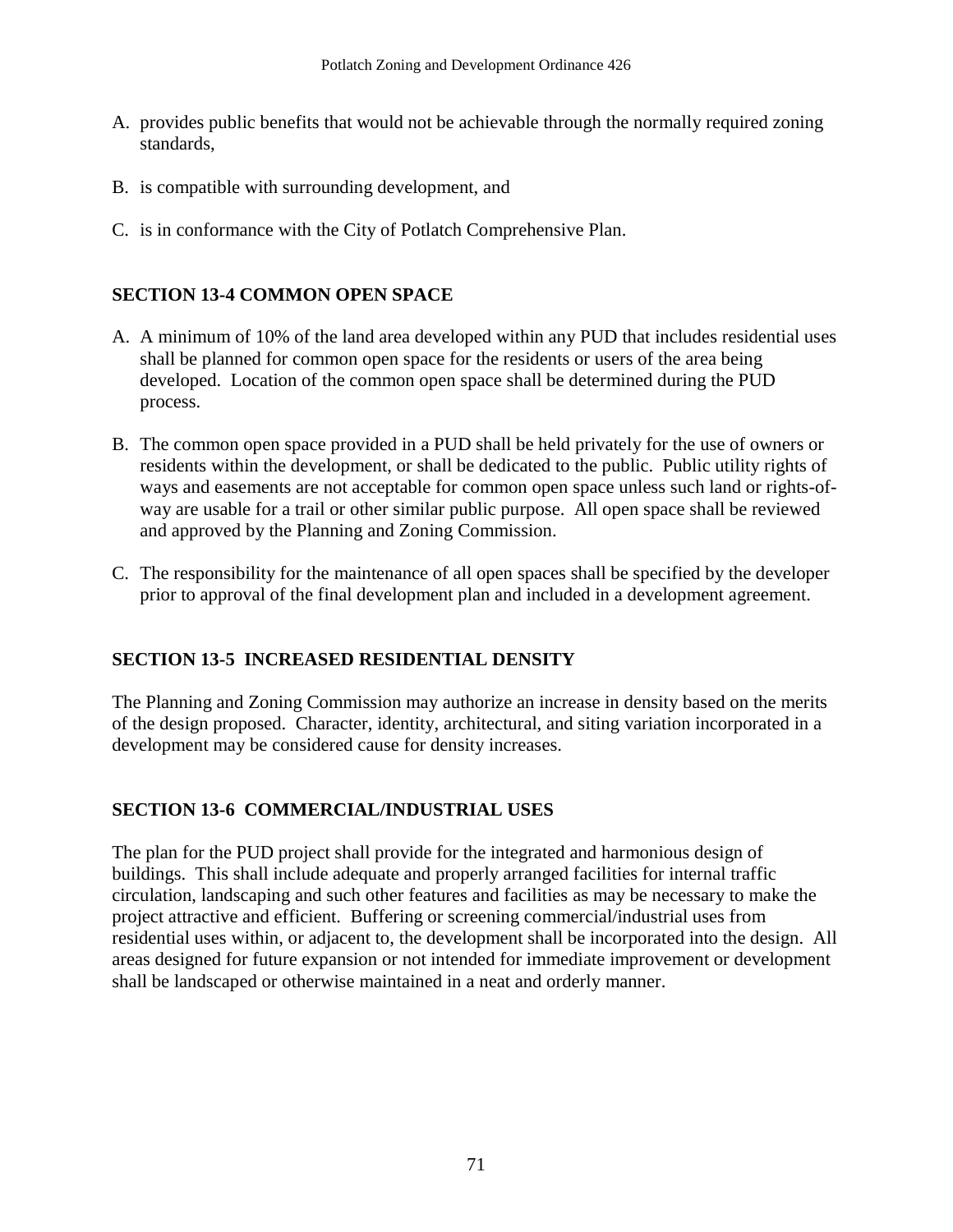A. provides public benefits that would not be achievable through the normally required zoning standards,

B. is compatible with surrounding development, and

C. is in conformance with the City of Potlatch Comprehensive Plan.

## SECTION 13-4 COMMON OPEN SPACE

A. A minimum of 10% of the land area developed within any PUD that includes residential uses shall be planned for common open space for the residents or users of the area being developed. Location of the common open space shall be determined during the PUD process.

B. The common open space provided in a PUD shall be held privately for the use of owners or residents within the development, or shall be dedicated to the public. Public utility rights of ways and easements are not acceptable for common open space unless such land or rights-of-way are usable for a trail or other similar public purpose. All open space shall be reviewed and approved by the Planning and Zoning Commission.

C. The responsibility for the maintenance of all open spaces shall be specified by the developer prior to approval of the final development plan and included in a development agreement.

## SECTION 13-5 INCREASED RESIDENTIAL DENSITY

The Planning and Zoning Commission may authorize an increase in density based on the merits of the design proposed. Character, identity, architectural, and siting variation incorporated in a development may be considered cause for density increases.

## SECTION 13-6 COMMERCIAL/INDUSTRIAL USES

The plan for the PUD project shall provide for the integrated and harmonious design of buildings. This shall include adequate and properly arranged facilities for internal traffic circulation, landscaping and such other features and facilities as may be necessary to make the project attractive and efficient. Buffering or screening commercial/industrial uses from residential uses within, or adjacent to, the development shall be incorporated into the design. All areas designed for future expansion or not intended for immediate improvement or development shall be landscaped or otherwise maintained in a neat and orderly manner.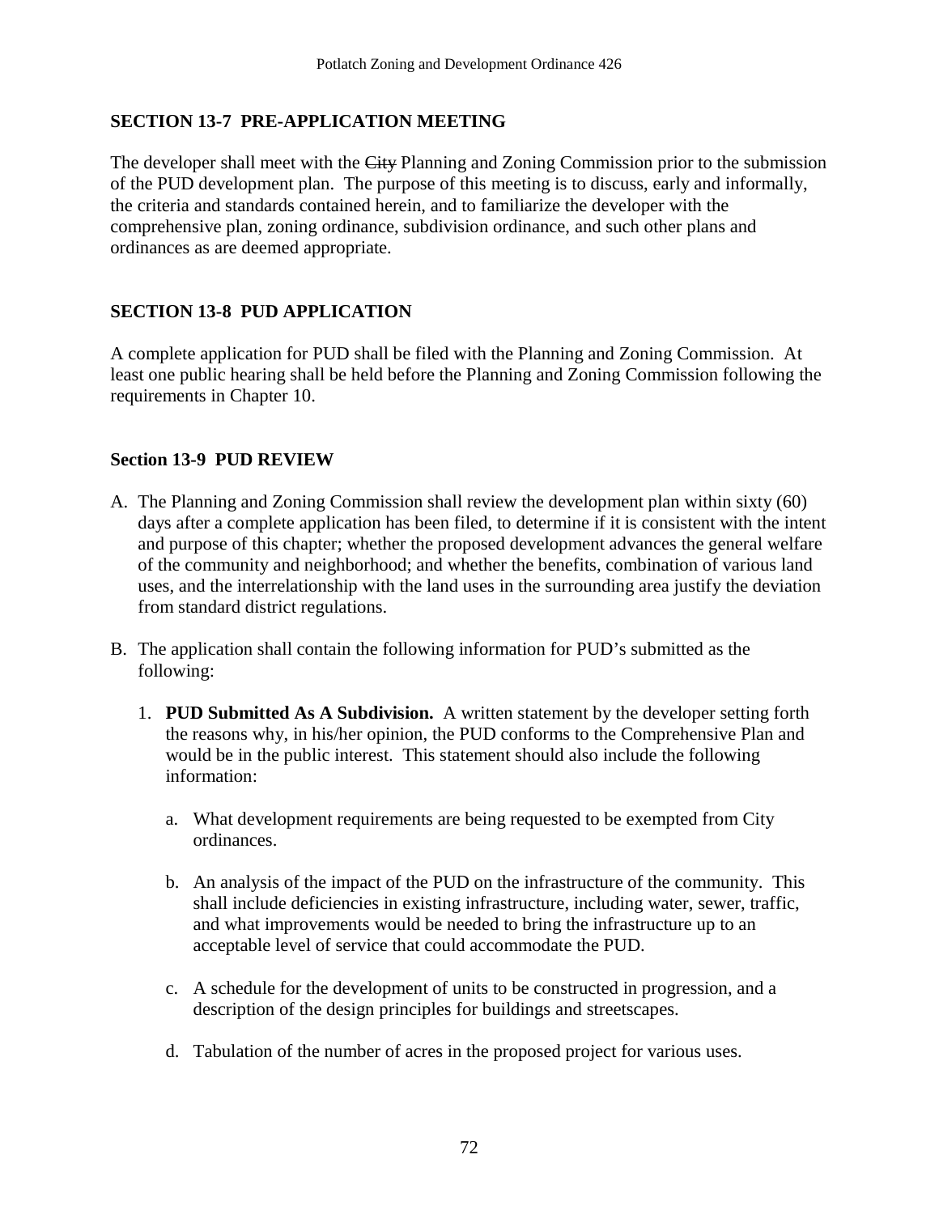## SECTION 13-7 PRE-APPLICATION MEETING

The developer shall meet with the ~~City~~ Planning and Zoning Commission prior to the submission of the PUD development plan. The purpose of this meeting is to discuss, early and informally, the criteria and standards contained herein, and to familiarize the developer with the comprehensive plan, zoning ordinance, subdivision ordinance, and such other plans and ordinances as are deemed appropriate.

## SECTION 13-8 PUD APPLICATION

A complete application for PUD shall be filed with the Planning and Zoning Commission. At least one public hearing shall be held before the Planning and Zoning Commission following the requirements in Chapter 10.

## Section 13-9 PUD REVIEW

A. The Planning and Zoning Commission shall review the development plan within sixty (60) days after a complete application has been filed, to determine if it is consistent with the intent and purpose of this chapter; whether the proposed development advances the general welfare of the community and neighborhood; and whether the benefits, combination of various land uses, and the interrelationship with the land uses in the surrounding area justify the deviation from standard district regulations.

B. The application shall contain the following information for PUD's submitted as the following:

   1. **PUD Submitted As A Subdivision.** A written statement by the developer setting forth the reasons why, in his/her opinion, the PUD conforms to the Comprehensive Plan and would be in the public interest. This statement should also include the following information:

      a. What development requirements are being requested to be exempted from City ordinances.

      b. An analysis of the impact of the PUD on the infrastructure of the community. This shall include deficiencies in existing infrastructure, including water, sewer, traffic, and what improvements would be needed to bring the infrastructure up to an acceptable level of service that could accommodate the PUD.

      c. A schedule for the development of units to be constructed in progression, and a description of the design principles for buildings and streetscapes.

      d. Tabulation of the number of acres in the proposed project for various uses.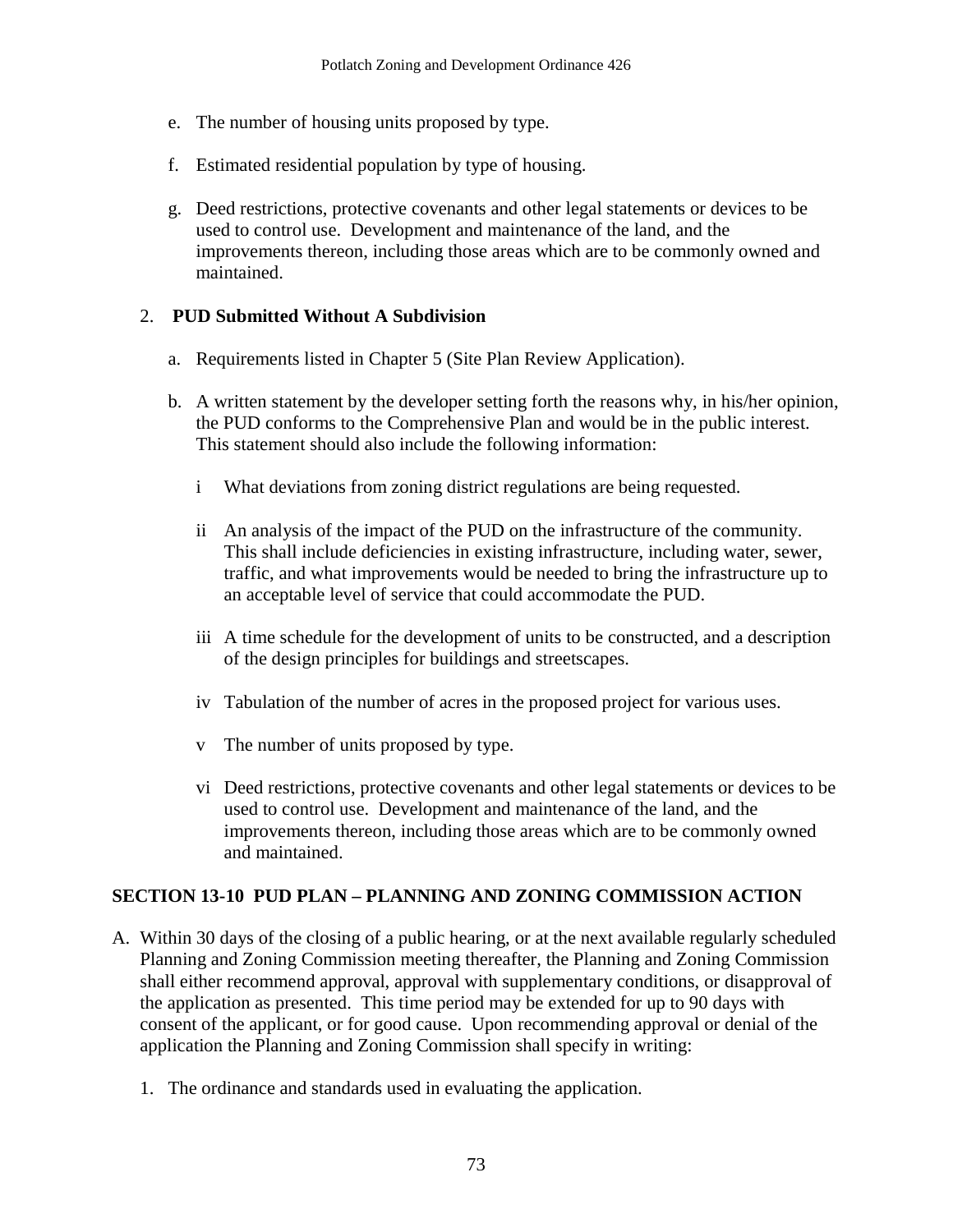e. The number of housing units proposed by type.

f. Estimated residential population by type of housing.

g. Deed restrictions, protective covenants and other legal statements or devices to be used to control use. Development and maintenance of the land, and the improvements thereon, including those areas which are to be commonly owned and maintained.

2. **PUD Submitted Without A Subdivision**

   a. Requirements listed in Chapter 5 (Site Plan Review Application).

   b. A written statement by the developer setting forth the reasons why, in his/her opinion, the PUD conforms to the Comprehensive Plan and would be in the public interest. This statement should also include the following information:

      i What deviations from zoning district regulations are being requested.

      ii An analysis of the impact of the PUD on the infrastructure of the community. This shall include deficiencies in existing infrastructure, including water, sewer, traffic, and what improvements would be needed to bring the infrastructure up to an acceptable level of service that could accommodate the PUD.

      iii A time schedule for the development of units to be constructed, and a description of the design principles for buildings and streetscapes.

      iv Tabulation of the number of acres in the proposed project for various uses.

      v The number of units proposed by type.

      vi Deed restrictions, protective covenants and other legal statements or devices to be used to control use. Development and maintenance of the land, and the improvements thereon, including those areas which are to be commonly owned and maintained.

## SECTION 13-10 PUD PLAN – PLANNING AND ZONING COMMISSION ACTION

A. Within 30 days of the closing of a public hearing, or at the next available regularly scheduled Planning and Zoning Commission meeting thereafter, the Planning and Zoning Commission shall either recommend approval, approval with supplementary conditions, or disapproval of the application as presented. This time period may be extended for up to 90 days with consent of the applicant, or for good cause. Upon recommending approval or denial of the application the Planning and Zoning Commission shall specify in writing:

   1. The ordinance and standards used in evaluating the application.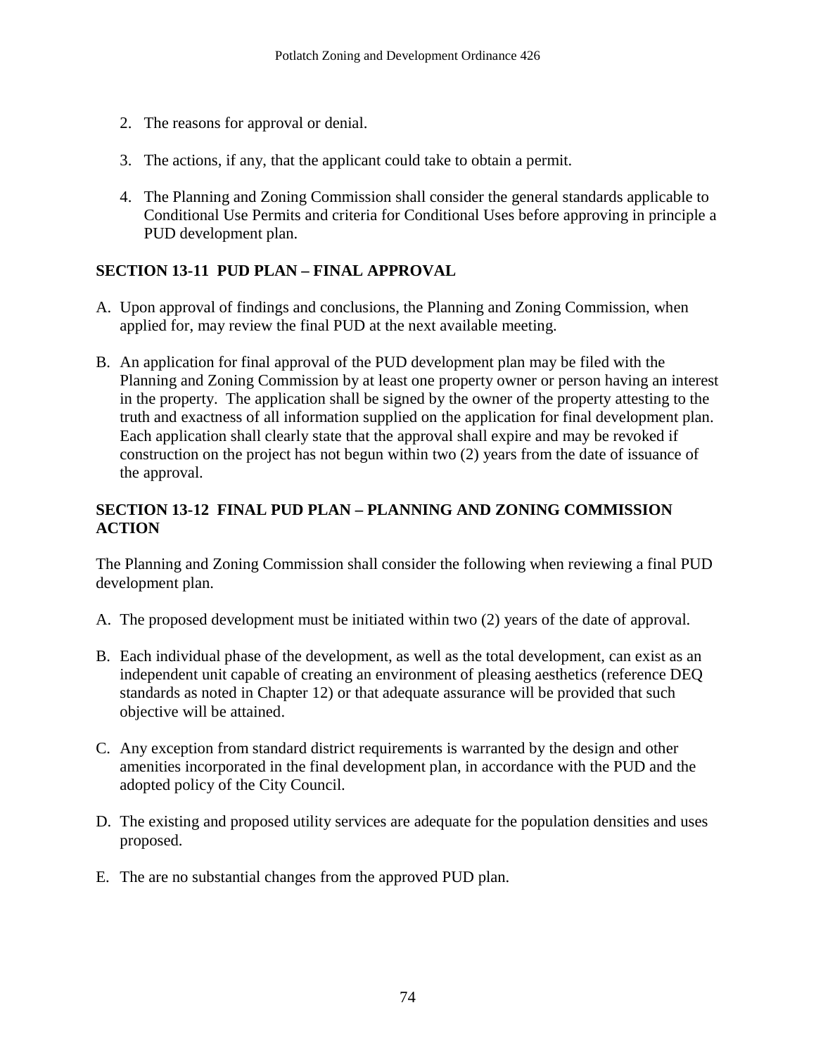2. The reasons for approval or denial.

3. The actions, if any, that the applicant could take to obtain a permit.

4. The Planning and Zoning Commission shall consider the general standards applicable to Conditional Use Permits and criteria for Conditional Uses before approving in principle a PUD development plan.

## SECTION 13-11 PUD PLAN – FINAL APPROVAL

A. Upon approval of findings and conclusions, the Planning and Zoning Commission, when applied for, may review the final PUD at the next available meeting.

B. An application for final approval of the PUD development plan may be filed with the Planning and Zoning Commission by at least one property owner or person having an interest in the property. The application shall be signed by the owner of the property attesting to the truth and exactness of all information supplied on the application for final development plan. Each application shall clearly state that the approval shall expire and may be revoked if construction on the project has not begun within two (2) years from the date of issuance of the approval.

## SECTION 13-12 FINAL PUD PLAN – PLANNING AND ZONING COMMISSION ACTION

The Planning and Zoning Commission shall consider the following when reviewing a final PUD development plan.

A. The proposed development must be initiated within two (2) years of the date of approval.

B. Each individual phase of the development, as well as the total development, can exist as an independent unit capable of creating an environment of pleasing aesthetics (reference DEQ standards as noted in Chapter 12) or that adequate assurance will be provided that such objective will be attained.

C. Any exception from standard district requirements is warranted by the design and other amenities incorporated in the final development plan, in accordance with the PUD and the adopted policy of the City Council.

D. The existing and proposed utility services are adequate for the population densities and uses proposed.

E. The are no substantial changes from the approved PUD plan.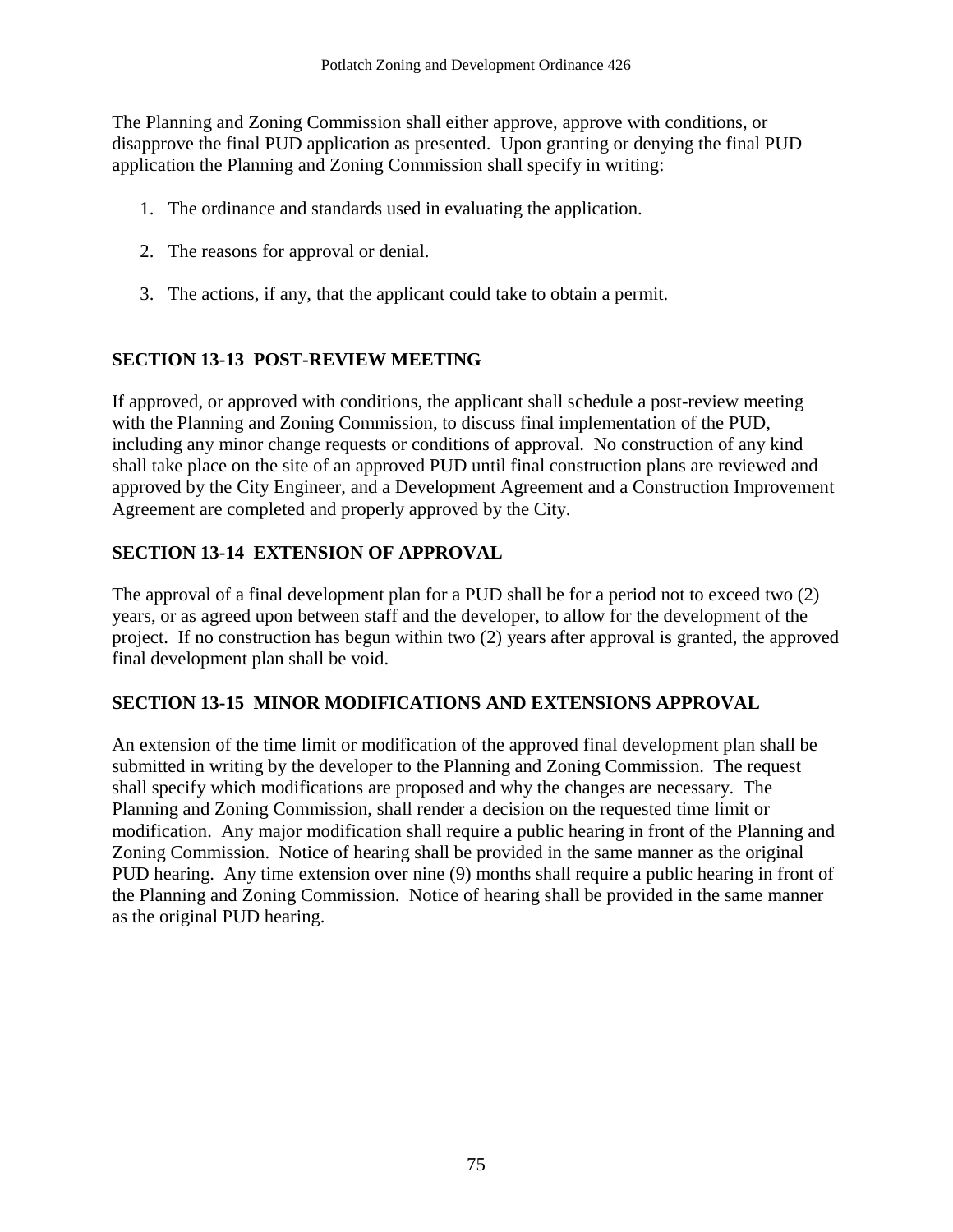The Planning and Zoning Commission shall either approve, approve with conditions, or disapprove the final PUD application as presented. Upon granting or denying the final PUD application the Planning and Zoning Commission shall specify in writing:

1. The ordinance and standards used in evaluating the application.

2. The reasons for approval or denial.

3. The actions, if any, that the applicant could take to obtain a permit.

## SECTION 13-13 POST-REVIEW MEETING

If approved, or approved with conditions, the applicant shall schedule a post-review meeting with the Planning and Zoning Commission, to discuss final implementation of the PUD, including any minor change requests or conditions of approval. No construction of any kind shall take place on the site of an approved PUD until final construction plans are reviewed and approved by the City Engineer, and a Development Agreement and a Construction Improvement Agreement are completed and properly approved by the City.

## SECTION 13-14 EXTENSION OF APPROVAL

The approval of a final development plan for a PUD shall be for a period not to exceed two (2) years, or as agreed upon between staff and the developer, to allow for the development of the project. If no construction has begun within two (2) years after approval is granted, the approved final development plan shall be void.

## SECTION 13-15 MINOR MODIFICATIONS AND EXTENSIONS APPROVAL

An extension of the time limit or modification of the approved final development plan shall be submitted in writing by the developer to the Planning and Zoning Commission. The request shall specify which modifications are proposed and why the changes are necessary. The Planning and Zoning Commission, shall render a decision on the requested time limit or modification. Any major modification shall require a public hearing in front of the Planning and Zoning Commission. Notice of hearing shall be provided in the same manner as the original PUD hearing. Any time extension over nine (9) months shall require a public hearing in front of the Planning and Zoning Commission. Notice of hearing shall be provided in the same manner as the original PUD hearing.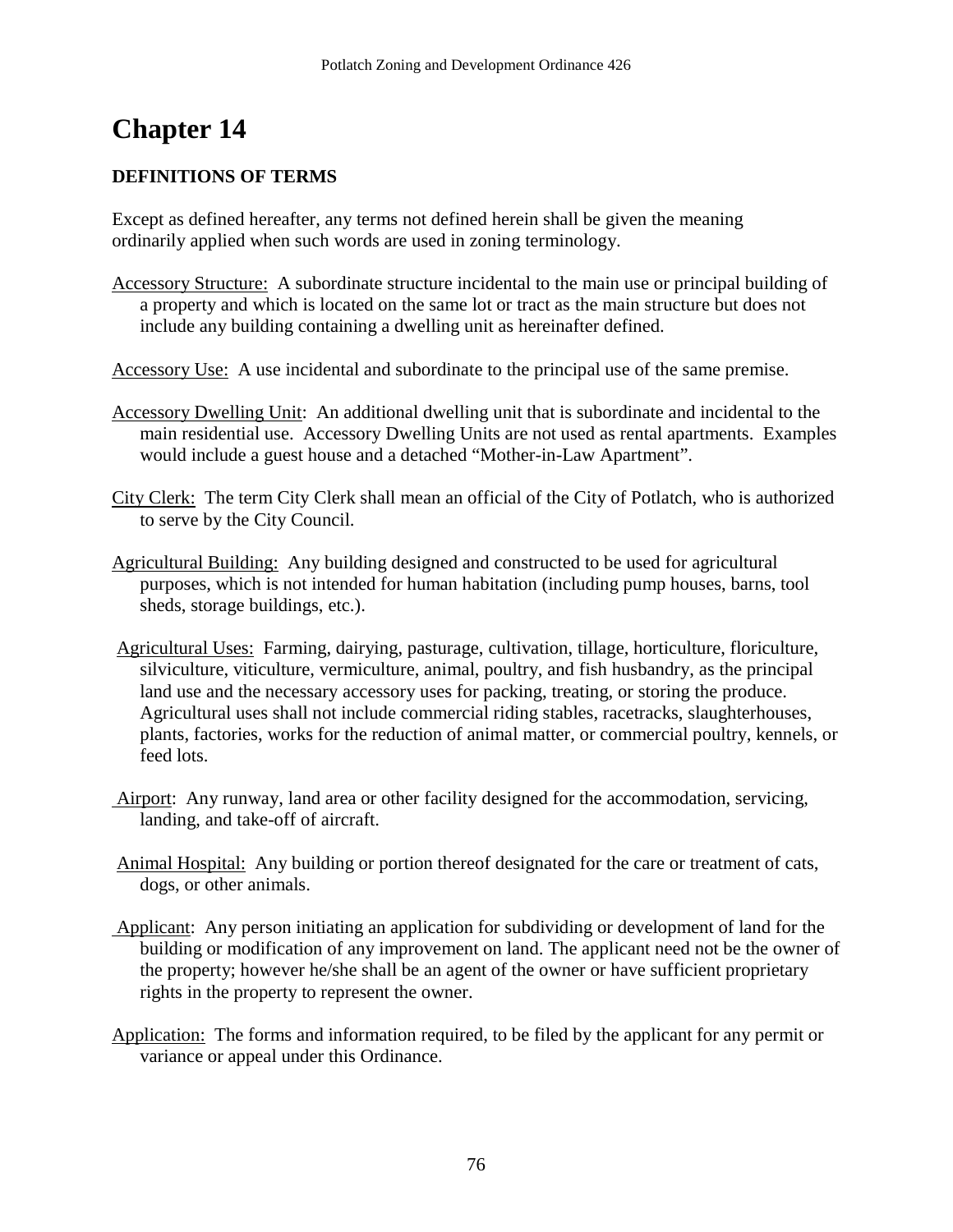# Chapter 14

**DEFINITIONS OF TERMS**

Except as defined hereafter, any terms not defined herein shall be given the meaning ordinarily applied when such words are used in zoning terminology.

Accessory Structure: A subordinate structure incidental to the main use or principal building of a property and which is located on the same lot or tract as the main structure but does not include any building containing a dwelling unit as hereinafter defined.

Accessory Use: A use incidental and subordinate to the principal use of the same premise.

Accessory Dwelling Unit: An additional dwelling unit that is subordinate and incidental to the main residential use. Accessory Dwelling Units are not used as rental apartments. Examples would include a guest house and a detached "Mother-in-Law Apartment".

City Clerk: The term City Clerk shall mean an official of the City of Potlatch, who is authorized to serve by the City Council.

Agricultural Building: Any building designed and constructed to be used for agricultural purposes, which is not intended for human habitation (including pump houses, barns, tool sheds, storage buildings, etc.).

Agricultural Uses: Farming, dairying, pasturage, cultivation, tillage, horticulture, floriculture, silviculture, viticulture, vermiculture, animal, poultry, and fish husbandry, as the principal land use and the necessary accessory uses for packing, treating, or storing the produce. Agricultural uses shall not include commercial riding stables, racetracks, slaughterhouses, plants, factories, works for the reduction of animal matter, or commercial poultry, kennels, or feed lots.

Airport: Any runway, land area or other facility designed for the accommodation, servicing, landing, and take-off of aircraft.

Animal Hospital: Any building or portion thereof designated for the care or treatment of cats, dogs, or other animals.

Applicant: Any person initiating an application for subdividing or development of land for the building or modification of any improvement on land. The applicant need not be the owner of the property; however he/she shall be an agent of the owner or have sufficient proprietary rights in the property to represent the owner.

Application: The forms and information required, to be filed by the applicant for any permit or variance or appeal under this Ordinance.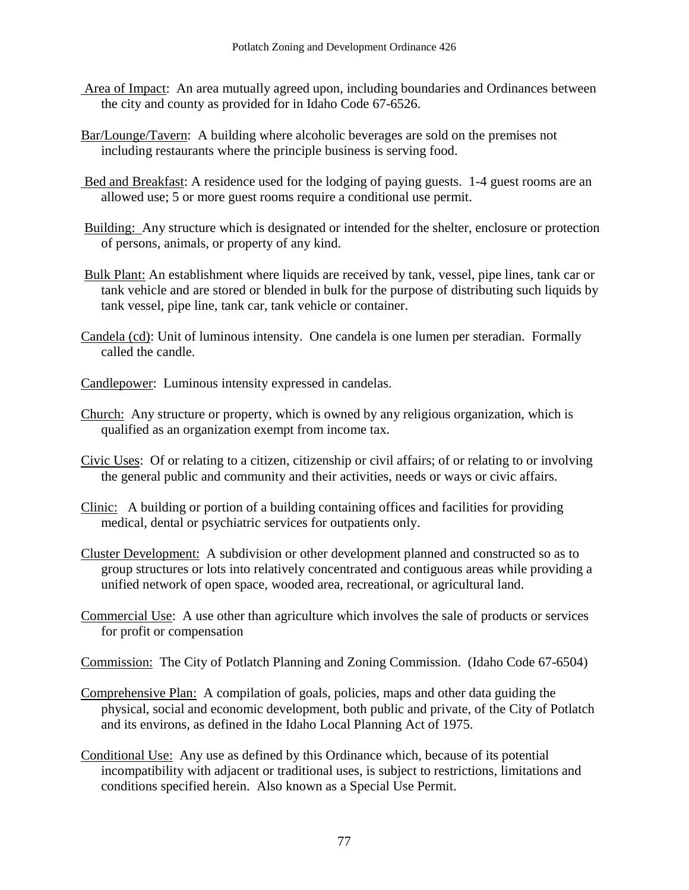Area of Impact: An area mutually agreed upon, including boundaries and Ordinances between the city and county as provided for in Idaho Code 67-6526.

Bar/Lounge/Tavern: A building where alcoholic beverages are sold on the premises not including restaurants where the principle business is serving food.

Bed and Breakfast: A residence used for the lodging of paying guests. 1-4 guest rooms are an allowed use; 5 or more guest rooms require a conditional use permit.

Building: Any structure which is designated or intended for the shelter, enclosure or protection of persons, animals, or property of any kind.

Bulk Plant: An establishment where liquids are received by tank, vessel, pipe lines, tank car or tank vehicle and are stored or blended in bulk for the purpose of distributing such liquids by tank vessel, pipe line, tank car, tank vehicle or container.

Candela (cd): Unit of luminous intensity. One candela is one lumen per steradian. Formally called the candle.

Candlepower: Luminous intensity expressed in candelas.

Church: Any structure or property, which is owned by any religious organization, which is qualified as an organization exempt from income tax.

Civic Uses: Of or relating to a citizen, citizenship or civil affairs; of or relating to or involving the general public and community and their activities, needs or ways or civic affairs.

Clinic: A building or portion of a building containing offices and facilities for providing medical, dental or psychiatric services for outpatients only.

Cluster Development: A subdivision or other development planned and constructed so as to group structures or lots into relatively concentrated and contiguous areas while providing a unified network of open space, wooded area, recreational, or agricultural land.

Commercial Use: A use other than agriculture which involves the sale of products or services for profit or compensation

Commission: The City of Potlatch Planning and Zoning Commission. (Idaho Code 67-6504)

Comprehensive Plan: A compilation of goals, policies, maps and other data guiding the physical, social and economic development, both public and private, of the City of Potlatch and its environs, as defined in the Idaho Local Planning Act of 1975.

Conditional Use: Any use as defined by this Ordinance which, because of its potential incompatibility with adjacent or traditional uses, is subject to restrictions, limitations and conditions specified herein. Also known as a Special Use Permit.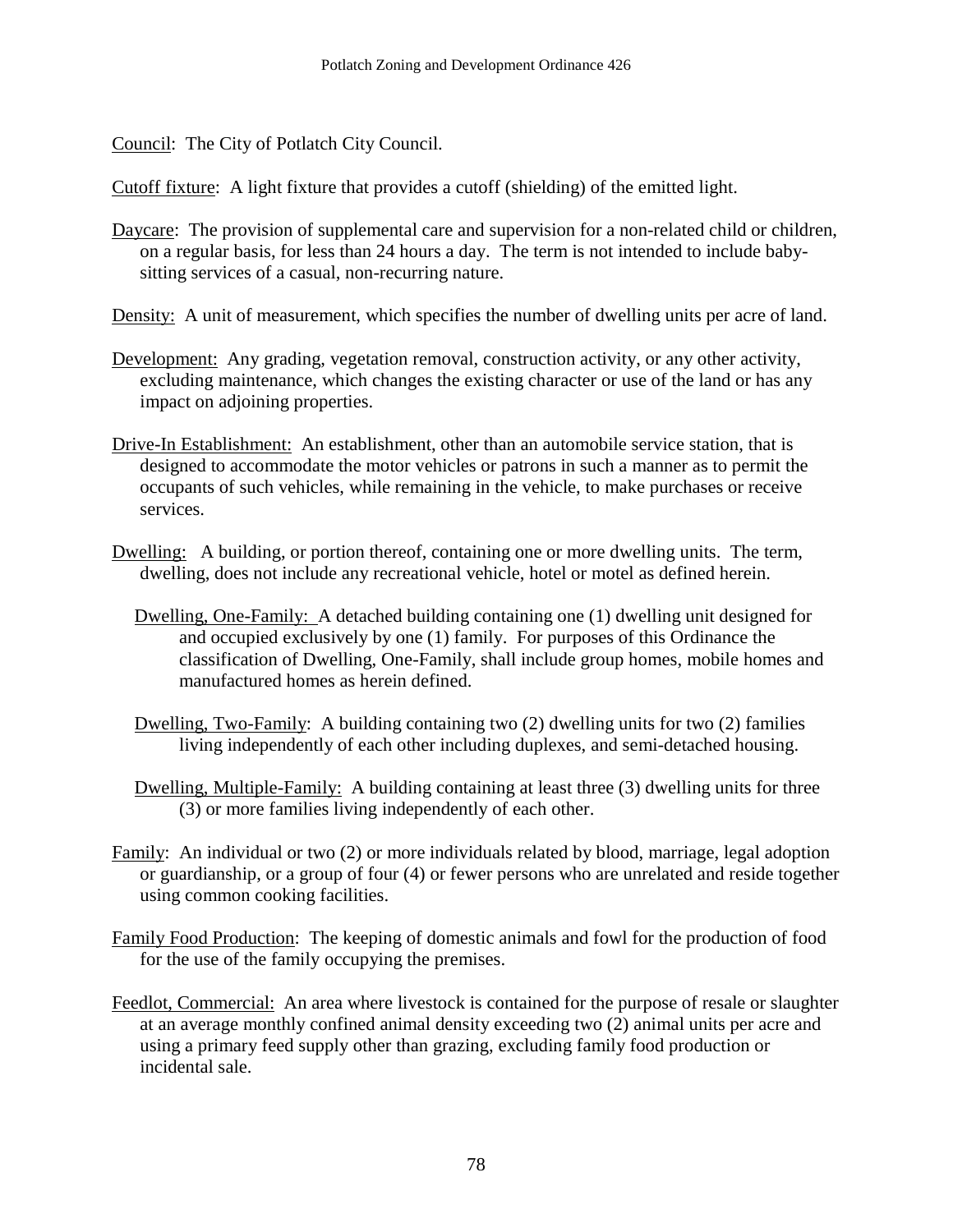Council: The City of Potlatch City Council.

Cutoff fixture: A light fixture that provides a cutoff (shielding) of the emitted light.

Daycare: The provision of supplemental care and supervision for a non-related child or children, on a regular basis, for less than 24 hours a day. The term is not intended to include baby-sitting services of a casual, non-recurring nature.

Density: A unit of measurement, which specifies the number of dwelling units per acre of land.

Development: Any grading, vegetation removal, construction activity, or any other activity, excluding maintenance, which changes the existing character or use of the land or has any impact on adjoining properties.

Drive-In Establishment: An establishment, other than an automobile service station, that is designed to accommodate the motor vehicles or patrons in such a manner as to permit the occupants of such vehicles, while remaining in the vehicle, to make purchases or receive services.

Dwelling: A building, or portion thereof, containing one or more dwelling units. The term, dwelling, does not include any recreational vehicle, hotel or motel as defined herein.

Dwelling, One-Family: A detached building containing one (1) dwelling unit designed for and occupied exclusively by one (1) family. For purposes of this Ordinance the classification of Dwelling, One-Family, shall include group homes, mobile homes and manufactured homes as herein defined.

Dwelling, Two-Family: A building containing two (2) dwelling units for two (2) families living independently of each other including duplexes, and semi-detached housing.

Dwelling, Multiple-Family: A building containing at least three (3) dwelling units for three (3) or more families living independently of each other.

Family: An individual or two (2) or more individuals related by blood, marriage, legal adoption or guardianship, or a group of four (4) or fewer persons who are unrelated and reside together using common cooking facilities.

Family Food Production: The keeping of domestic animals and fowl for the production of food for the use of the family occupying the premises.

Feedlot, Commercial: An area where livestock is contained for the purpose of resale or slaughter at an average monthly confined animal density exceeding two (2) animal units per acre and using a primary feed supply other than grazing, excluding family food production or incidental sale.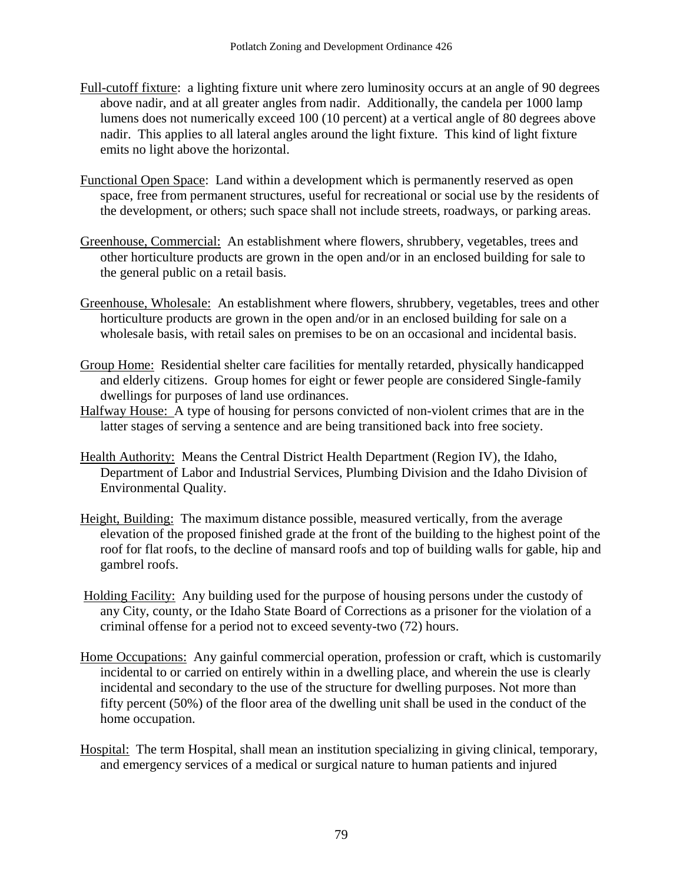Full-cutoff fixture: a lighting fixture unit where zero luminosity occurs at an angle of 90 degrees above nadir, and at all greater angles from nadir. Additionally, the candela per 1000 lamp lumens does not numerically exceed 100 (10 percent) at a vertical angle of 80 degrees above nadir. This applies to all lateral angles around the light fixture. This kind of light fixture emits no light above the horizontal.

Functional Open Space: Land within a development which is permanently reserved as open space, free from permanent structures, useful for recreational or social use by the residents of the development, or others; such space shall not include streets, roadways, or parking areas.

Greenhouse, Commercial: An establishment where flowers, shrubbery, vegetables, trees and other horticulture products are grown in the open and/or in an enclosed building for sale to the general public on a retail basis.

Greenhouse, Wholesale: An establishment where flowers, shrubbery, vegetables, trees and other horticulture products are grown in the open and/or in an enclosed building for sale on a wholesale basis, with retail sales on premises to be on an occasional and incidental basis.

Group Home: Residential shelter care facilities for mentally retarded, physically handicapped and elderly citizens. Group homes for eight or fewer people are considered Single-family dwellings for purposes of land use ordinances.

Halfway House: A type of housing for persons convicted of non-violent crimes that are in the latter stages of serving a sentence and are being transitioned back into free society.

Health Authority: Means the Central District Health Department (Region IV), the Idaho, Department of Labor and Industrial Services, Plumbing Division and the Idaho Division of Environmental Quality.

Height, Building: The maximum distance possible, measured vertically, from the average elevation of the proposed finished grade at the front of the building to the highest point of the roof for flat roofs, to the decline of mansard roofs and top of building walls for gable, hip and gambrel roofs.

Holding Facility: Any building used for the purpose of housing persons under the custody of any City, county, or the Idaho State Board of Corrections as a prisoner for the violation of a criminal offense for a period not to exceed seventy-two (72) hours.

Home Occupations: Any gainful commercial operation, profession or craft, which is customarily incidental to or carried on entirely within in a dwelling place, and wherein the use is clearly incidental and secondary to the use of the structure for dwelling purposes. Not more than fifty percent (50%) of the floor area of the dwelling unit shall be used in the conduct of the home occupation.

Hospital: The term Hospital, shall mean an institution specializing in giving clinical, temporary, and emergency services of a medical or surgical nature to human patients and injured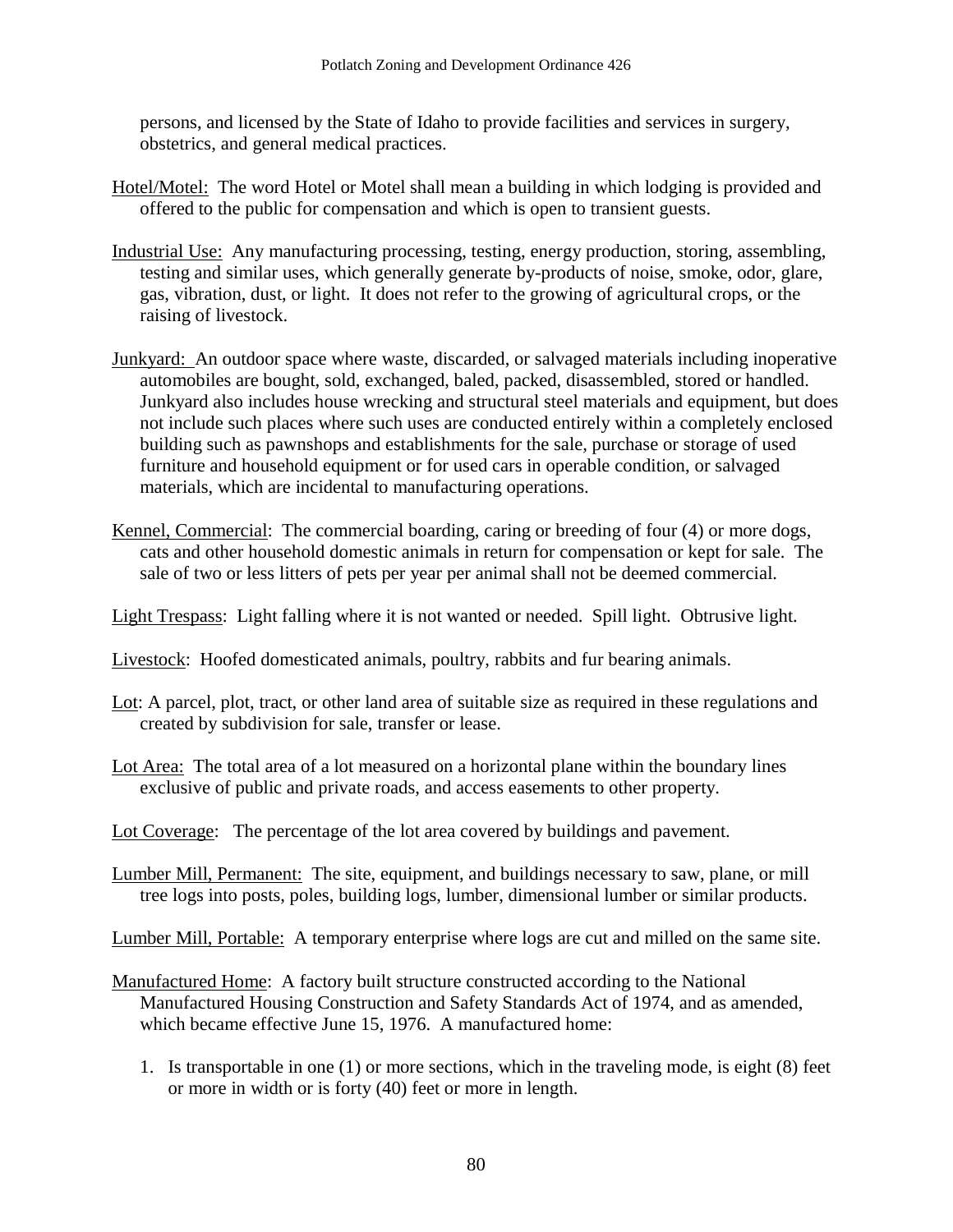persons, and licensed by the State of Idaho to provide facilities and services in surgery, obstetrics, and general medical practices.

<u>Hotel/Motel:</u> The word Hotel or Motel shall mean a building in which lodging is provided and offered to the public for compensation and which is open to transient guests.

<u>Industrial Use:</u> Any manufacturing processing, testing, energy production, storing, assembling, testing and similar uses, which generally generate by-products of noise, smoke, odor, glare, gas, vibration, dust, or light. It does not refer to the growing of agricultural crops, or the raising of livestock.

<u>Junkyard:</u> An outdoor space where waste, discarded, or salvaged materials including inoperative automobiles are bought, sold, exchanged, baled, packed, disassembled, stored or handled. Junkyard also includes house wrecking and structural steel materials and equipment, but does not include such places where such uses are conducted entirely within a completely enclosed building such as pawnshops and establishments for the sale, purchase or storage of used furniture and household equipment or for used cars in operable condition, or salvaged materials, which are incidental to manufacturing operations.

<u>Kennel, Commercial</u>: The commercial boarding, caring or breeding of four (4) or more dogs, cats and other household domestic animals in return for compensation or kept for sale. The sale of two or less litters of pets per year per animal shall not be deemed commercial.

<u>Light Trespass</u>: Light falling where it is not wanted or needed. Spill light. Obtrusive light.

<u>Livestock</u>: Hoofed domesticated animals, poultry, rabbits and fur bearing animals.

<u>Lot</u>: A parcel, plot, tract, or other land area of suitable size as required in these regulations and created by subdivision for sale, transfer or lease.

<u>Lot Area:</u> The total area of a lot measured on a horizontal plane within the boundary lines exclusive of public and private roads, and access easements to other property.

<u>Lot Coverage</u>: The percentage of the lot area covered by buildings and pavement.

<u>Lumber Mill, Permanent:</u> The site, equipment, and buildings necessary to saw, plane, or mill tree logs into posts, poles, building logs, lumber, dimensional lumber or similar products.

<u>Lumber Mill, Portable:</u> A temporary enterprise where logs are cut and milled on the same site.

<u>Manufactured Home</u>: A factory built structure constructed according to the National Manufactured Housing Construction and Safety Standards Act of 1974, and as amended, which became effective June 15, 1976. A manufactured home:

1. Is transportable in one (1) or more sections, which in the traveling mode, is eight (8) feet or more in width or is forty (40) feet or more in length.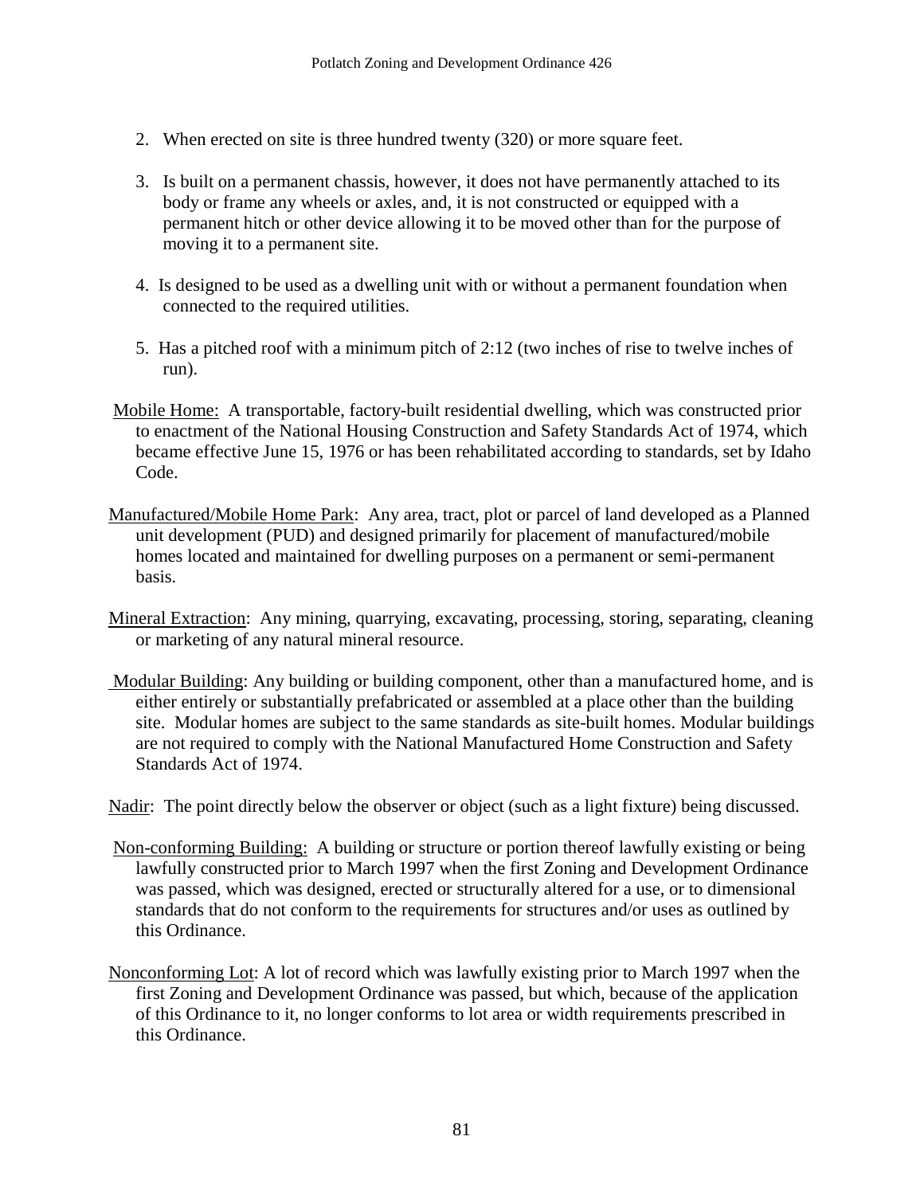2. When erected on site is three hundred twenty (320) or more square feet.

3. Is built on a permanent chassis, however, it does not have permanently attached to its body or frame any wheels or axles, and, it is not constructed or equipped with a permanent hitch or other device allowing it to be moved other than for the purpose of moving it to a permanent site.

4. Is designed to be used as a dwelling unit with or without a permanent foundation when connected to the required utilities.

5. Has a pitched roof with a minimum pitch of 2:12 (two inches of rise to twelve inches of run).

<u>Mobile Home</u>: A transportable, factory-built residential dwelling, which was constructed prior to enactment of the National Housing Construction and Safety Standards Act of 1974, which became effective June 15, 1976 or has been rehabilitated according to standards, set by Idaho Code.

<u>Manufactured/Mobile Home Park</u>: Any area, tract, plot or parcel of land developed as a Planned unit development (PUD) and designed primarily for placement of manufactured/mobile homes located and maintained for dwelling purposes on a permanent or semi-permanent basis.

<u>Mineral Extraction</u>: Any mining, quarrying, excavating, processing, storing, separating, cleaning or marketing of any natural mineral resource.

<u>Modular Building</u>: Any building or building component, other than a manufactured home, and is either entirely or substantially prefabricated or assembled at a place other than the building site. Modular homes are subject to the same standards as site-built homes. Modular buildings are not required to comply with the National Manufactured Home Construction and Safety Standards Act of 1974.

<u>Nadir</u>: The point directly below the observer or object (such as a light fixture) being discussed.

<u>Non-conforming Building:</u> A building or structure or portion thereof lawfully existing or being lawfully constructed prior to March 1997 when the first Zoning and Development Ordinance was passed, which was designed, erected or structurally altered for a use, or to dimensional standards that do not conform to the requirements for structures and/or uses as outlined by this Ordinance.

<u>Nonconforming Lot</u>: A lot of record which was lawfully existing prior to March 1997 when the first Zoning and Development Ordinance was passed, but which, because of the application of this Ordinance to it, no longer conforms to lot area or width requirements prescribed in this Ordinance.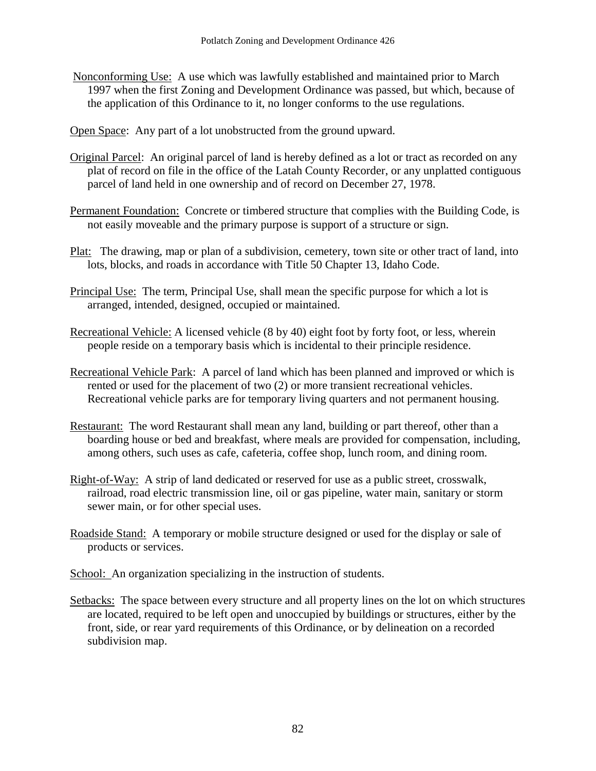<u>Nonconforming Use</u>: A use which was lawfully established and maintained prior to March 1997 when the first Zoning and Development Ordinance was passed, but which, because of the application of this Ordinance to it, no longer conforms to the use regulations.

<u>Open Space</u>: Any part of a lot unobstructed from the ground upward.

<u>Original Parcel</u>: An original parcel of land is hereby defined as a lot or tract as recorded on any plat of record on file in the office of the Latah County Recorder, or any unplatted contiguous parcel of land held in one ownership and of record on December 27, 1978.

<u>Permanent Foundation:</u> Concrete or timbered structure that complies with the Building Code, is not easily moveable and the primary purpose is support of a structure or sign.

<u>Plat:</u> The drawing, map or plan of a subdivision, cemetery, town site or other tract of land, into lots, blocks, and roads in accordance with Title 50 Chapter 13, Idaho Code.

<u>Principal Use:</u> The term, Principal Use, shall mean the specific purpose for which a lot is arranged, intended, designed, occupied or maintained.

<u>Recreational Vehicle:</u> A licensed vehicle (8 by 40) eight foot by forty foot, or less, wherein people reside on a temporary basis which is incidental to their principle residence.

<u>Recreational Vehicle Park</u>: A parcel of land which has been planned and improved or which is rented or used for the placement of two (2) or more transient recreational vehicles. Recreational vehicle parks are for temporary living quarters and not permanent housing.

<u>Restaurant:</u> The word Restaurant shall mean any land, building or part thereof, other than a boarding house or bed and breakfast, where meals are provided for compensation, including, among others, such uses as cafe, cafeteria, coffee shop, lunch room, and dining room.

<u>Right-of-Way:</u> A strip of land dedicated or reserved for use as a public street, crosswalk, railroad, road electric transmission line, oil or gas pipeline, water main, sanitary or storm sewer main, or for other special uses.

<u>Roadside Stand:</u> A temporary or mobile structure designed or used for the display or sale of products or services.

<u>School:</u> An organization specializing in the instruction of students.

<u>Setbacks:</u> The space between every structure and all property lines on the lot on which structures are located, required to be left open and unoccupied by buildings or structures, either by the front, side, or rear yard requirements of this Ordinance, or by delineation on a recorded subdivision map.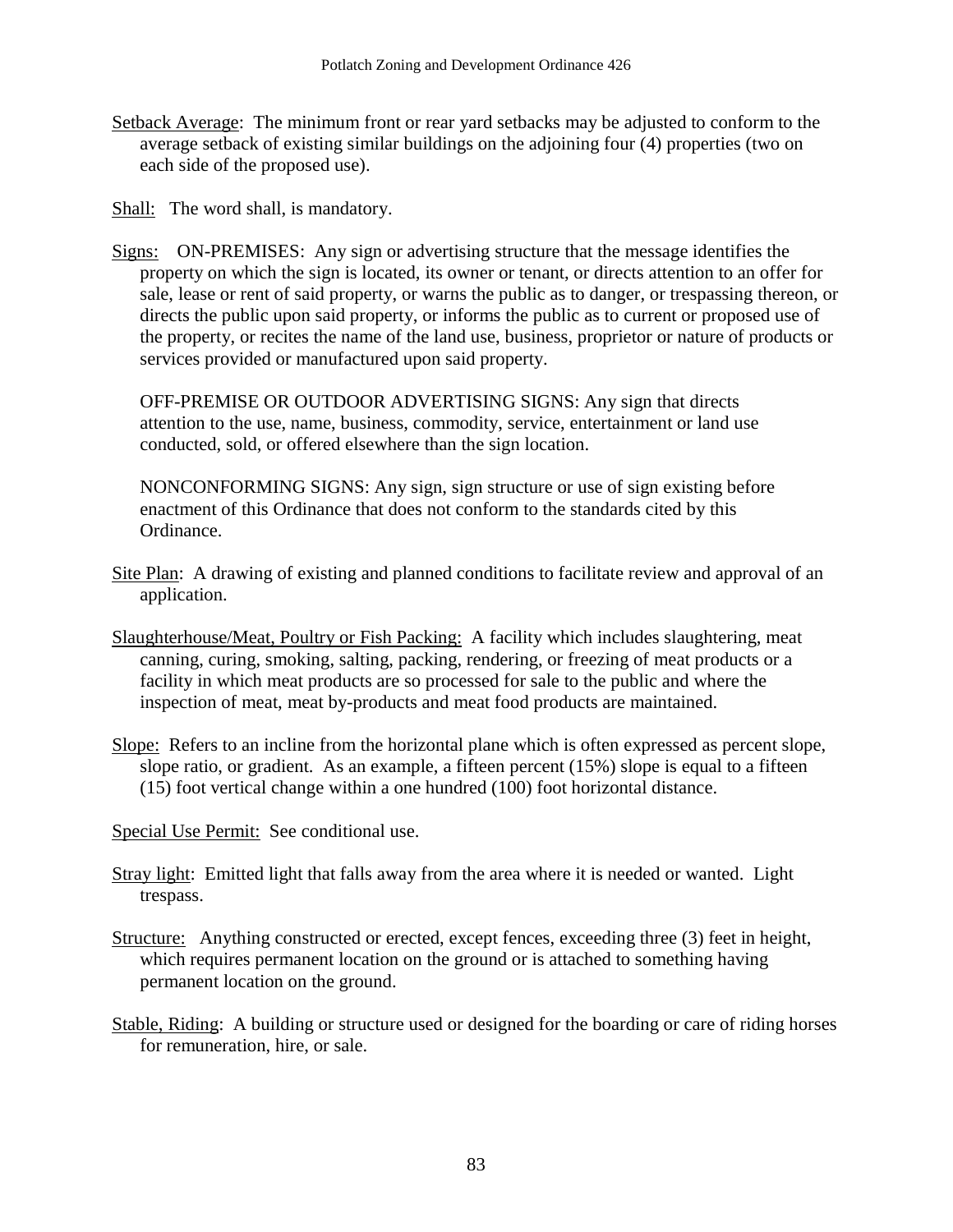Setback Average: The minimum front or rear yard setbacks may be adjusted to conform to the average setback of existing similar buildings on the adjoining four (4) properties (two on each side of the proposed use).

Shall: The word shall, is mandatory.

Signs: ON-PREMISES: Any sign or advertising structure that the message identifies the property on which the sign is located, its owner or tenant, or directs attention to an offer for sale, lease or rent of said property, or warns the public as to danger, or trespassing thereon, or directs the public upon said property, or informs the public as to current or proposed use of the property, or recites the name of the land use, business, proprietor or nature of products or services provided or manufactured upon said property.

OFF-PREMISE OR OUTDOOR ADVERTISING SIGNS: Any sign that directs attention to the use, name, business, commodity, service, entertainment or land use conducted, sold, or offered elsewhere than the sign location.

NONCONFORMING SIGNS: Any sign, sign structure or use of sign existing before enactment of this Ordinance that does not conform to the standards cited by this Ordinance.

Site Plan: A drawing of existing and planned conditions to facilitate review and approval of an application.

Slaughterhouse/Meat, Poultry or Fish Packing: A facility which includes slaughtering, meat canning, curing, smoking, salting, packing, rendering, or freezing of meat products or a facility in which meat products are so processed for sale to the public and where the inspection of meat, meat by-products and meat food products are maintained.

Slope: Refers to an incline from the horizontal plane which is often expressed as percent slope, slope ratio, or gradient. As an example, a fifteen percent (15%) slope is equal to a fifteen (15) foot vertical change within a one hundred (100) foot horizontal distance.

Special Use Permit: See conditional use.

Stray light: Emitted light that falls away from the area where it is needed or wanted. Light trespass.

Structure: Anything constructed or erected, except fences, exceeding three (3) feet in height, which requires permanent location on the ground or is attached to something having permanent location on the ground.

Stable, Riding: A building or structure used or designed for the boarding or care of riding horses for remuneration, hire, or sale.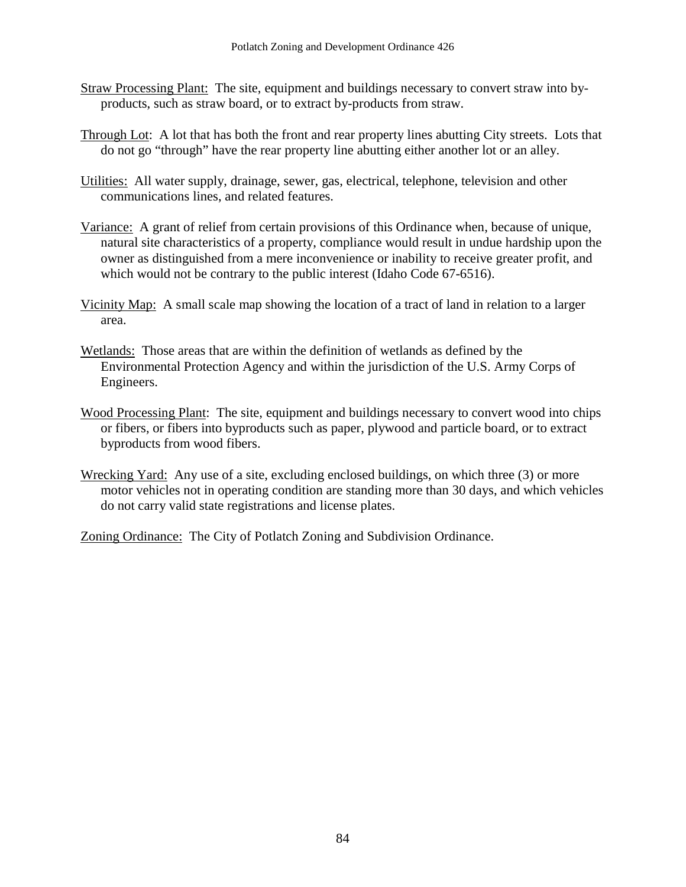<u>Straw Processing Plant:</u> The site, equipment and buildings necessary to convert straw into by-products, such as straw board, or to extract by-products from straw.

<u>Through Lot</u>: A lot that has both the front and rear property lines abutting City streets. Lots that do not go "through" have the rear property line abutting either another lot or an alley.

<u>Utilities:</u> All water supply, drainage, sewer, gas, electrical, telephone, television and other communications lines, and related features.

<u>Variance:</u> A grant of relief from certain provisions of this Ordinance when, because of unique, natural site characteristics of a property, compliance would result in undue hardship upon the owner as distinguished from a mere inconvenience or inability to receive greater profit, and which would not be contrary to the public interest (Idaho Code 67-6516).

<u>Vicinity Map:</u> A small scale map showing the location of a tract of land in relation to a larger area.

<u>Wetlands:</u> Those areas that are within the definition of wetlands as defined by the Environmental Protection Agency and within the jurisdiction of the U.S. Army Corps of Engineers.

<u>Wood Processing Plant</u>: The site, equipment and buildings necessary to convert wood into chips or fibers, or fibers into byproducts such as paper, plywood and particle board, or to extract byproducts from wood fibers.

<u>Wrecking Yard:</u> Any use of a site, excluding enclosed buildings, on which three (3) or more motor vehicles not in operating condition are standing more than 30 days, and which vehicles do not carry valid state registrations and license plates.

<u>Zoning Ordinance:</u> The City of Potlatch Zoning and Subdivision Ordinance.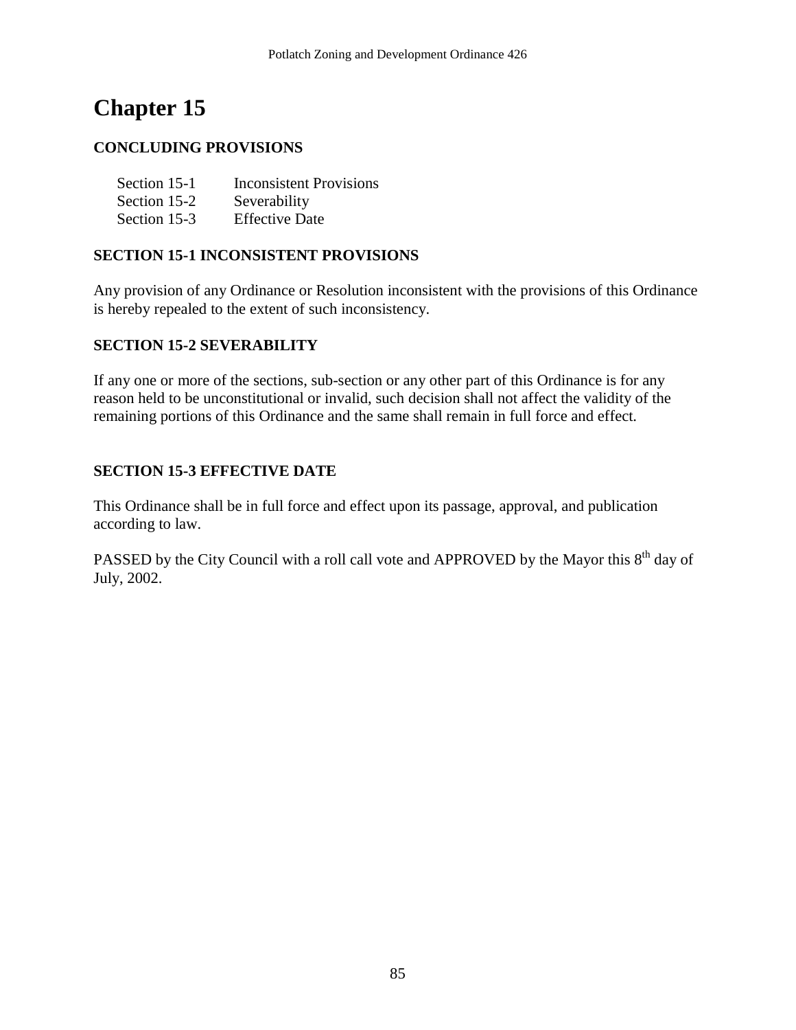# Chapter 15

## CONCLUDING PROVISIONS

| | |
|---|---|
| Section 15-1 | Inconsistent Provisions |
| Section 15-2 | Severability |
| Section 15-3 | Effective Date |

### SECTION 15-1 INCONSISTENT PROVISIONS

Any provision of any Ordinance or Resolution inconsistent with the provisions of this Ordinance is hereby repealed to the extent of such inconsistency.

### SECTION 15-2 SEVERABILITY

If any one or more of the sections, sub-section or any other part of this Ordinance is for any reason held to be unconstitutional or invalid, such decision shall not affect the validity of the remaining portions of this Ordinance and the same shall remain in full force and effect.

### SECTION 15-3 EFFECTIVE DATE

This Ordinance shall be in full force and effect upon its passage, approval, and publication according to law.

PASSED by the City Council with a roll call vote and APPROVED by the Mayor this 8th day of July, 2002.